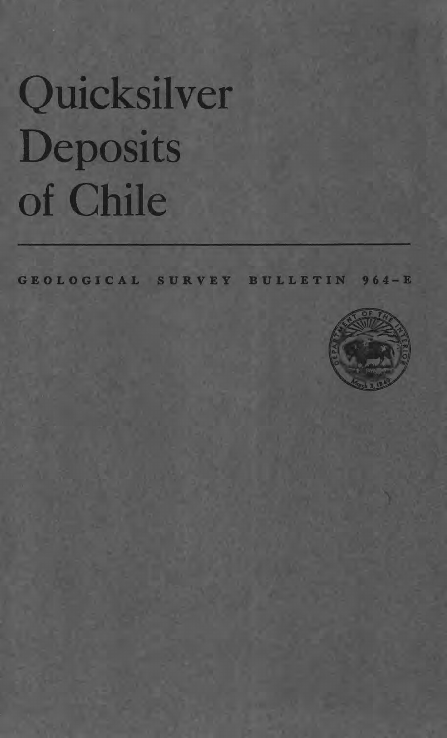# Quicksilver Deposits of Chile

GEOLOGICAL SURVEY BULLETIN 964-E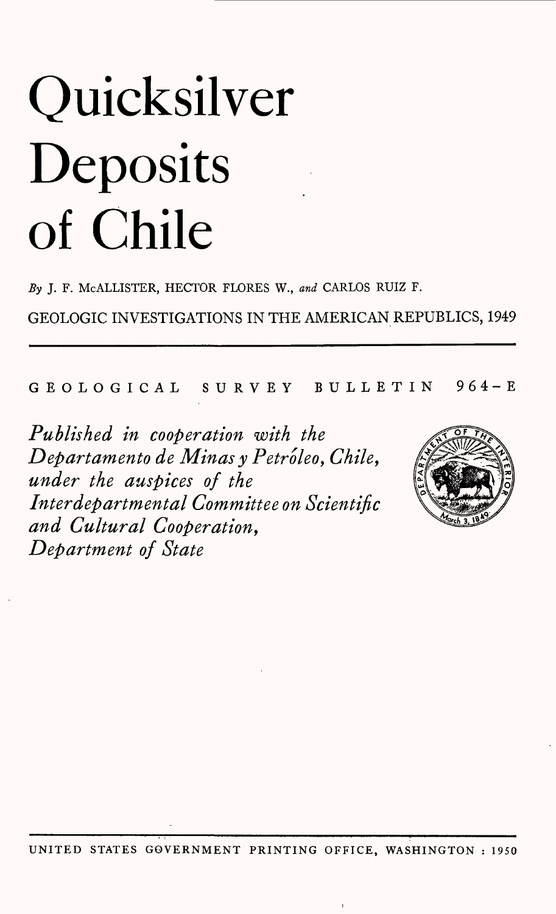# Quicksilver Deposits of Chile

*By* J. F. McALLISTER, HECTOR FLORES W., *and* CARLOS RUIZ F.

GEOLOGIC INVESTIGATIONS IN THE AMERICAN REPUBLICS, 1949

GEOLOGICAL SURVEY BULLETIN 964-E

*Published in cooperation with the Departamento de Minas y Petróleo, Chile, under the auspices of the Interdepartmental Committee on Scientific and Cultural Cooperation, Department of State*

UNITED STATES GOVERNMENT PRINTING OFFICE, WASHINGTON : 1950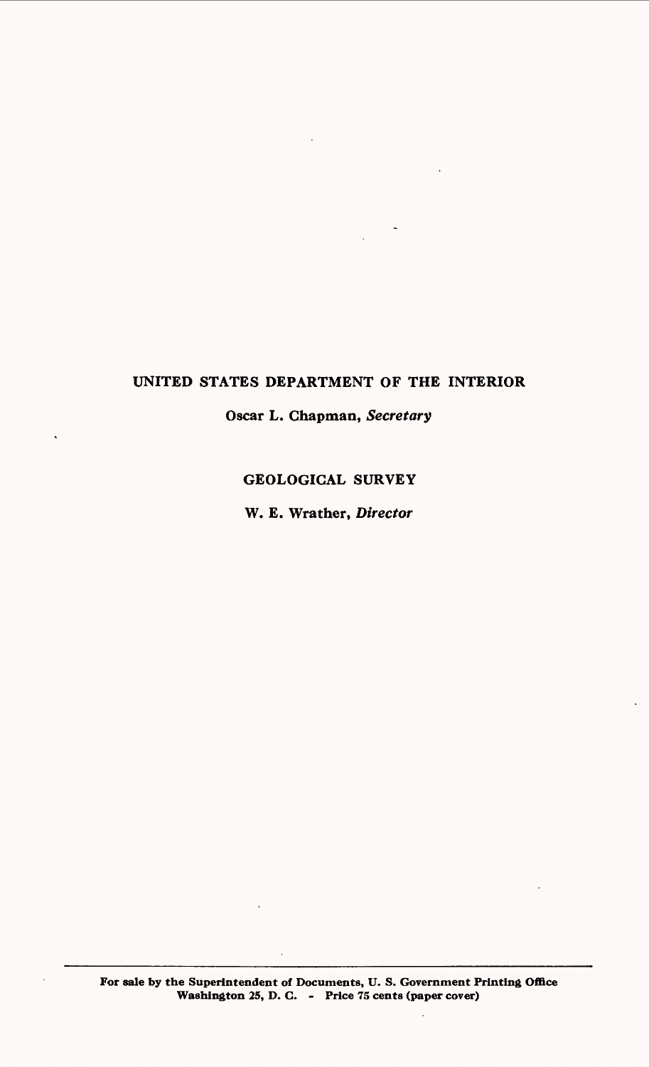UNITED STATES DEPARTMENT OF THE INTERIOR

Oscar L. Chapman, *Secretary*

GEOLOGICAL SURVEY

W. E. Wrather, *Director*

---

**For sale by the Superintendent of Documents, U. S. Government Printing Office Washington 25, D. C. - Price 75 cents (paper cover)**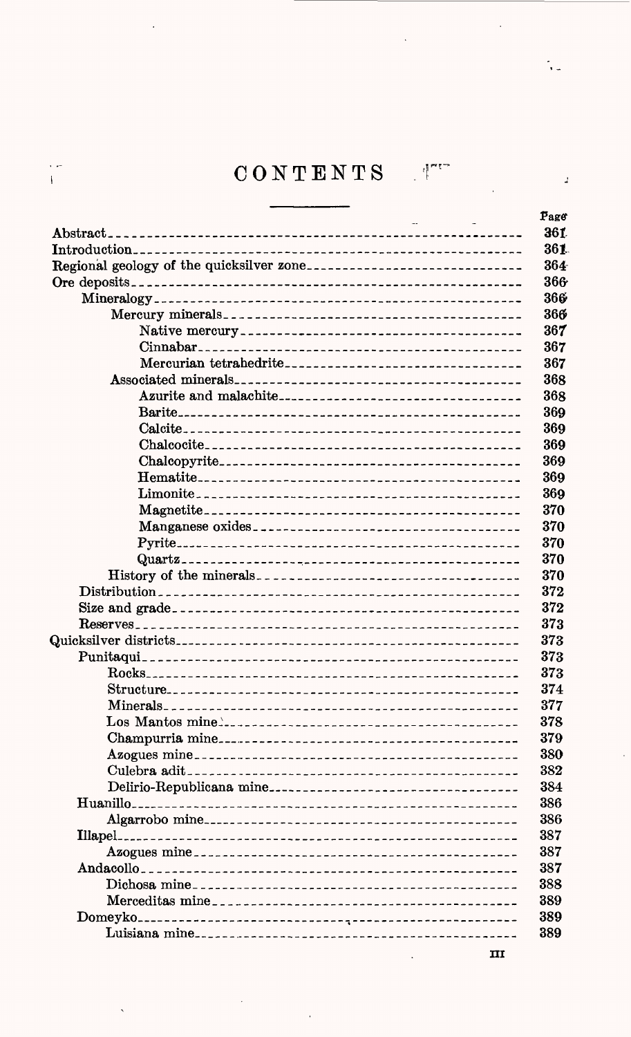# CONTENTS

| | Page |
|---|---|
| Abstract | 361 |
| Introduction | 361 |
| Regional geology of the quicksilver zone | 364 |
| Ore deposits | 366 |
| Mineralogy | 366 |
| Mercury minerals | 366 |
| Native mercury | 367 |
| Cinnabar | 367 |
| Mercurian tetrahedrite | 367 |
| Associated minerals | 368 |
| Azurite and malachite | 368 |
| Barite | 369 |
| Calcite | 369 |
| Chalcocite | 369 |
| Chalcopyrite | 369 |
| Hematite | 369 |
| Limonite | 369 |
| Magnetite | 370 |
| Manganese oxides | 370 |
| Pyrite | 370 |
| Quartz | 370 |
| History of the minerals | 370 |
| Distribution | 372 |
| Size and grade | 372 |
| Reserves | 373 |
| Quicksilver districts | 373 |
| Punitaqui | 373 |
| Rocks | 373 |
| Structure | 374 |
| Minerals | 377 |
| Los Mantos mine | 378 |
| Champurria mine | 379 |
| Azogues mine | 380 |
| Culebra adit | 382 |
| Delirio-Republicana mine | 384 |
| Huanillo | 386 |
| Algarrobo mine | 386 |
| Illapel | 387 |
| Azogues mine | 387 |
| Andacollo | 387 |
| Dichosa mine | 388 |
| Merceditas mine | 389 |
| Domeyko | 389 |
| Luisiana mine | 389 |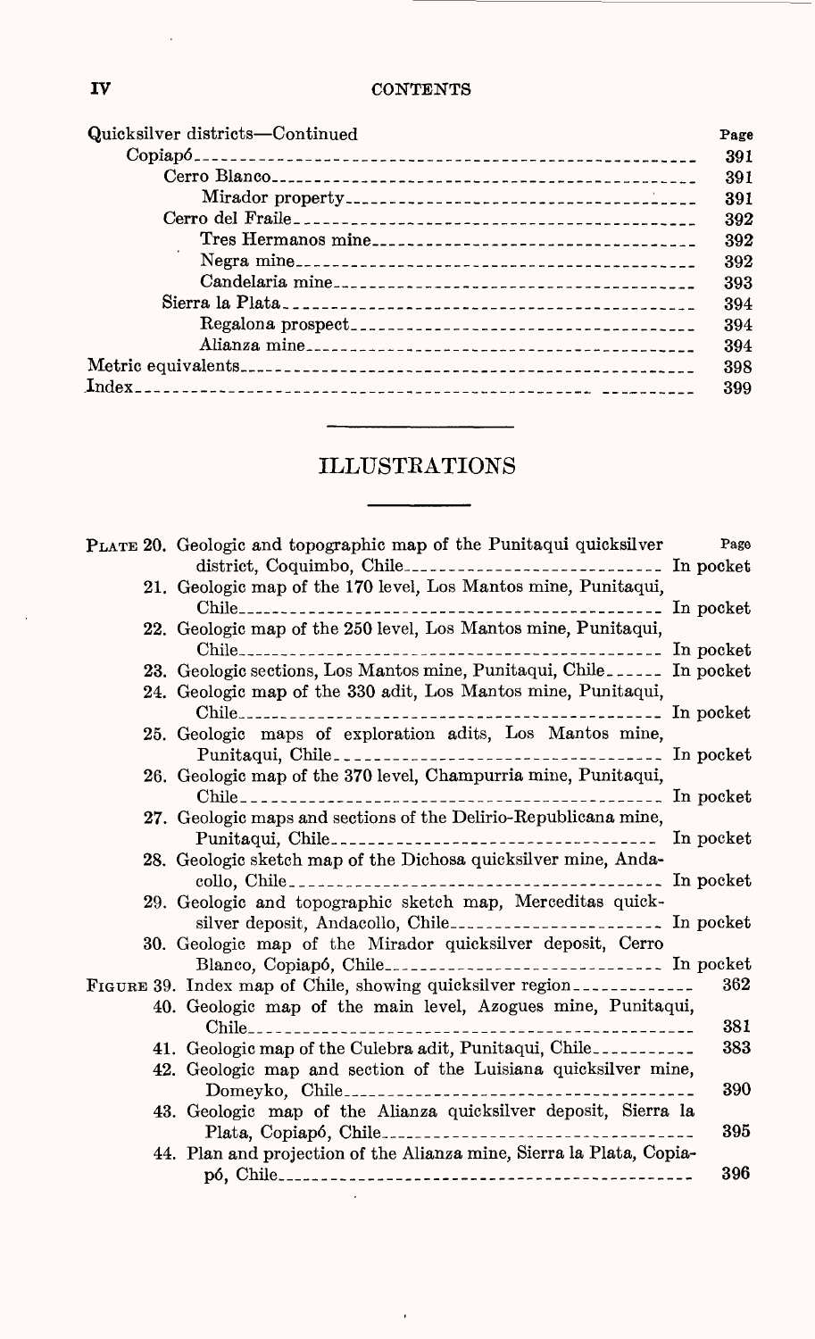| Quicksilver districts—Continued | Page |
|---|---|
| Copiapó | 391 |
| Cerro Blanco | 391 |
| Mirador property | 391 |
| Cerro del Fraile | 392 |
| Tres Hermanos mine | 392 |
| Negra mine | 392 |
| Candelaria mine | 393 |
| Sierra la Plata | 394 |
| Regalona prospect | 394 |
| Alianza mine | 394 |
| Metric equivalents | 398 |
| Index | 399 |

## ILLUSTRATIONS

| | Page |
|---|---|
| PLATE 20. Geologic and topographic map of the Punitaqui quicksilver district, Coquimbo, Chile | In pocket |
| 21. Geologic map of the 170 level, Los Mantos mine, Punitaqui, Chile | In pocket |
| 22. Geologic map of the 250 level, Los Mantos mine, Punitaqui, Chile | In pocket |
| 23. Geologic sections, Los Mantos mine, Punitaqui, Chile | In pocket |
| 24. Geologic map of the 330 adit, Los Mantos mine, Punitaqui, Chile | In pocket |
| 25. Geologic maps of exploration adits, Los Mantos mine, Punitaqui, Chile | In pocket |
| 26. Geologic map of the 370 level, Champurria mine, Punitaqui, Chile | In pocket |
| 27. Geologic maps and sections of the Delirio-Republicana mine, Punitaqui, Chile | In pocket |
| 28. Geologic sketch map of the Dichosa quicksilver mine, Andacollo, Chile | In pocket |
| 29. Geologic and topographic sketch map, Merceditas quicksilver deposit, Andacollo, Chile | In pocket |
| 30. Geologic map of the Mirador quicksilver deposit, Cerro Blanco, Copiapó, Chile | In pocket |
| FIGURE 39. Index map of Chile, showing quicksilver region | 362 |
| 40. Geologic map of the main level, Azogues mine, Punitaqui, Chile | 381 |
| 41. Geologic map of the Culebra adit, Punitaqui, Chile | 383 |
| 42. Geologic map and section of the Luisiana quicksilver mine, Domeyko, Chile | 390 |
| 43. Geologic map of the Alianza quicksilver deposit, Sierra la Plata, Copiapó, Chile | 395 |
| 44. Plan and projection of the Alianza mine, Sierra la Plata, Copiapó, Chile | 396 |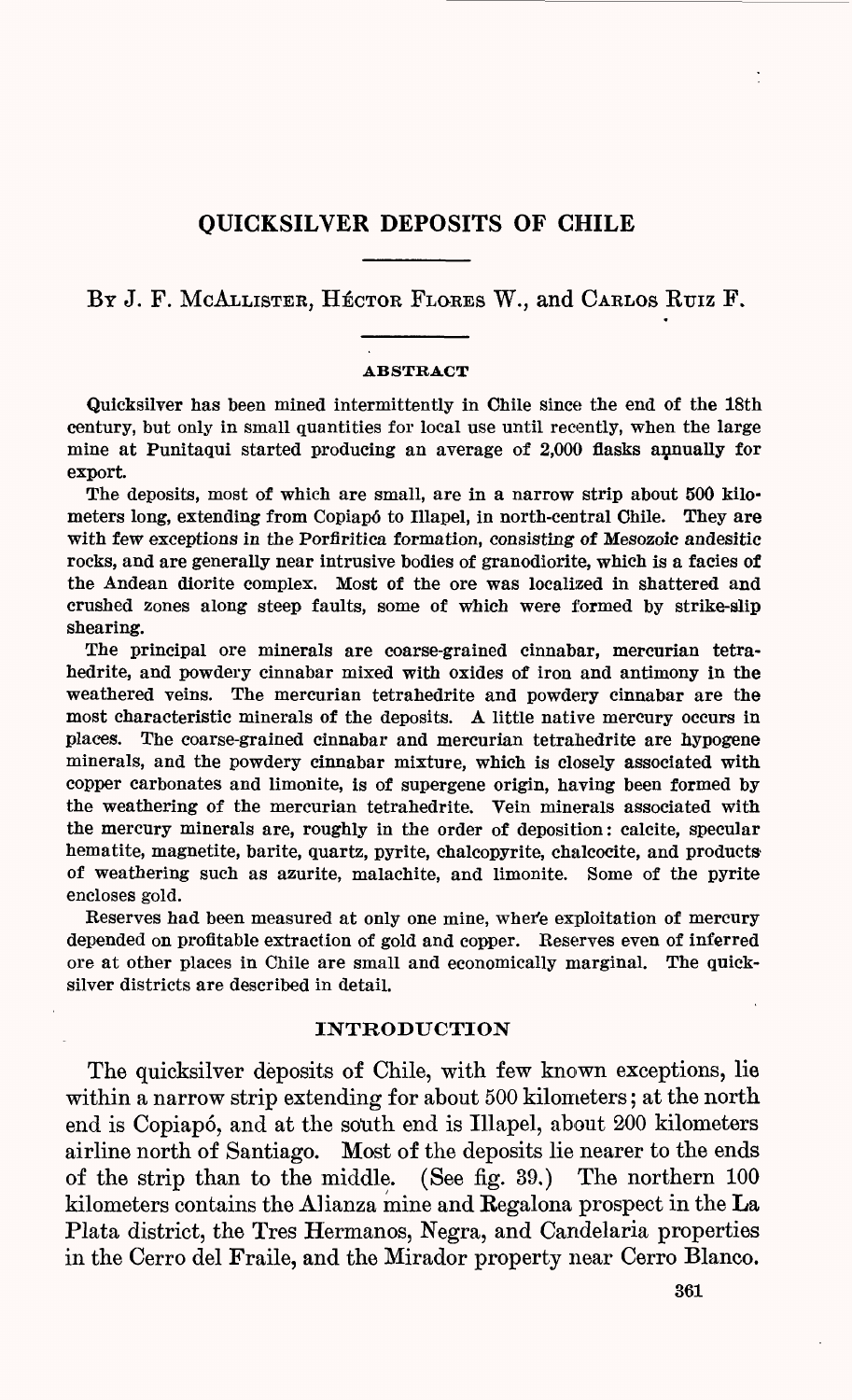# QUICKSILVER DEPOSITS OF CHILE

By J. F. McAllister, Héctor Flores W., and Carlos Ruiz F.

## ABSTRACT

Quicksilver has been mined intermittently in Chile since the end of the 18th century, but only in small quantities for local use until recently, when the large mine at Punitaqui started producing an average of 2,000 flasks annually for export.

The deposits, most of which are small, are in a narrow strip about 500 kilometers long, extending from Copiapó to Illapel, in north-central Chile. They are with few exceptions in the Porfiritica formation, consisting of Mesozoic andesitic rocks, and are generally near intrusive bodies of granodiorite, which is a facies of the Andean diorite complex. Most of the ore was localized in shattered and crushed zones along steep faults, some of which were formed by strike-slip shearing.

The principal ore minerals are coarse-grained cinnabar, mercurian tetrahedrite, and powdery cinnabar mixed with oxides of iron and antimony in the weathered veins. The mercurian tetrahedrite and powdery cinnabar are the most characteristic minerals of the deposits. A little native mercury occurs in places. The coarse-grained cinnabar and mercurian tetrahedrite are hypogene minerals, and the powdery cinnabar mixture, which is closely associated with copper carbonates and limonite, is of supergene origin, having been formed by the weathering of the mercurian tetrahedrite. Vein minerals associated with the mercury minerals are, roughly in the order of deposition: calcite, specular hematite, magnetite, barite, quartz, pyrite, chalcopyrite, chalcocite, and products of weathering such as azurite, malachite, and limonite. Some of the pyrite encloses gold.

Reserves had been measured at only one mine, where exploitation of mercury depended on profitable extraction of gold and copper. Reserves even of inferred ore at other places in Chile are small and economically marginal. The quicksilver districts are described in detail.

## INTRODUCTION

The quicksilver deposits of Chile, with few known exceptions, lie within a narrow strip extending for about 500 kilometers; at the north end is Copiapó, and at the south end is Illapel, about 200 kilometers airline north of Santiago. Most of the deposits lie nearer to the ends of the strip than to the middle. (See fig. 39.) The northern 100 kilometers contains the Alianza mine and Regalona prospect in the La Plata district, the Tres Hermanos, Negra, and Candelaria properties in the Cerro del Fraile, and the Mirador property near Cerro Blanco.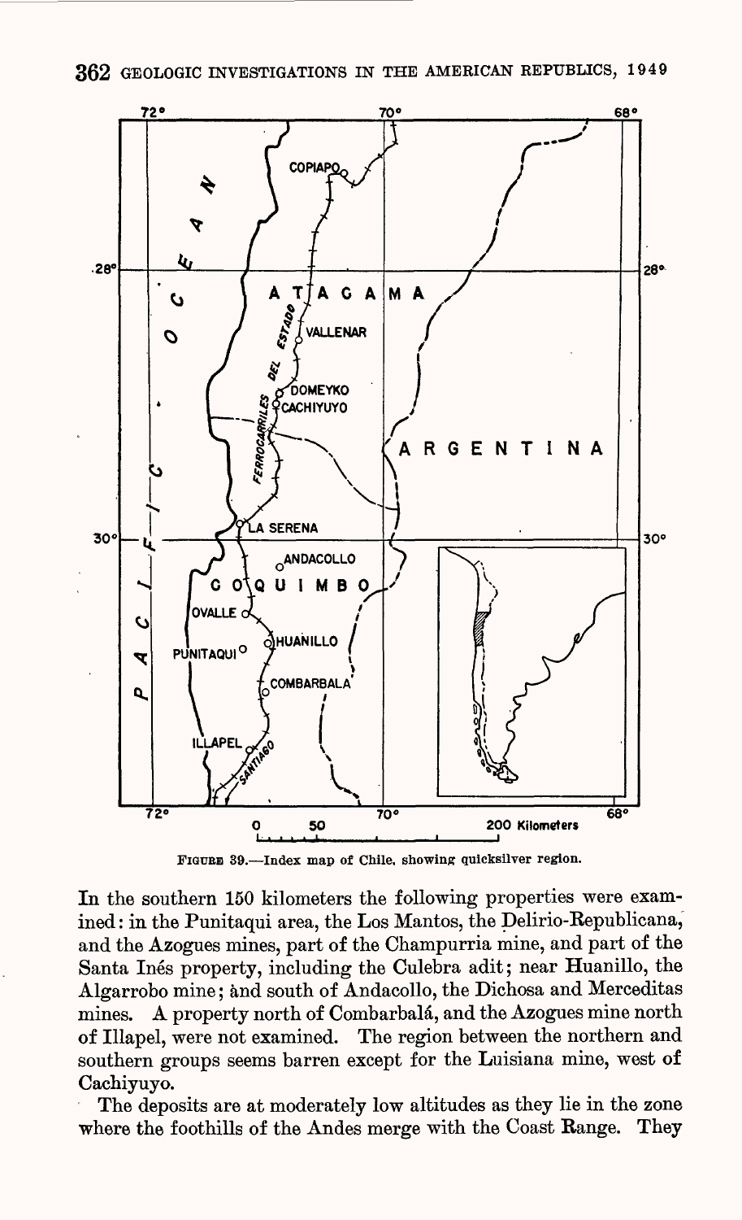FIGURE 39.—Index map of Chile, showing quicksilver region.

In the southern 150 kilometers the following properties were examined: in the Punitaqui area, the Los Mantos, the Delirio-Republicana, and the Azogues mines, part of the Champurria mine, and part of the Santa Inés property, including the Culebra adit; near Huanillo, the Algarrobo mine; and south of Andacollo, the Dichosa and Merceditas mines. A property north of Combarbalá, and the Azogues mine north of Illapel, were not examined. The region between the northern and southern groups seems barren except for the Luisiana mine, west of Cachiyuyo.

The deposits are at moderately low altitudes as they lie in the zone where the foothills of the Andes merge with the Coast Range. They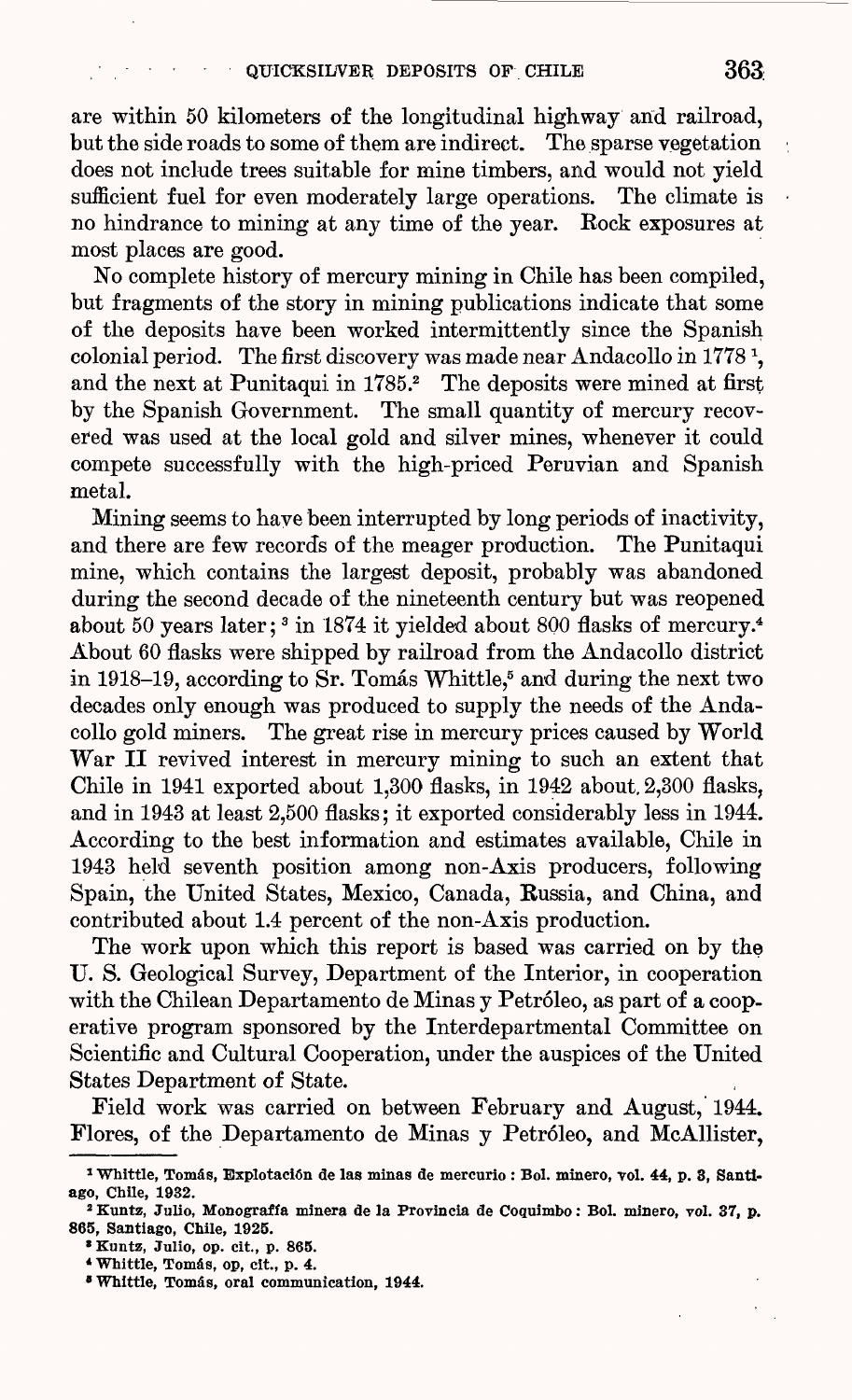are within 50 kilometers of the longitudinal highway and railroad, but the side roads to some of them are indirect. The sparse vegetation does not include trees suitable for mine timbers, and would not yield sufficient fuel for even moderately large operations. The climate is no hindrance to mining at any time of the year. Rock exposures at most places are good.

No complete history of mercury mining in Chile has been compiled, but fragments of the story in mining publications indicate that some of the deposits have been worked intermittently since the Spanish colonial period. The first discovery was made near Andacollo in 1778 [1], and the next at Punitaqui in 1785.[2] The deposits were mined at first by the Spanish Government. The small quantity of mercury recovered was used at the local gold and silver mines, whenever it could compete successfully with the high-priced Peruvian and Spanish metal.

Mining seems to have been interrupted by long periods of inactivity, and there are few records of the meager production. The Punitaqui mine, which contains the largest deposit, probably was abandoned during the second decade of the nineteenth century but was reopened about 50 years later; [3] in 1874 it yielded about 800 flasks of mercury.[4] About 60 flasks were shipped by railroad from the Andacollo district in 1918–19, according to Sr. Tomás Whittle,[5] and during the next two decades only enough was produced to supply the needs of the Andacollo gold miners. The great rise in mercury prices caused by World War II revived interest in mercury mining to such an extent that Chile in 1941 exported about 1,300 flasks, in 1942 about 2,300 flasks, and in 1943 at least 2,500 flasks; it exported considerably less in 1944. According to the best information and estimates available, Chile in 1943 held seventh position among non-Axis producers, following Spain, the United States, Mexico, Canada, Russia, and China, and contributed about 1.4 percent of the non-Axis production.

The work upon which this report is based was carried on by the U. S. Geological Survey, Department of the Interior, in cooperation with the Chilean Departamento de Minas y Petróleo, as part of a cooperative program sponsored by the Interdepartmental Committee on Scientific and Cultural Cooperation, under the auspices of the United States Department of State.

Field work was carried on between February and August, 1944. Flores, of the Departamento de Minas y Petróleo, and McAllister,

---

[1] Whittle, Tomás, Explotación de las minas de mercurio: Bol. minero, vol. 44, p. 3, Santiago, Chile, 1932.

[2] Kuntz, Julio, Monografía minera de la Provincia de Coquimbo: Bol. minero, vol. 37, p. 865, Santiago, Chile, 1925.

[3] Kuntz, Julio, op. cit., p. 865.

[4] Whittle, Tomás, op. cit., p. 4.

[5] Whittle, Tomás, oral communication, 1944.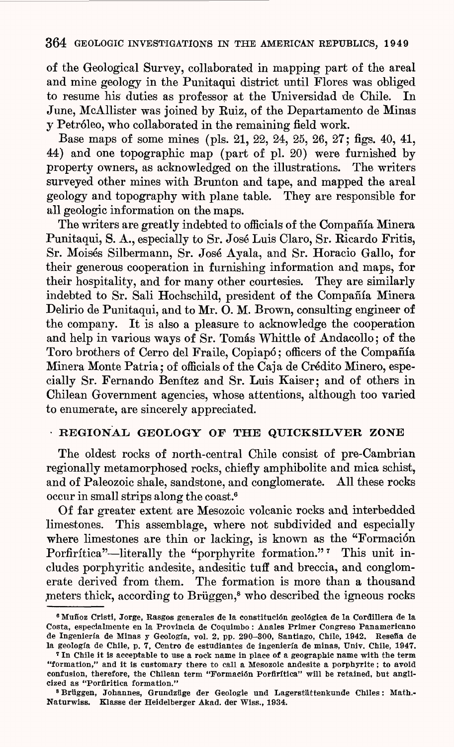of the Geological Survey, collaborated in mapping part of the areal and mine geology in the Punitaqui district until Flores was obliged to resume his duties as professor at the Universidad de Chile. In June, McAllister was joined by Ruiz, of the Departamento de Minas y Petróleo, who collaborated in the remaining field work.

Base maps of some mines (pls. 21, 22, 24, 25, 26, 27; figs. 40, 41, 44) and one topographic map (part of pl. 20) were furnished by property owners, as acknowledged on the illustrations. The writers surveyed other mines with Brunton and tape, and mapped the areal geology and topography with plane table. They are responsible for all geologic information on the maps.

The writers are greatly indebted to officials of the Compañía Minera Punitaqui, S. A., especially to Sr. José Luis Claro, Sr. Ricardo Fritis, Sr. Moisés Silbermann, Sr. José Ayala, and Sr. Horacio Gallo, for their generous cooperation in furnishing information and maps, for their hospitality, and for many other courtesies. They are similarly indebted to Sr. Sali Hochschild, president of the Compañía Minera Delirio de Punitaqui, and to Mr. O. M. Brown, consulting engineer of the company. It is also a pleasure to acknowledge the cooperation and help in various ways of Sr. Tomás Whittle of Andacollo; of the Toro brothers of Cerro del Fraile, Copiapó; officers of the Compañía Minera Monte Patria; of officials of the Caja de Crédito Minero, especially Sr. Fernando Benítez and Sr. Luis Kaiser; and of others in Chilean Government agencies, whose attentions, although too varied to enumerate, are sincerely appreciated.

## REGIONAL GEOLOGY OF THE QUICKSILVER ZONE

The oldest rocks of north-central Chile consist of pre-Cambrian regionally metamorphosed rocks, chiefly amphibolite and mica schist, and of Paleozoic shale, sandstone, and conglomerate. All these rocks occur in small strips along the coast.[6]

Of far greater extent are Mesozoic volcanic rocks and interbedded limestones. This assemblage, where not subdivided and especially where limestones are thin or lacking, is known as the "Formación Porfirítica"—literally the "porphyrite formation."[7] This unit includes porphyritic andesite, andesitic tuff and breccia, and conglomerate derived from them. The formation is more than a thousand meters thick, according to Brüggen,[8] who described the igneous rocks

---

[6] Muñoz Cristi, Jorge, Rasgos generales de la constitución geológica de la Cordillera de la Costa, especialmente en la Provincia de Coquimbo: Anales Primer Congreso Panamericano de Ingeniería de Minas y Geología, vol. 2, pp. 290–300, Santiago, Chile, 1942. Reseña de la geología de Chile, p. 7, Centro de estudiantes de ingeniería de minas, Univ. Chile, 1947.

[7] In Chile it is acceptable to use a rock name in place of a geographic name with the term "formation," and it is customary there to call a Mesozoic andesite a porphyrite; to avoid confusion, therefore, the Chilean term "Formación Porfirítica" will be retained, but anglicized as "Porfirítica formation."

[8] Brüggen, Johannes, Grundzüge der Geologie und Lagerstättenkunde Chiles: Math.-Naturwiss. Klasse der Heidelberger Akad. der Wiss., 1934.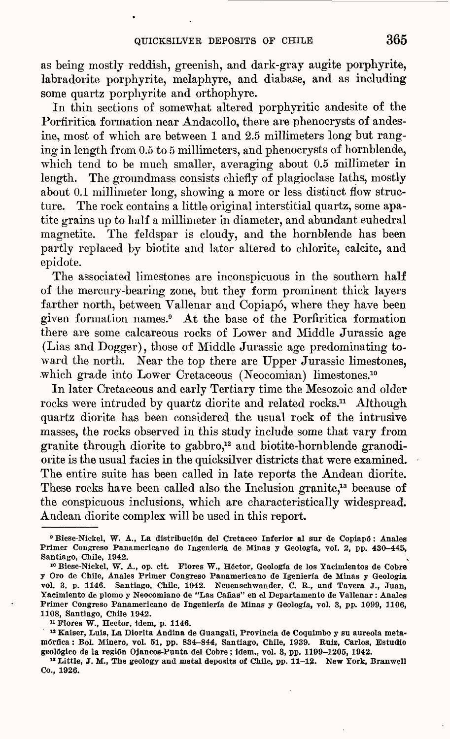as being mostly reddish, greenish, and dark-gray augite porphyrite, labradorite porphyrite, melaphyre, and diabase, and as including some quartz porphyrite and orthophyre.

In thin sections of somewhat altered porphyritic andesite of the Porfiritica formation near Andacollo, there are phenocrysts of andesine, most of which are between 1 and 2.5 millimeters long but ranging in length from 0.5 to 5 millimeters, and phenocrysts of hornblende, which tend to be much smaller, averaging about 0.5 millimeter in length. The groundmass consists chiefly of plagioclase laths, mostly about 0.1 millimeter long, showing a more or less distinct flow structure. The rock contains a little original interstitial quartz, some apatite grains up to half a millimeter in diameter, and abundant euhedral magnetite. The feldspar is cloudy, and the hornblende has been partly replaced by biotite and later altered to chlorite, calcite, and epidote.

The associated limestones are inconspicuous in the southern half of the mercury-bearing zone, but they form prominent thick layers farther north, between Vallenar and Copiapó, where they have been given formation names.[9] At the base of the Porfiritica formation there are some calcareous rocks of Lower and Middle Jurassic age (Lias and Dogger), those of Middle Jurassic age predominating toward the north. Near the top there are Upper Jurassic limestones, which grade into Lower Cretaceous (Neocomian) limestones.[10]

In later Cretaceous and early Tertiary time the Mesozoic and older rocks were intruded by quartz diorite and related rocks.[11] Although quartz diorite has been considered the usual rock of the intrusive masses, the rocks observed in this study include some that vary from granite through diorite to gabbro,[12] and biotite-hornblende granodiorite is the usual facies in the quicksilver districts that were examined. The entire suite has been called in late reports the Andean diorite. These rocks have been called also the Inclusion granite,[13] because of the conspicuous inclusions, which are characteristically widespread. Andean diorite complex will be used in this report.

---

[9] Biese-Nickel, W. A., La distribución del Cretaceo Inferior al sur de Copiapó: Anales Primer Congreso Panamericano de Ingeniería de Minas y Geología, vol. 2, pp. 430–445, Santiago, Chile, 1942.

[10] Biese-Nickel, W. A., op. cit. Flores W., Héctor, Geología de los Yacimientos de Cobre y Oro de Chile, Anales Primer Congreso Panamericano de Igeniería de Minas y Geologia vol. 3, p. 1146. Santiago, Chile, 1942. Neuenschwander, C. R., and Tavera J., Juan, Yacimiento de plomo y Neocomiano de "Las Cañas" en el Departamento de Vallenar: Anales Primer Congreso Panamericano de Ingeniería de Minas y Geología, vol. 3, pp. 1099, 1106, 1108, Santiago, Chile 1942.

[11] Flores W., Hector, idem, p. 1146.

[12] Kaiser, Luis, La Diorita Andina de Guangali, Provincia de Coquimbo y su aureola metamórfica: Bol. Minero, vol. 51, pp. 834–844, Santiago, Chile, 1939. Ruiz, Carlos, Estudio geológico de la región Ojancos-Punta del Cobre; idem., vol. 3, pp. 1199–1205, 1942.

[13] Little, J. M., The geology and metal deposits of Chile, pp. 11–12. New York, Branwell Co., 1926.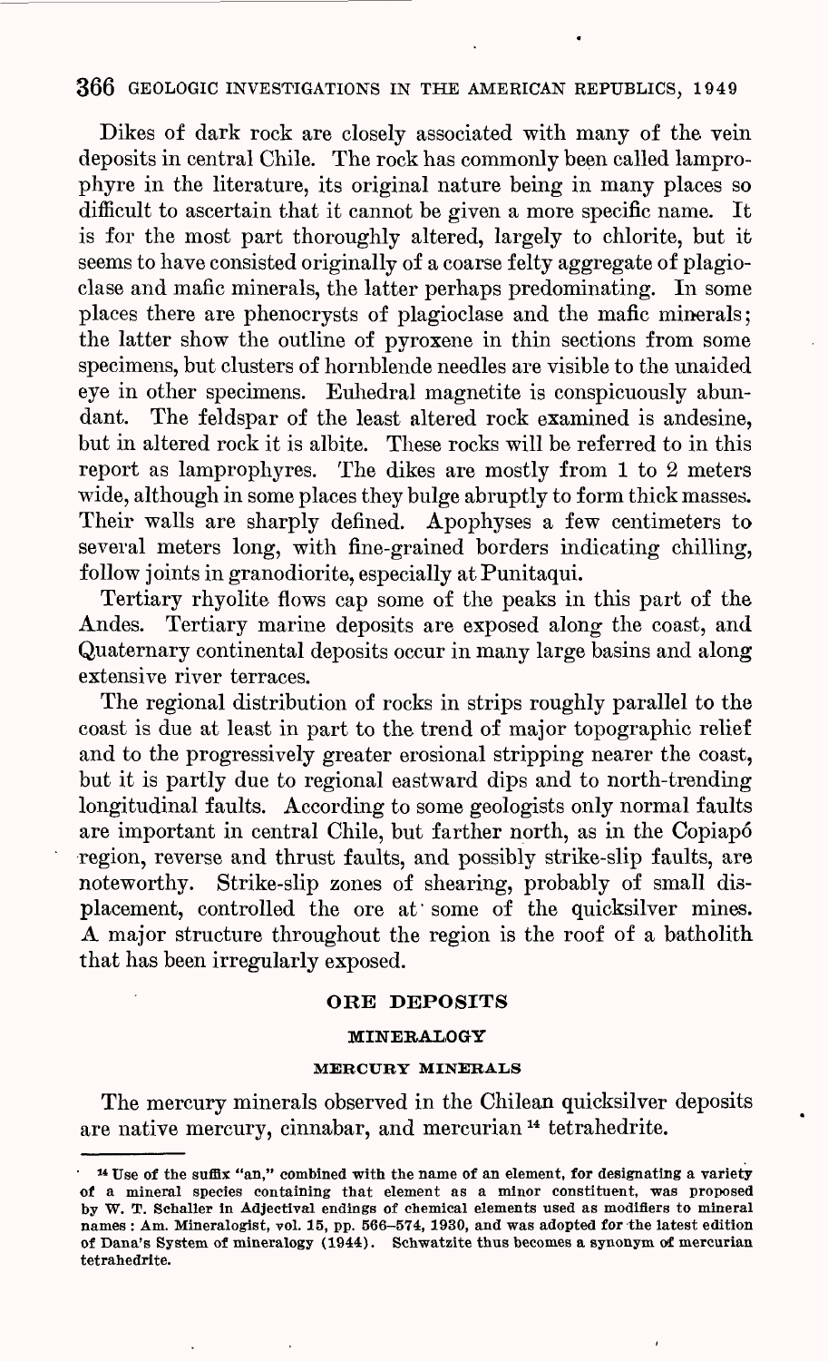Dikes of dark rock are closely associated with many of the vein deposits in central Chile. The rock has commonly been called lamprophyre in the literature, its original nature being in many places so difficult to ascertain that it cannot be given a more specific name. It is for the most part thoroughly altered, largely to chlorite, but it seems to have consisted originally of a coarse felty aggregate of plagioclase and mafic minerals, the latter perhaps predominating. In some places there are phenocrysts of plagioclase and the mafic minerals; the latter show the outline of pyroxene in thin sections from some specimens, but clusters of hornblende needles are visible to the unaided eye in other specimens. Euhedral magnetite is conspicuously abundant. The feldspar of the least altered rock examined is andesine, but in altered rock it is albite. These rocks will be referred to in this report as lamprophyres. The dikes are mostly from 1 to 2 meters wide, although in some places they bulge abruptly to form thick masses. Their walls are sharply defined. Apophyses a few centimeters to several meters long, with fine-grained borders indicating chilling, follow joints in granodiorite, especially at Punitaqui.

Tertiary rhyolite flows cap some of the peaks in this part of the Andes. Tertiary marine deposits are exposed along the coast, and Quaternary continental deposits occur in many large basins and along extensive river terraces.

The regional distribution of rocks in strips roughly parallel to the coast is due at least in part to the trend of major topographic relief and to the progressively greater erosional stripping nearer the coast, but it is partly due to regional eastward dips and to north-trending longitudinal faults. According to some geologists only normal faults are important in central Chile, but farther north, as in the Copiapó region, reverse and thrust faults, and possibly strike-slip faults, are noteworthy. Strike-slip zones of shearing, probably of small displacement, controlled the ore at some of the quicksilver mines. A major structure throughout the region is the roof of a batholith that has been irregularly exposed.

## ORE DEPOSITS

### MINERALOGY

#### MERCURY MINERALS

The mercury minerals observed in the Chilean quicksilver deposits are native mercury, cinnabar, and mercurian [14] tetrahedrite.

---

[14] Use of the suffix "an," combined with the name of an element, for designating a variety of a mineral species containing that element as a minor constituent, was proposed by W. T. Schaller in Adjectival endings of chemical elements used as modifiers to mineral names: Am. Mineralogist, vol. 15, pp. 566–574, 1930, and was adopted for the latest edition of Dana's System of mineralogy (1944). Schwatzite thus becomes a synonym of mercurian tetrahedrite.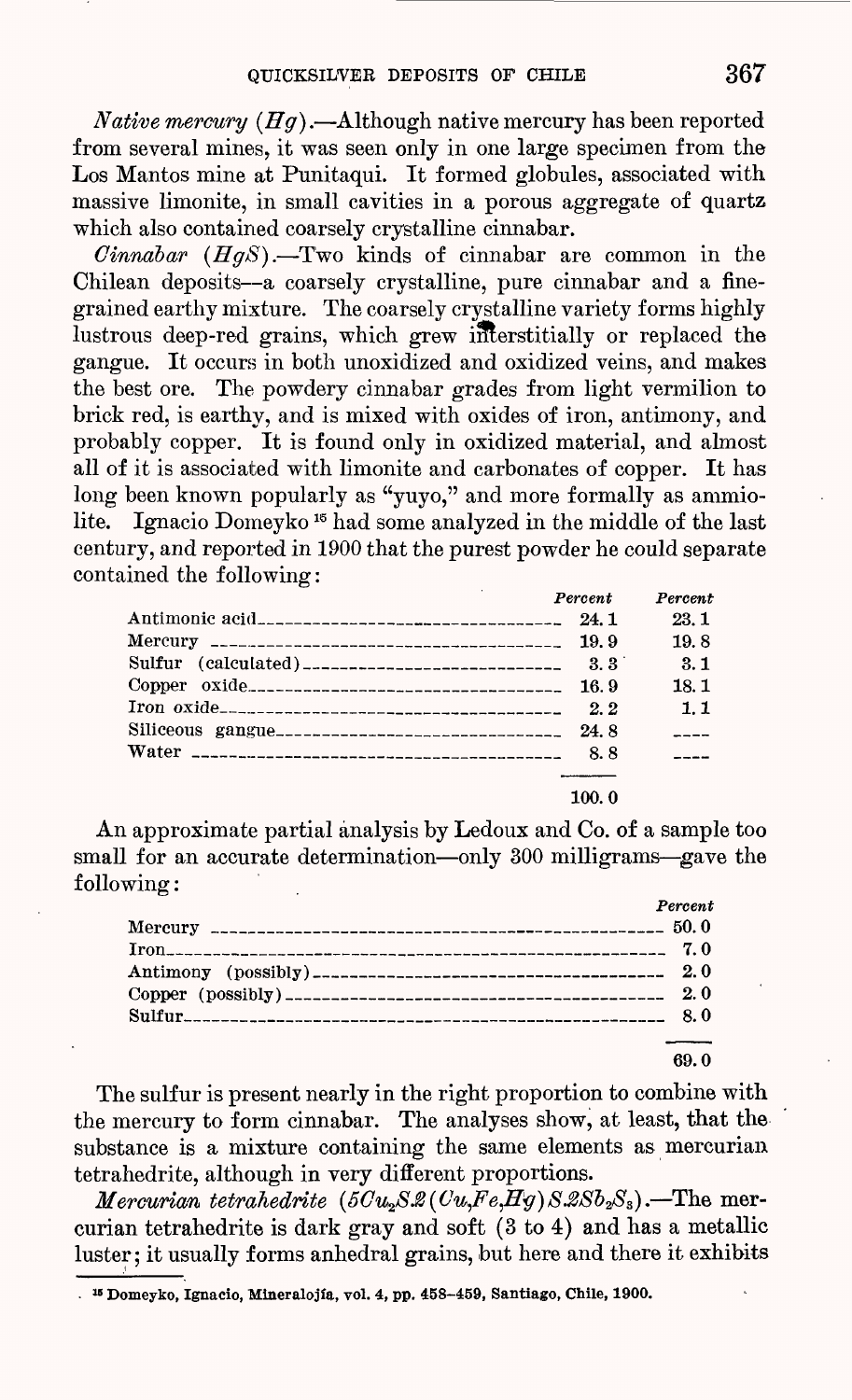*Native mercury* ($Hg$).—Although native mercury has been reported from several mines, it was seen only in one large specimen from the Los Mantos mine at Punitaqui. It formed globules, associated with massive limonite, in small cavities in a porous aggregate of quartz which also contained coarsely crystalline cinnabar.

*Cinnabar* ($HgS$).—Two kinds of cinnabar are common in the Chilean deposits—a coarsely crystalline, pure cinnabar and a fine-grained earthy mixture. The coarsely crystalline variety forms highly lustrous deep-red grains, which grew interstitially or replaced the gangue. It occurs in both unoxidized and oxidized veins, and makes the best ore. The powdery cinnabar grades from light vermilion to brick red, is earthy, and is mixed with oxides of iron, antimony, and probably copper. It is found only in oxidized material, and almost all of it is associated with limonite and carbonates of copper. It has long been known popularly as "yuyo," and more formally as ammiolite. Ignacio Domeyko [15] had some analyzed in the middle of the last century, and reported in 1900 that the purest powder he could separate contained the following:

| | Percent | Percent |
|---|---|---|
| Antimonic acid | 24.1 | 23.1 |
| Mercury | 19.9 | 19.8 |
| Sulfur (calculated) | 3.3 | 3.1 |
| Copper oxide | 16.9 | 18.1 |
| Iron oxide | 2.2 | 1.1 |
| Siliceous gangue | 24.8 | ---- |
| Water | 8.8 | ---- |
| | 100.0 | |

An approximate partial analysis by Ledoux and Co. of a sample too small for an accurate determination—only 300 milligrams—gave the following:

| | Percent |
|---|---|
| Mercury | 50.0 |
| Iron | 7.0 |
| Antimony (possibly) | 2.0 |
| Copper (possibly) | 2.0 |
| Sulfur | 8.0 |
| | 69.0 |

The sulfur is present nearly in the right proportion to combine with the mercury to form cinnabar. The analyses show, at least, that the substance is a mixture containing the same elements as mercurian tetrahedrite, although in very different proportions.

*Mercurian tetrahedrite* ($5Cu_2S.2(Cu,Fe,Hg)S.2Sb_2S_3$).—The mercurian tetrahedrite is dark gray and soft (3 to 4) and has a metallic luster; it usually forms anhedral grains, but here and there it exhibits

[15] Domeyko, Ignacio, Mineralojía, vol. 4, pp. 458–459, Santiago, Chile, 1900.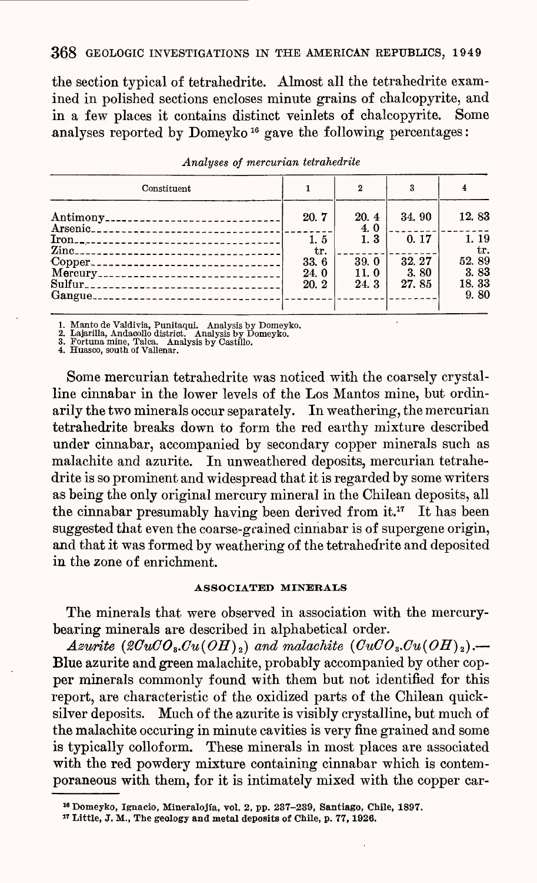the section typical of tetrahedrite. Almost all the tetrahedrite examined in polished sections encloses minute grains of chalcopyrite, and in a few places it contains distinct veinlets of chalcopyrite. Some analyses reported by Domeyko[16] gave the following percentages:

*Analyses of mercurian tetrahedrite*

| Constituent | 1 | 2 | 3 | 4 |
|---|---|---|---|---|
| Antimony | 20.7 | 20.4 | 34.90 | 12.83 |
| Arsenic | | 4.0 | | |
| Iron | 1.5 | 1.3 | 0.17 | 1.19 |
| Zinc | tr. | | | tr. |
| Copper | 33.6 | 39.0 | 32.27 | 52.89 |
| Mercury | 24.0 | 11.0 | 3.80 | 3.83 |
| Sulfur | 20.2 | 24.3 | 27.85 | 18.33 |
| Gangue | | | | 9.80 |

1. Manto de Valdivia, Punitaqui. Analysis by Domeyko.
2. Lajarilla, Andacollo district. Analysis by Domeyko.
3. Fortuna mine, Talca. Analysis by Castillo.
4. Huasco, south of Vallenar.

Some mercurian tetrahedrite was noticed with the coarsely crystalline cinnabar in the lower levels of the Los Mantos mine, but ordinarily the two minerals occur separately. In weathering, the mercurian tetrahedrite breaks down to form the red earthy mixture described under cinnabar, accompanied by secondary copper minerals such as malachite and azurite. In unweathered deposits, mercurian tetrahedrite is so prominent and widespread that it is regarded by some writers as being the only original mercury mineral in the Chilean deposits, all the cinnabar presumably having been derived from it.[17] It has been suggested that even the coarse-grained cinnabar is of supergene origin, and that it was formed by weathering of the tetrahedrite and deposited in the zone of enrichment.

#### ASSOCIATED MINERALS

The minerals that were observed in association with the mercury-bearing minerals are described in alphabetical order.

*Azurite* ($2CuCO_3.Cu(OH)_2$) *and malachite* ($CuCO_3.Cu(OH)_2$).—Blue azurite and green malachite, probably accompanied by other copper minerals commonly found with them but not identified for this report, are characteristic of the oxidized parts of the Chilean quicksilver deposits. Much of the azurite is visibly crystalline, but much of the malachite occuring in minute cavities is very fine grained and some is typically colloform. These minerals in most places are associated with the red powdery mixture containing cinnabar which is contemporaneous with them, for it is intimately mixed with the copper car-

[16] Domeyko, Ignacio, Mineralojía, vol. 2, pp. 237–239, Santiago, Chile, 1897.

[17] Little, J. M., The geology and metal deposits of Chile, p. 77, 1926.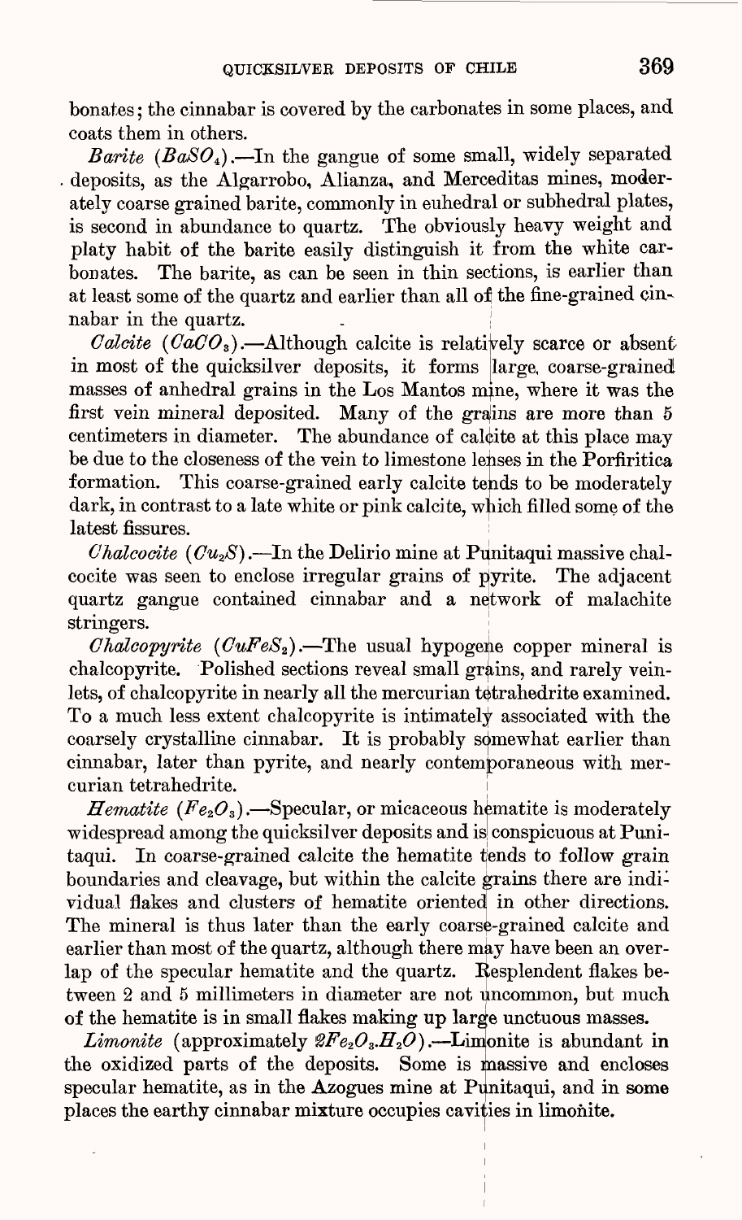bonates; the cinnabar is covered by the carbonates in some places, and coats them in others.

*Barite* ($BaSO_4$).—In the gangue of some small, widely separated deposits, as the Algarrobo, Alianza, and Merceditas mines, moderately coarse grained barite, commonly in euhedral or subhedral plates, is second in abundance to quartz. The obviously heavy weight and platy habit of the barite easily distinguish it from the white carbonates. The barite, as can be seen in thin sections, is earlier than at least some of the quartz and earlier than all of the fine-grained cinnabar in the quartz.

*Calcite* ($CaCO_3$).—Although calcite is relatively scarce or absent in most of the quicksilver deposits, it forms large, coarse-grained masses of anhedral grains in the Los Mantos mine, where it was the first vein mineral deposited. Many of the grains are more than 5 centimeters in diameter. The abundance of calcite at this place may be due to the closeness of the vein to limestone lenses in the Porfiritica formation. This coarse-grained early calcite tends to be moderately dark, in contrast to a late white or pink calcite, which filled some of the latest fissures.

*Chalcocite* ($Cu_2S$).—In the Delirio mine at Punitaqui massive chalcocite was seen to enclose irregular grains of pyrite. The adjacent quartz gangue contained cinnabar and a network of malachite stringers.

*Chalcopyrite* ($CuFeS_2$).—The usual hypogene copper mineral is chalcopyrite. Polished sections reveal small grains, and rarely veinlets, of chalcopyrite in nearly all the mercurian tetrahedrite examined. To a much less extent chalcopyrite is intimately associated with the coarsely crystalline cinnabar. It is probably somewhat earlier than cinnabar, later than pyrite, and nearly contemporaneous with mercurian tetrahedrite.

*Hematite* ($Fe_2O_3$).—Specular, or micaceous hematite is moderately widespread among the quicksilver deposits and is conspicuous at Punitaqui. In coarse-grained calcite the hematite tends to follow grain boundaries and cleavage, but within the calcite grains there are individual flakes and clusters of hematite oriented in other directions. The mineral is thus later than the early coarse-grained calcite and earlier than most of the quartz, although there may have been an overlap of the specular hematite and the quartz. Resplendent flakes between 2 and 5 millimeters in diameter are not uncommon, but much of the hematite is in small flakes making up large unctuous masses.

*Limonite* (approximately $2Fe_2O_3.H_2O$).—Limonite is abundant in the oxidized parts of the deposits. Some is massive and encloses specular hematite, as in the Azogues mine at Punitaqui, and in some places the earthy cinnabar mixture occupies cavities in limonite.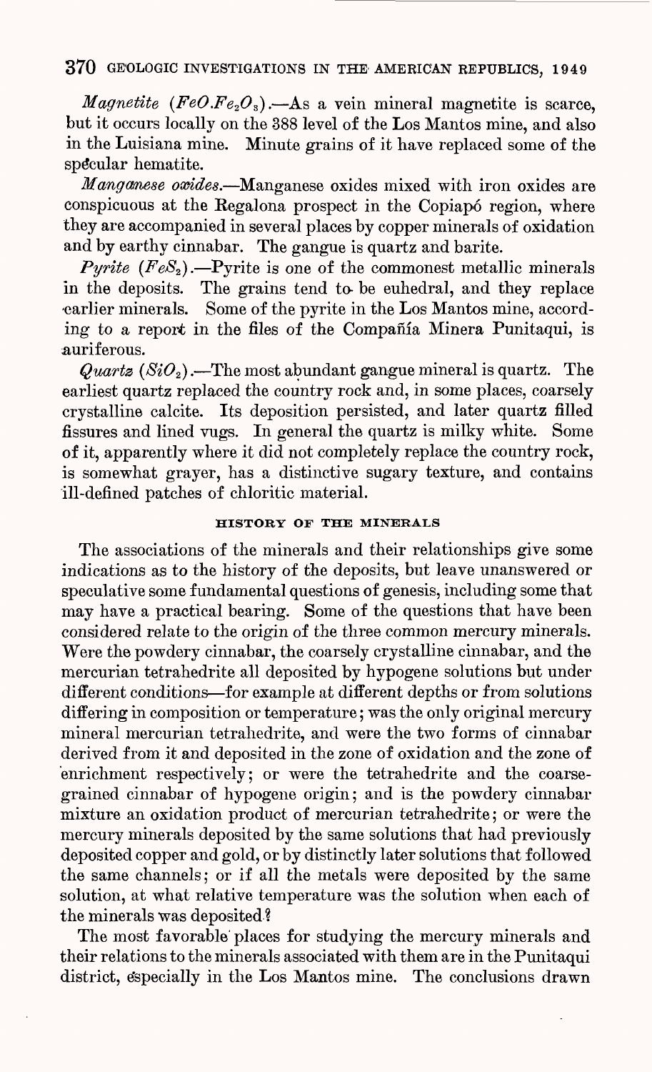*Magnetite* ($FeO.Fe_2O_3$).—As a vein mineral magnetite is scarce, but it occurs locally on the 388 level of the Los Mantos mine, and also in the Luisiana mine. Minute grains of it have replaced some of the specular hematite.

*Manganese oxides.*—Manganese oxides mixed with iron oxides are conspicuous at the Regalona prospect in the Copiapó region, where they are accompanied in several places by copper minerals of oxidation and by earthy cinnabar. The gangue is quartz and barite.

*Pyrite* ($FeS_2$).—Pyrite is one of the commonest metallic minerals in the deposits. The grains tend to be euhedral, and they replace earlier minerals. Some of the pyrite in the Los Mantos mine, according to a report in the files of the Compañía Minera Punitaqui, is auriferous.

*Quartz* ($SiO_2$).—The most abundant gangue mineral is quartz. The earliest quartz replaced the country rock and, in some places, coarsely crystalline calcite. Its deposition persisted, and later quartz filled fissures and lined vugs. In general the quartz is milky white. Some of it, apparently where it did not completely replace the country rock, is somewhat grayer, has a distinctive sugary texture, and contains ill-defined patches of chloritic material.

## HISTORY OF THE MINERALS

The associations of the minerals and their relationships give some indications as to the history of the deposits, but leave unanswered or speculative some fundamental questions of genesis, including some that may have a practical bearing. Some of the questions that have been considered relate to the origin of the three common mercury minerals. Were the powdery cinnabar, the coarsely crystalline cinnabar, and the mercurian tetrahedrite all deposited by hypogene solutions but under different conditions—for example at different depths or from solutions differing in composition or temperature; was the only original mercury mineral mercurian tetrahedrite, and were the two forms of cinnabar derived from it and deposited in the zone of oxidation and the zone of enrichment respectively; or were the tetrahedrite and the coarse-grained cinnabar of hypogene origin; and is the powdery cinnabar mixture an oxidation product of mercurian tetrahedrite; or were the mercury minerals deposited by the same solutions that had previously deposited copper and gold, or by distinctly later solutions that followed the same channels; or if all the metals were deposited by the same solution, at what relative temperature was the solution when each of the minerals was deposited?

The most favorable places for studying the mercury minerals and their relations to the minerals associated with them are in the Punitaqui district, especially in the Los Mantos mine. The conclusions drawn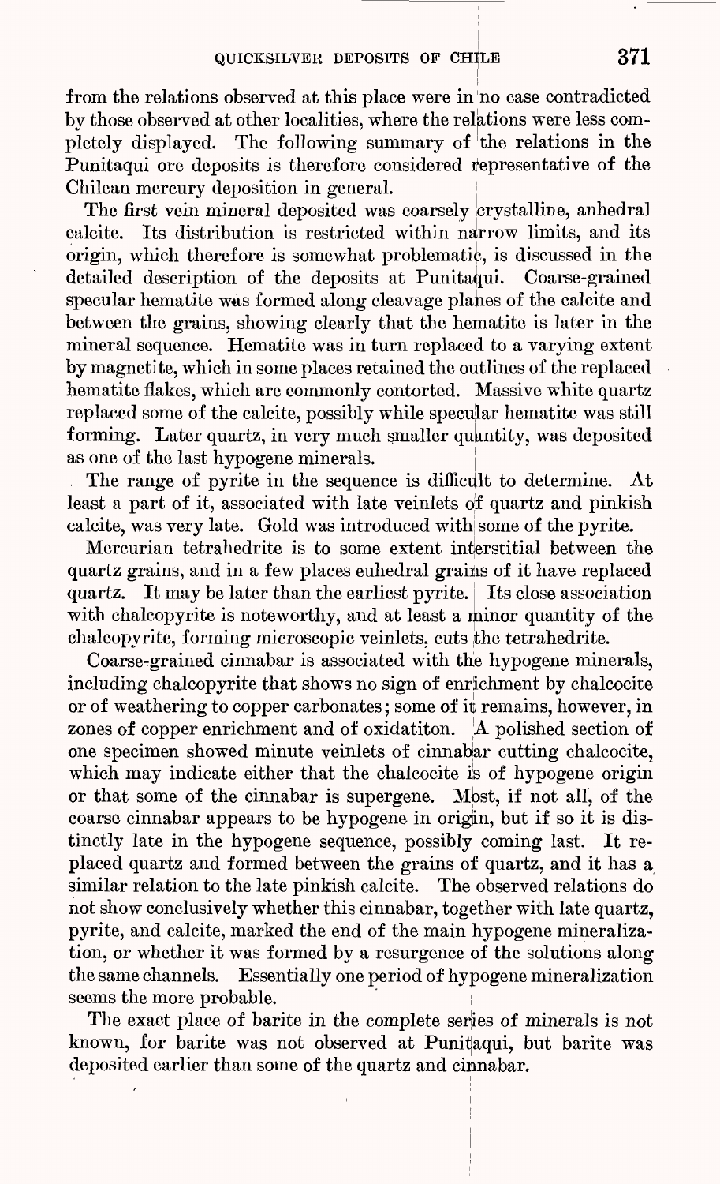from the relations observed at this place were in no case contradicted by those observed at other localities, where the relations were less completely displayed. The following summary of the relations in the Punitaqui ore deposits is therefore considered representative of the Chilean mercury deposition in general.

The first vein mineral deposited was coarsely crystalline, anhedral calcite. Its distribution is restricted within narrow limits, and its origin, which therefore is somewhat problematic, is discussed in the detailed description of the deposits at Punitaqui. Coarse-grained specular hematite was formed along cleavage planes of the calcite and between the grains, showing clearly that the hematite is later in the mineral sequence. Hematite was in turn replaced to a varying extent by magnetite, which in some places retained the outlines of the replaced hematite flakes, which are commonly contorted. Massive white quartz replaced some of the calcite, possibly while specular hematite was still forming. Later quartz, in very much smaller quantity, was deposited as one of the last hypogene minerals.

The range of pyrite in the sequence is difficult to determine. At least a part of it, associated with late veinlets of quartz and pinkish calcite, was very late. Gold was introduced with some of the pyrite.

Mercurian tetrahedrite is to some extent interstitial between the quartz grains, and in a few places euhedral grains of it have replaced quartz. It may be later than the earliest pyrite. Its close association with chalcopyrite is noteworthy, and at least a minor quantity of the chalcopyrite, forming microscopic veinlets, cuts the tetrahedrite.

Coarse-grained cinnabar is associated with the hypogene minerals, including chalcopyrite that shows no sign of enrichment by chalcocite or of weathering to copper carbonates; some of it remains, however, in zones of copper enrichment and of oxidatiton. A polished section of one specimen showed minute veinlets of cinnabar cutting chalcocite, which may indicate either that the chalcocite is of hypogene origin or that some of the cinnabar is supergene. Most, if not all, of the coarse cinnabar appears to be hypogene in origin, but if so it is distinctly late in the hypogene sequence, possibly coming last. It replaced quartz and formed between the grains of quartz, and it has a similar relation to the late pinkish calcite. The observed relations do not show conclusively whether this cinnabar, together with late quartz, pyrite, and calcite, marked the end of the main hypogene mineralization, or whether it was formed by a resurgence of the solutions along the same channels. Essentially one period of hypogene mineralization seems the more probable.

The exact place of barite in the complete series of minerals is not known, for barite was not observed at Punitaqui, but barite was deposited earlier than some of the quartz and cinnabar.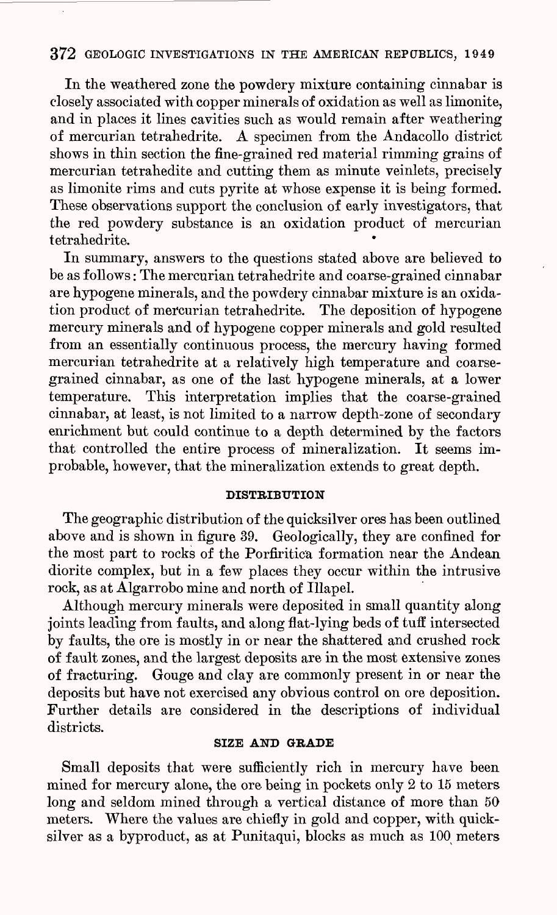In the weathered zone the powdery mixture containing cinnabar is closely associated with copper minerals of oxidation as well as limonite, and in places it lines cavities such as would remain after weathering of mercurian tetrahedrite. A specimen from the Andacollo district shows in thin section the fine-grained red material rimming grains of mercurian tetrahedite and cutting them as minute veinlets, precisely as limonite rims and cuts pyrite at whose expense it is being formed. These observations support the conclusion of early investigators, that the red powdery substance is an oxidation product of mercurian tetrahedrite.

In summary, answers to the questions stated above are believed to be as follows: The mercurian tetrahedrite and coarse-grained cinnabar are hypogene minerals, and the powdery cinnabar mixture is an oxidation product of mercurian tetrahedrite. The deposition of hypogene mercury minerals and of hypogene copper minerals and gold resulted from an essentially continuous process, the mercury having formed mercurian tetrahedrite at a relatively high temperature and coarse-grained cinnabar, as one of the last hypogene minerals, at a lower temperature. This interpretation implies that the coarse-grained cinnabar, at least, is not limited to a narrow depth-zone of secondary enrichment but could continue to a depth determined by the factors that controlled the entire process of mineralization. It seems improbable, however, that the mineralization extends to great depth.

## DISTRIBUTION

The geographic distribution of the quicksilver ores has been outlined above and is shown in figure 39. Geologically, they are confined for the most part to rocks of the Porfiritica formation near the Andean diorite complex, but in a few places they occur within the intrusive rock, as at Algarrobo mine and north of Illapel.

Although mercury minerals were deposited in small quantity along joints leading from faults, and along flat-lying beds of tuff intersected by faults, the ore is mostly in or near the shattered and crushed rock of fault zones, and the largest deposits are in the most extensive zones of fracturing. Gouge and clay are commonly present in or near the deposits but have not exercised any obvious control on ore deposition. Further details are considered in the descriptions of individual districts.

## SIZE AND GRADE

Small deposits that were sufficiently rich in mercury have been mined for mercury alone, the ore being in pockets only 2 to 15 meters long and seldom mined through a vertical distance of more than 50 meters. Where the values are chiefly in gold and copper, with quicksilver as a byproduct, as at Punitaqui, blocks as much as 100 meters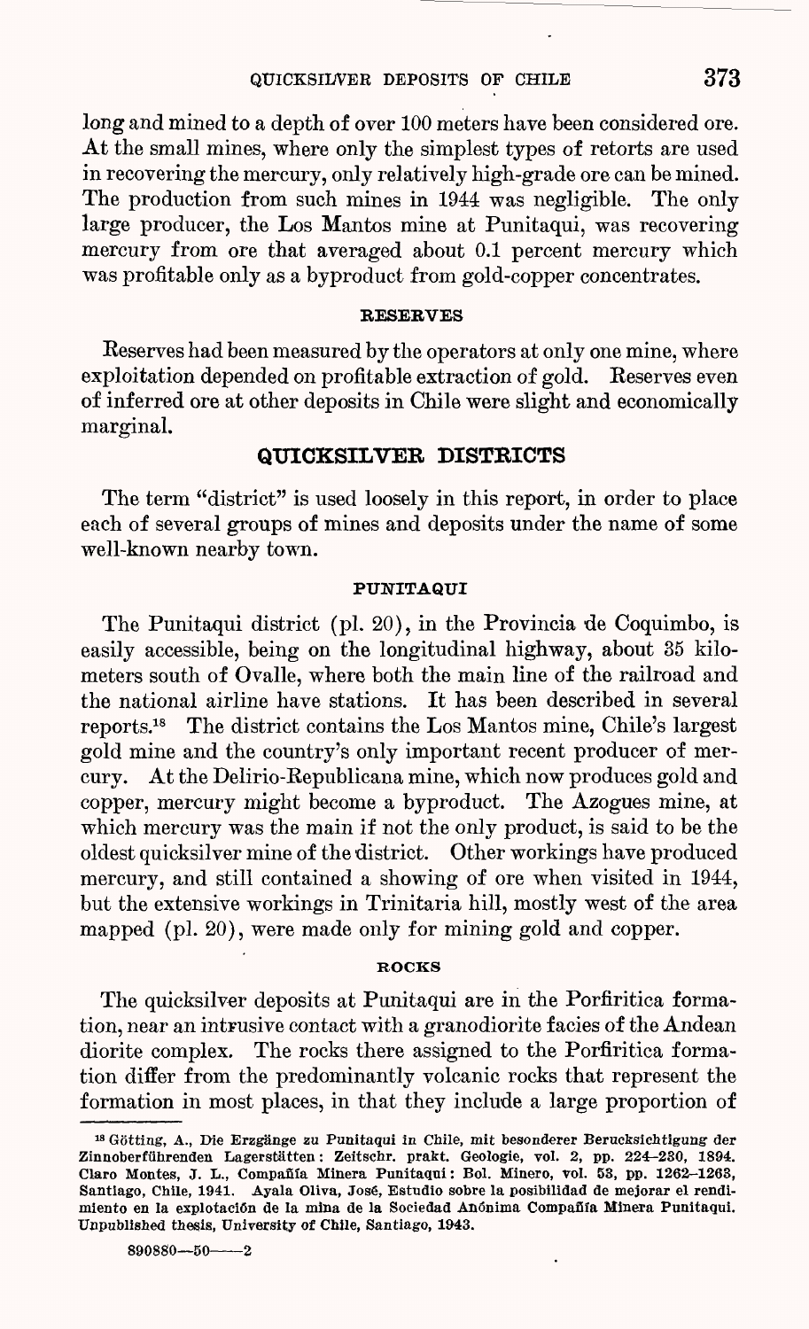long and mined to a depth of over 100 meters have been considered ore. At the small mines, where only the simplest types of retorts are used in recovering the mercury, only relatively high-grade ore can be mined. The production from such mines in 1944 was negligible. The only large producer, the Los Mantos mine at Punitaqui, was recovering mercury from ore that averaged about 0.1 percent mercury which was profitable only as a byproduct from gold-copper concentrates.

#### RESERVES

Reserves had been measured by the operators at only one mine, where exploitation depended on profitable extraction of gold. Reserves even of inferred ore at other deposits in Chile were slight and economically marginal.

## QUICKSILVER DISTRICTS

The term "district" is used loosely in this report, in order to place each of several groups of mines and deposits under the name of some well-known nearby town.

### PUNITAQUI

The Punitaqui district (pl. 20), in the Provincia de Coquimbo, is easily accessible, being on the longitudinal highway, about 35 kilometers south of Ovalle, where both the main line of the railroad and the national airline have stations. It has been described in several reports.[18] The district contains the Los Mantos mine, Chile's largest gold mine and the country's only important recent producer of mercury. At the Delirio-Republicana mine, which now produces gold and copper, mercury might become a byproduct. The Azogues mine, at which mercury was the main if not the only product, is said to be the oldest quicksilver mine of the district. Other workings have produced mercury, and still contained a showing of ore when visited in 1944, but the extensive workings in Trinitaria hill, mostly west of the area mapped (pl. 20), were made only for mining gold and copper.

#### ROCKS

The quicksilver deposits at Punitaqui are in the Porfiritica formation, near an intrusive contact with a granodiorite facies of the Andean diorite complex. The rocks there assigned to the Porfiritica formation differ from the predominantly volcanic rocks that represent the formation in most places, in that they include a large proportion of

---

[18] Götting, A., Die Erzgänge zu Punitaqui in Chile, mit besonderer Berucksichtigung der Zinnoberführenden Lagerstätten: Zeitschr. prakt. Geologie, vol. 2, pp. 224–230, 1894. Claro Montes, J. L., Compañía Minera Punitaqui: Bol. Minero, vol. 53, pp. 1262–1263, Santiago, Chile, 1941. Ayala Oliva, José, Estudio sobre la posibilidad de mejorar el rendimiento en la explotación de la mina de la Sociedad Anónima Compañía Minera Punitaqui. Unpublished thesis, University of Chile, Santiago, 1943.

890880—50——2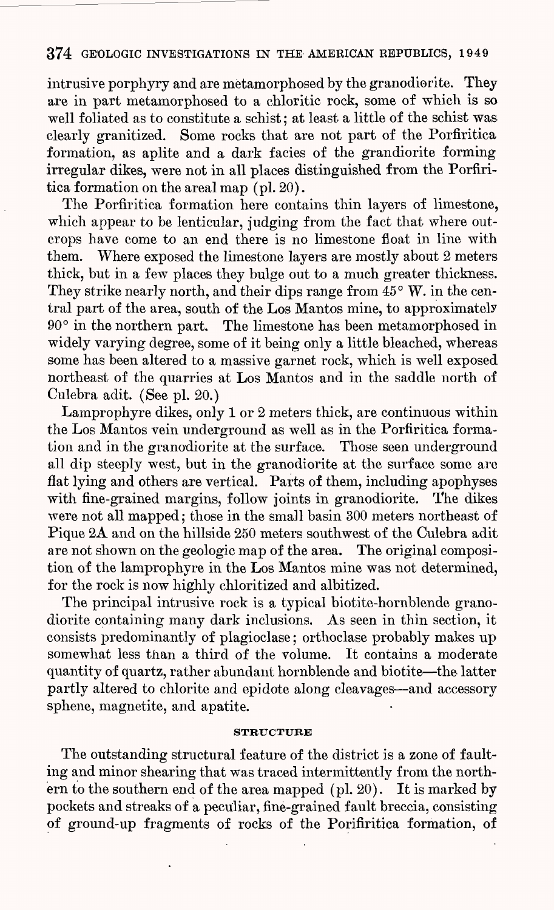intrusive porphyry and are metamorphosed by the granodiorite. They are in part metamorphosed to a chloritic rock, some of which is so well foliated as to constitute a schist; at least a little of the schist was clearly granitized. Some rocks that are not part of the Porfiritica formation, as aplite and a dark facies of the grandiorite forming irregular dikes, were not in all places distinguished from the Porfiritica formation on the areal map (pl. 20).

The Porfiritica formation here contains thin layers of limestone, which appear to be lenticular, judging from the fact that where outcrops have come to an end there is no limestone float in line with them. Where exposed the limestone layers are mostly about 2 meters thick, but in a few places they bulge out to a much greater thickness. They strike nearly north, and their dips range from 45° W. in the central part of the area, south of the Los Mantos mine, to approximately 90° in the northern part. The limestone has been metamorphosed in widely varying degree, some of it being only a little bleached, whereas some has been altered to a massive garnet rock, which is well exposed northeast of the quarries at Los Mantos and in the saddle north of Culebra adit. (See pl. 20.)

Lamprophyre dikes, only 1 or 2 meters thick, are continuous within the Los Mantos vein underground as well as in the Porfiritica formation and in the granodiorite at the surface. Those seen underground all dip steeply west, but in the granodiorite at the surface some are flat lying and others are vertical. Parts of them, including apophyses with fine-grained margins, follow joints in granodiorite. The dikes were not all mapped; those in the small basin 300 meters northeast of Pique 2A and on the hillside 250 meters southwest of the Culebra adit are not shown on the geologic map of the area. The original composition of the lamprophyre in the Los Mantos mine was not determined, for the rock is now highly chloritized and albitized.

The principal intrusive rock is a typical biotite-hornblende granodiorite containing many dark inclusions. As seen in thin section, it consists predominantly of plagioclase; orthoclase probably makes up somewhat less than a third of the volume. It contains a moderate quantity of quartz, rather abundant hornblende and biotite—the latter partly altered to chlorite and epidote along cleavages—and accessory sphene, magnetite, and apatite.

## STRUCTURE

The outstanding structural feature of the district is a zone of faulting and minor shearing that was traced intermittently from the northern to the southern end of the area mapped (pl. 20). It is marked by pockets and streaks of a peculiar, fine-grained fault breccia, consisting of ground-up fragments of rocks of the Porifiritica formation, of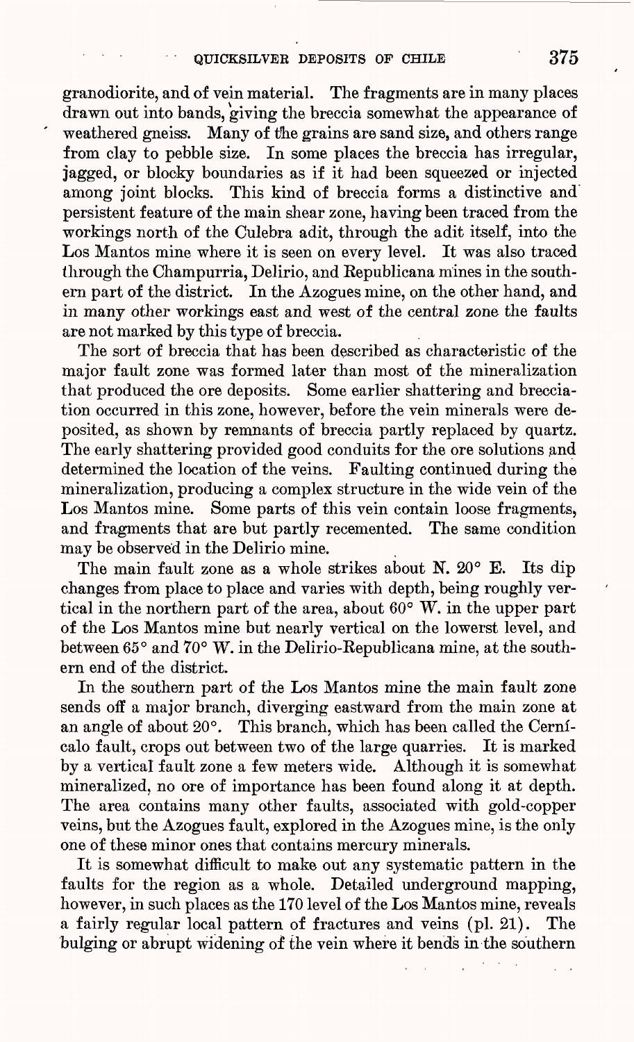granodiorite, and of vein material. The fragments are in many places drawn out into bands, giving the breccia somewhat the appearance of weathered gneiss. Many of the grains are sand size, and others range from clay to pebble size. In some places the breccia has irregular, jagged, or blocky boundaries as if it had been squeezed or injected among joint blocks. This kind of breccia forms a distinctive and persistent feature of the main shear zone, having been traced from the workings north of the Culebra adit, through the adit itself, into the Los Mantos mine where it is seen on every level. It was also traced through the Champurria, Delirio, and Republicana mines in the southern part of the district. In the Azogues mine, on the other hand, and in many other workings east and west of the central zone the faults are not marked by this type of breccia.

The sort of breccia that has been described as characteristic of the major fault zone was formed later than most of the mineralization that produced the ore deposits. Some earlier shattering and brecciation occurred in this zone, however, before the vein minerals were deposited, as shown by remnants of breccia partly replaced by quartz. The early shattering provided good conduits for the ore solutions and determined the location of the veins. Faulting continued during the mineralization, producing a complex structure in the wide vein of the Los Mantos mine. Some parts of this vein contain loose fragments, and fragments that are but partly recemented. The same condition may be observed in the Delirio mine.

The main fault zone as a whole strikes about N. 20° E. Its dip changes from place to place and varies with depth, being roughly vertical in the northern part of the area, about 60° W. in the upper part of the Los Mantos mine but nearly vertical on the lowerst level, and between 65° and 70° W. in the Delirio-Republicana mine, at the southern end of the district.

In the southern part of the Los Mantos mine the main fault zone sends off a major branch, diverging eastward from the main zone at an angle of about 20°. This branch, which has been called the Cernícalo fault, crops out between two of the large quarries. It is marked by a vertical fault zone a few meters wide. Although it is somewhat mineralized, no ore of importance has been found along it at depth. The area contains many other faults, associated with gold-copper veins, but the Azogues fault, explored in the Azogues mine, is the only one of these minor ones that contains mercury minerals.

It is somewhat difficult to make out any systematic pattern in the faults for the region as a whole. Detailed underground mapping, however, in such places as the 170 level of the Los Mantos mine, reveals a fairly regular local pattern of fractures and veins (pl. 21). The bulging or abrupt widening of the vein where it bends in the southern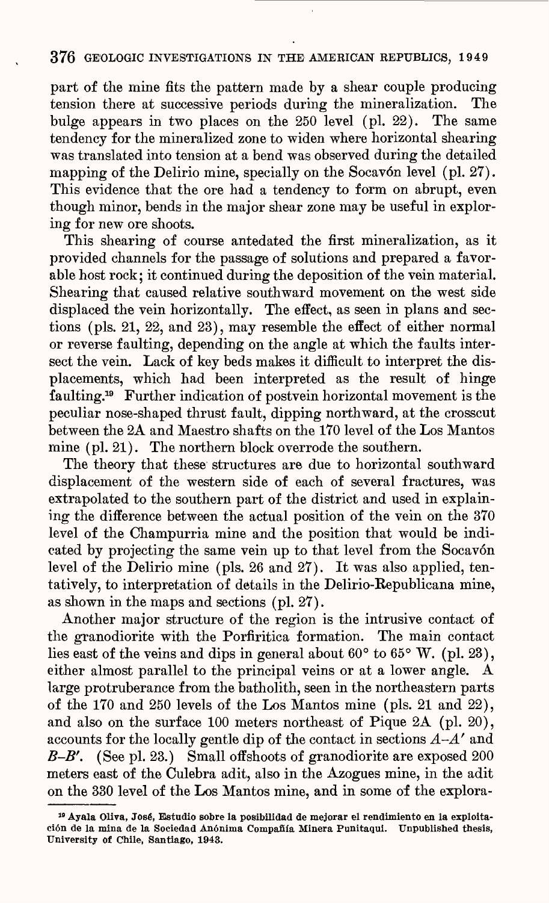part of the mine fits the pattern made by a shear couple producing tension there at successive periods during the mineralization. The bulge appears in two places on the 250 level (pl. 22). The same tendency for the mineralized zone to widen where horizontal shearing was translated into tension at a bend was observed during the detailed mapping of the Delirio mine, specially on the Socavón level (pl. 27). This evidence that the ore had a tendency to form on abrupt, even though minor, bends in the major shear zone may be useful in exploring for new ore shoots.

This shearing of course antedated the first mineralization, as it provided channels for the passage of solutions and prepared a favorable host rock; it continued during the deposition of the vein material. Shearing that caused relative southward movement on the west side displaced the vein horizontally. The effect, as seen in plans and sections (pls. 21, 22, and 23), may resemble the effect of either normal or reverse faulting, depending on the angle at which the faults intersect the vein. Lack of key beds makes it difficult to interpret the displacements, which had been interpreted as the result of hinge faulting.[19] Further indication of postvein horizontal movement is the peculiar nose-shaped thrust fault, dipping northward, at the crosscut between the 2A and Maestro shafts on the 170 level of the Los Mantos mine (pl. 21). The northern block overrode the southern.

The theory that these structures are due to horizontal southward displacement of the western side of each of several fractures, was extrapolated to the southern part of the district and used in explaining the difference between the actual position of the vein on the 370 level of the Champurria mine and the position that would be indicated by projecting the same vein up to that level from the Socavón level of the Delirio mine (pls. 26 and 27). It was also applied, tentatively, to interpretation of details in the Delirio-Republicana mine, as shown in the maps and sections (pl. 27).

Another major structure of the region is the intrusive contact of the granodiorite with the Porfiritica formation. The main contact lies east of the veins and dips in general about 60° to 65° W. (pl. 23), either almost parallel to the principal veins or at a lower angle. A large protruberance from the batholith, seen in the northeastern parts of the 170 and 250 levels of the Los Mantos mine (pls. 21 and 22), and also on the surface 100 meters northeast of Pique 2A (pl. 20), accounts for the locally gentle dip of the contact in sections *A–A′* and *B–B′*. (See pl. 23.) Small offshoots of granodiorite are exposed 200 meters east of the Culebra adit, also in the Azogues mine, in the adit on the 330 level of the Los Mantos mine, and in some of the explora-

[19] Ayala Oliva, José, Estudio sobre la posibilidad de mejorar el rendimiento en la explotación de la mina de la Sociedad Anónima Compañía Minera Punitaqui. Unpublished thesis, University of Chile, Santiago, 1943.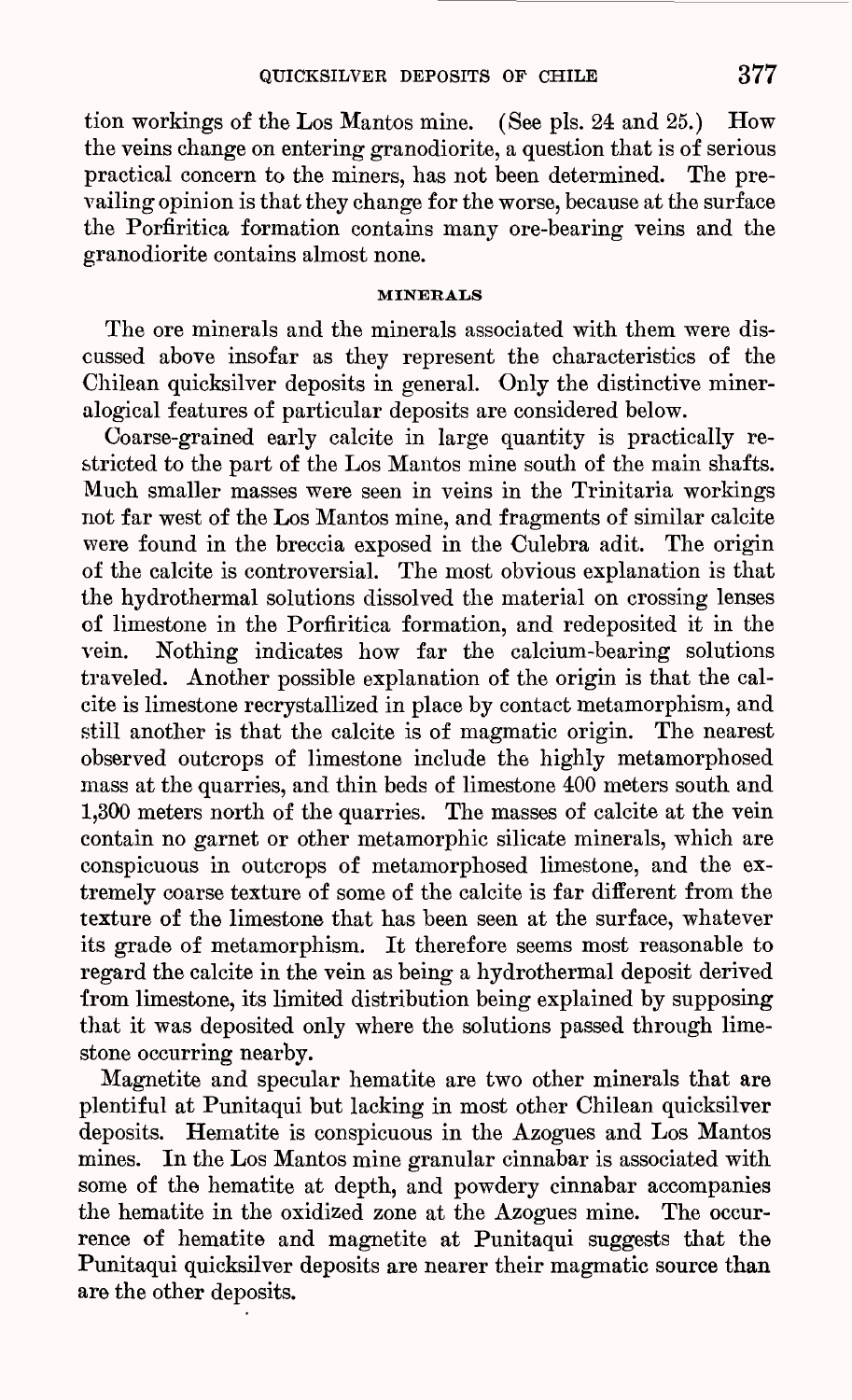tion workings of the Los Mantos mine. (See pls. 24 and 25.) How the veins change on entering granodiorite, a question that is of serious practical concern to the miners, has not been determined. The prevailing opinion is that they change for the worse, because at the surface the Porfiritica formation contains many ore-bearing veins and the granodiorite contains almost none.

### MINERALS

The ore minerals and the minerals associated with them were discussed above insofar as they represent the characteristics of the Chilean quicksilver deposits in general. Only the distinctive mineralogical features of particular deposits are considered below.

Coarse-grained early calcite in large quantity is practically restricted to the part of the Los Mantos mine south of the main shafts. Much smaller masses were seen in veins in the Trinitaria workings not far west of the Los Mantos mine, and fragments of similar calcite were found in the breccia exposed in the Culebra adit. The origin of the calcite is controversial. The most obvious explanation is that the hydrothermal solutions dissolved the material on crossing lenses of limestone in the Porfiritica formation, and redeposited it in the vein. Nothing indicates how far the calcium-bearing solutions traveled. Another possible explanation of the origin is that the calcite is limestone recrystallized in place by contact metamorphism, and still another is that the calcite is of magmatic origin. The nearest observed outcrops of limestone include the highly metamorphosed mass at the quarries, and thin beds of limestone 400 meters south and 1,300 meters north of the quarries. The masses of calcite at the vein contain no garnet or other metamorphic silicate minerals, which are conspicuous in outcrops of metamorphosed limestone, and the extremely coarse texture of some of the calcite is far different from the texture of the limestone that has been seen at the surface, whatever its grade of metamorphism. It therefore seems most reasonable to regard the calcite in the vein as being a hydrothermal deposit derived from limestone, its limited distribution being explained by supposing that it was deposited only where the solutions passed through limestone occurring nearby.

Magnetite and specular hematite are two other minerals that are plentiful at Punitaqui but lacking in most other Chilean quicksilver deposits. Hematite is conspicuous in the Azogues and Los Mantos mines. In the Los Mantos mine granular cinnabar is associated with some of the hematite at depth, and powdery cinnabar accompanies the hematite in the oxidized zone at the Azogues mine. The occurrence of hematite and magnetite at Punitaqui suggests that the Punitaqui quicksilver deposits are nearer their magmatic source than are the other deposits.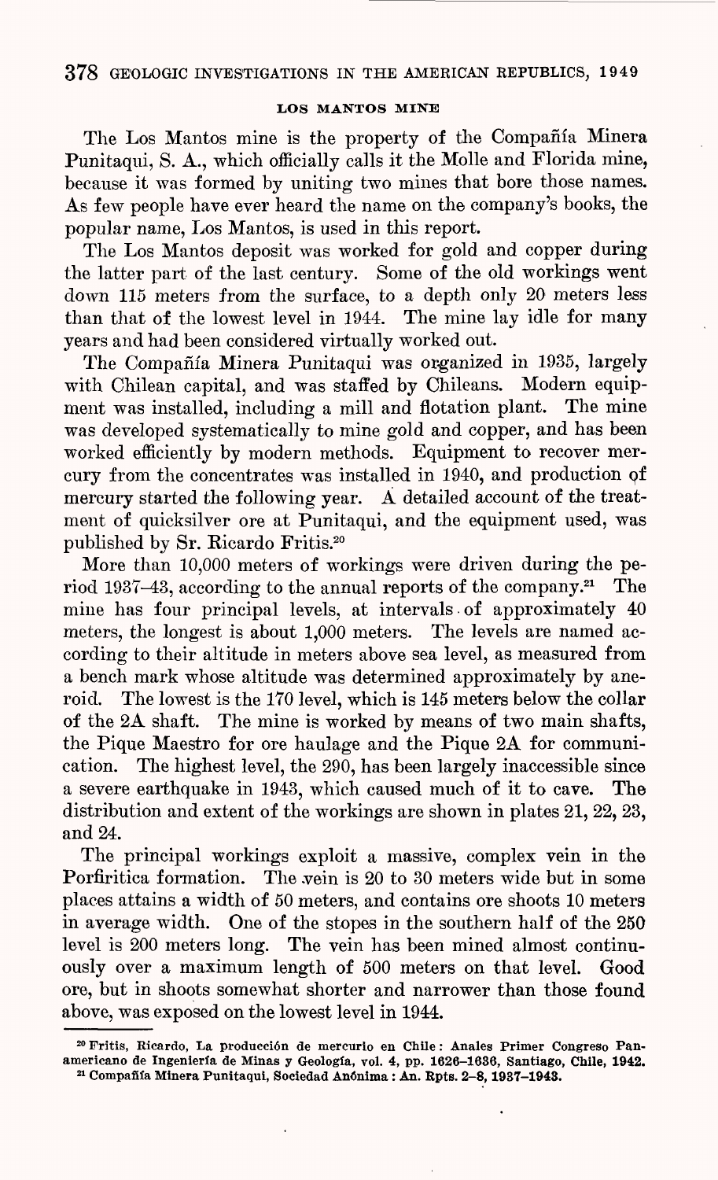## LOS MANTOS MINE

The Los Mantos mine is the property of the Compañía Minera Punitaqui, S. A., which officially calls it the Molle and Florida mine, because it was formed by uniting two mines that bore those names. As few people have ever heard the name on the company's books, the popular name, Los Mantos, is used in this report.

The Los Mantos deposit was worked for gold and copper during the latter part of the last century. Some of the old workings went down 115 meters from the surface, to a depth only 20 meters less than that of the lowest level in 1944. The mine lay idle for many years and had been considered virtually worked out.

The Compañía Minera Punitaqui was organized in 1935, largely with Chilean capital, and was staffed by Chileans. Modern equipment was installed, including a mill and flotation plant. The mine was developed systematically to mine gold and copper, and has been worked efficiently by modern methods. Equipment to recover mercury from the concentrates was installed in 1940, and production of mercury started the following year. A detailed account of the treatment of quicksilver ore at Punitaqui, and the equipment used, was published by Sr. Ricardo Fritis.[20]

More than 10,000 meters of workings were driven during the period 1937–43, according to the annual reports of the company.[21] The mine has four principal levels, at intervals of approximately 40 meters, the longest is about 1,000 meters. The levels are named according to their altitude in meters above sea level, as measured from a bench mark whose altitude was determined approximately by aneroid. The lowest is the 170 level, which is 145 meters below the collar of the 2A shaft. The mine is worked by means of two main shafts, the Pique Maestro for ore haulage and the Pique 2A for communication. The highest level, the 290, has been largely inaccessible since a severe earthquake in 1943, which caused much of it to cave. The distribution and extent of the workings are shown in plates 21, 22, 23, and 24.

The principal workings exploit a massive, complex vein in the Porfiritica formation. The vein is 20 to 30 meters wide but in some places attains a width of 50 meters, and contains ore shoots 10 meters in average width. One of the stopes in the southern half of the 250 level is 200 meters long. The vein has been mined almost continuously over a maximum length of 500 meters on that level. Good ore, but in shoots somewhat shorter and narrower than those found above, was exposed on the lowest level in 1944.

---

[20] Fritis, Ricardo, La producción de mercurio en Chile: Anales Primer Congreso Panamericano de Ingeniería de Minas y Geología, vol. 4, pp. 1626–1636, Santiago, Chile, 1942.

[21] Compañía Minera Punitaqui, Sociedad Anónima: An. Rpts. 2–8, 1937–1943.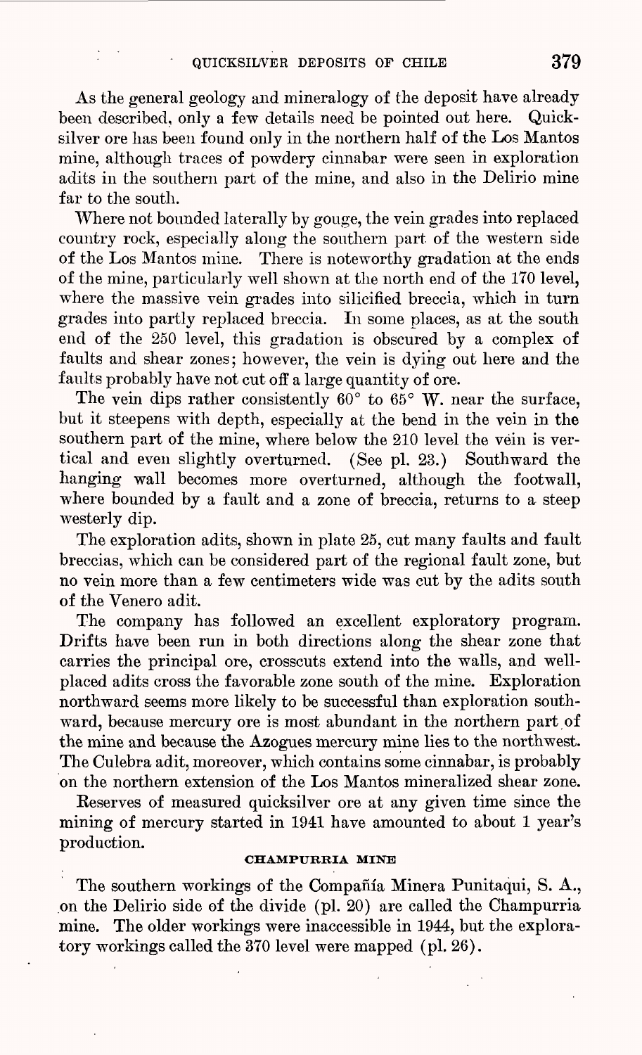As the general geology and mineralogy of the deposit have already been described, only a few details need be pointed out here. Quicksilver ore has been found only in the northern half of the Los Mantos mine, although traces of powdery cinnabar were seen in exploration adits in the southern part of the mine, and also in the Delirio mine far to the south.

Where not bounded laterally by gouge, the vein grades into replaced country rock, especially along the southern part of the western side of the Los Mantos mine. There is noteworthy gradation at the ends of the mine, particularly well shown at the north end of the 170 level, where the massive vein grades into silicified breccia, which in turn grades into partly replaced breccia. In some places, as at the south end of the 250 level, this gradation is obscured by a complex of faults and shear zones; however, the vein is dying out here and the faults probably have not cut off a large quantity of ore.

The vein dips rather consistently 60° to 65° W. near the surface, but it steepens with depth, especially at the bend in the vein in the southern part of the mine, where below the 210 level the vein is vertical and even slightly overturned. (See pl. 23.) Southward the hanging wall becomes more overturned, although the footwall, where bounded by a fault and a zone of breccia, returns to a steep westerly dip.

The exploration adits, shown in plate 25, cut many faults and fault breccias, which can be considered part of the regional fault zone, but no vein more than a few centimeters wide was cut by the adits south of the Venero adit.

The company has followed an excellent exploratory program. Drifts have been run in both directions along the shear zone that carries the principal ore, crosscuts extend into the walls, and well-placed adits cross the favorable zone south of the mine. Exploration northward seems more likely to be successful than exploration southward, because mercury ore is most abundant in the northern part of the mine and because the Azogues mercury mine lies to the northwest. The Culebra adit, moreover, which contains some cinnabar, is probably on the northern extension of the Los Mantos mineralized shear zone.

Reserves of measured quicksilver ore at any given time since the mining of mercury started in 1941 have amounted to about 1 year's production.

## CHAMPURRIA MINE

The southern workings of the Compañía Minera Punitaqui, S. A., on the Delirio side of the divide (pl. 20) are called the Champurria mine. The older workings were inaccessible in 1944, but the exploratory workings called the 370 level were mapped (pl. 26).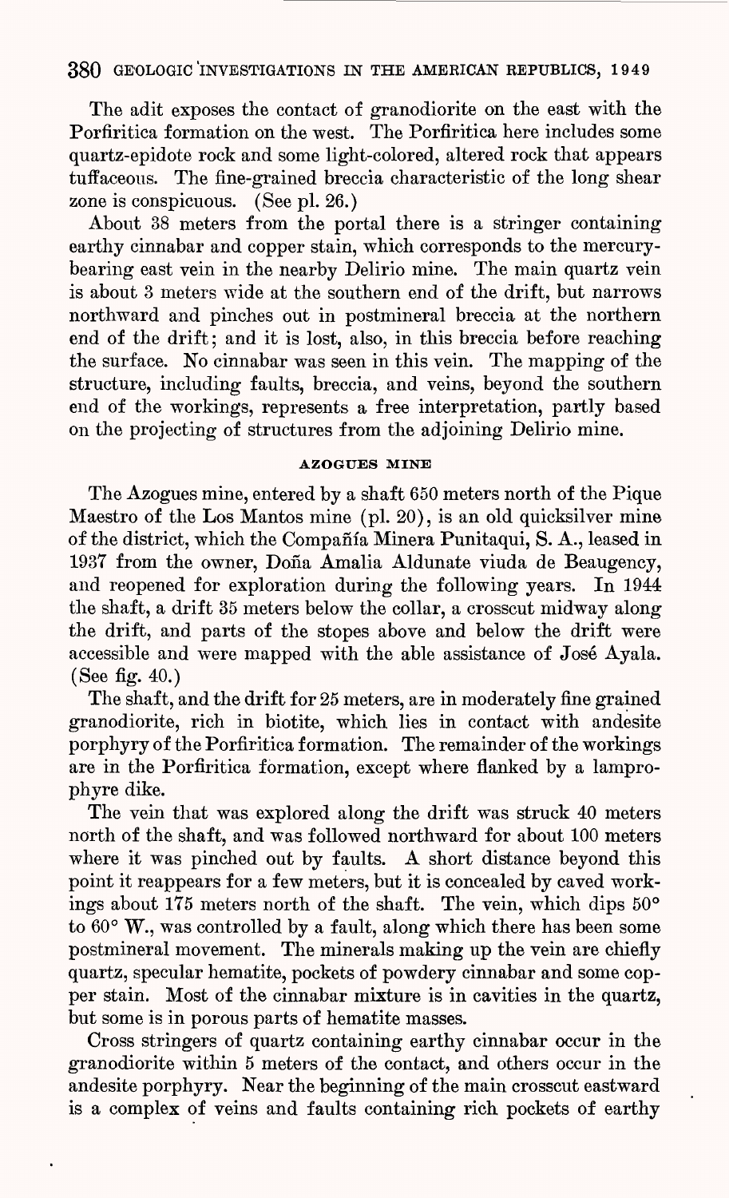The adit exposes the contact of granodiorite on the east with the Porfiritica formation on the west. The Porfiritica here includes some quartz-epidote rock and some light-colored, altered rock that appears tuffaceous. The fine-grained breccia characteristic of the long shear zone is conspicuous. (See pl. 26.)

About 38 meters from the portal there is a stringer containing earthy cinnabar and copper stain, which corresponds to the mercury-bearing east vein in the nearby Delirio mine. The main quartz vein is about 3 meters wide at the southern end of the drift, but narrows northward and pinches out in postmineral breccia at the northern end of the drift; and it is lost, also, in this breccia before reaching the surface. No cinnabar was seen in this vein. The mapping of the structure, including faults, breccia, and veins, beyond the southern end of the workings, represents a free interpretation, partly based on the projecting of structures from the adjoining Delirio mine.

### AZOGUES MINE

The Azogues mine, entered by a shaft 650 meters north of the Pique Maestro of the Los Mantos mine (pl. 20), is an old quicksilver mine of the district, which the Compañía Minera Punitaqui, S. A., leased in 1937 from the owner, Doña Amalia Aldunate viuda de Beaugency, and reopened for exploration during the following years. In 1944 the shaft, a drift 35 meters below the collar, a crosscut midway along the drift, and parts of the stopes above and below the drift were accessible and were mapped with the able assistance of José Ayala. (See fig. 40.)

The shaft, and the drift for 25 meters, are in moderately fine grained granodiorite, rich in biotite, which lies in contact with andesite porphyry of the Porfiritica formation. The remainder of the workings are in the Porfiritica formation, except where flanked by a lamprophyre dike.

The vein that was explored along the drift was struck 40 meters north of the shaft, and was followed northward for about 100 meters where it was pinched out by faults. A short distance beyond this point it reappears for a few meters, but it is concealed by caved workings about 175 meters north of the shaft. The vein, which dips 50° to 60° W., was controlled by a fault, along which there has been some postmineral movement. The minerals making up the vein are chiefly quartz, specular hematite, pockets of powdery cinnabar and some copper stain. Most of the cinnabar mixture is in cavities in the quartz, but some is in porous parts of hematite masses.

Cross stringers of quartz containing earthy cinnabar occur in the granodiorite within 5 meters of the contact, and others occur in the andesite porphyry. Near the beginning of the main crosscut eastward is a complex of veins and faults containing rich pockets of earthy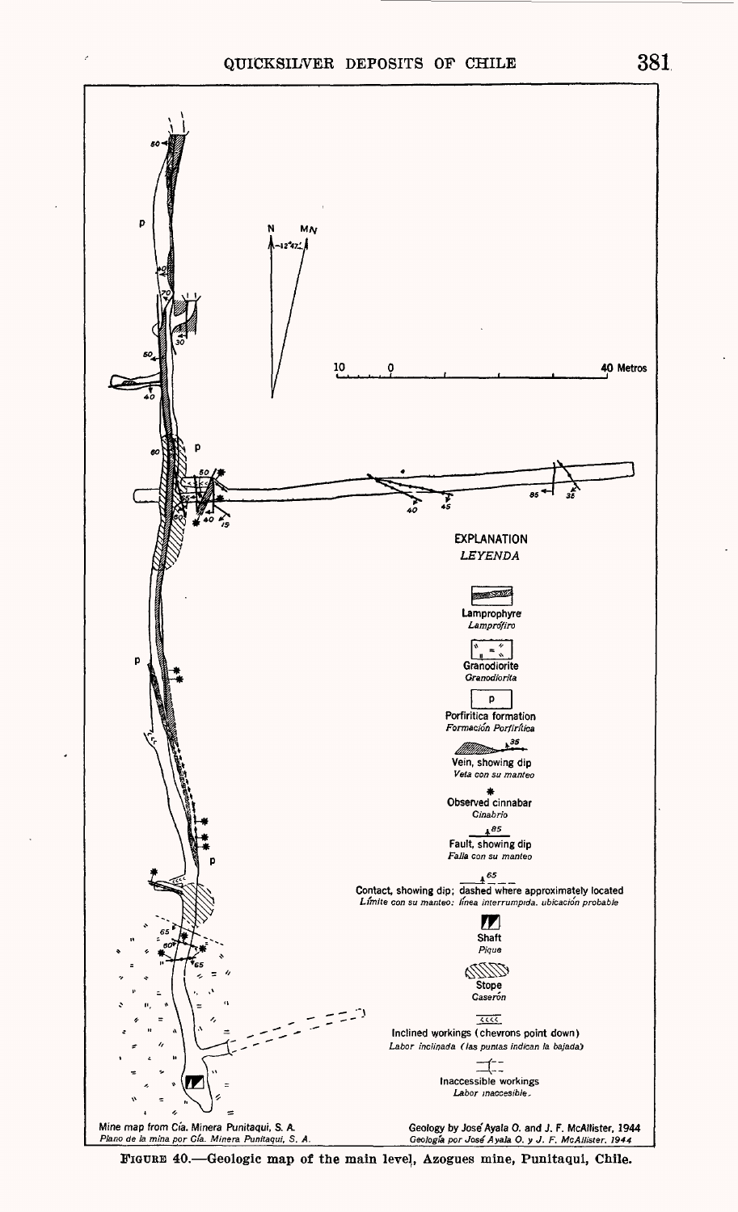EXPLANATION
*LEYENDA*

Lamprophyre
*Lamprófiro*

Granodiorite
*Granodiorita*

Porfiritica formation
*Formación Porfirítica*

Vein, showing dip
*Veta con su manteo*

Observed cinnabar
*Cinabrio*

Fault, showing dip
*Falla con su manteo*

Contact, showing dip; dashed where approximately located
*Límite con su manteo; línea interrumpida, ubicación probable*

Shaft
*Pique*

Stope
*Caserón*

Inclined workings (chevrons point down)
*Labor inclinada (las puntas indican la bajada)*

Inaccessible workings
*Labor inaccesible.*

Mine map from Cía. Minera Punitaqui, S. A.
*Plano de la mina por Cía. Minera Punitaqui, S. A.*

Geology by José Ayala O. and J. F. McAllister, 1944
*Geología por José Ayala O. y J. F. McAllister, 1944*

FIGURE 40.—Geologic map of the main level, Azogues mine, Punitaqui, Chile.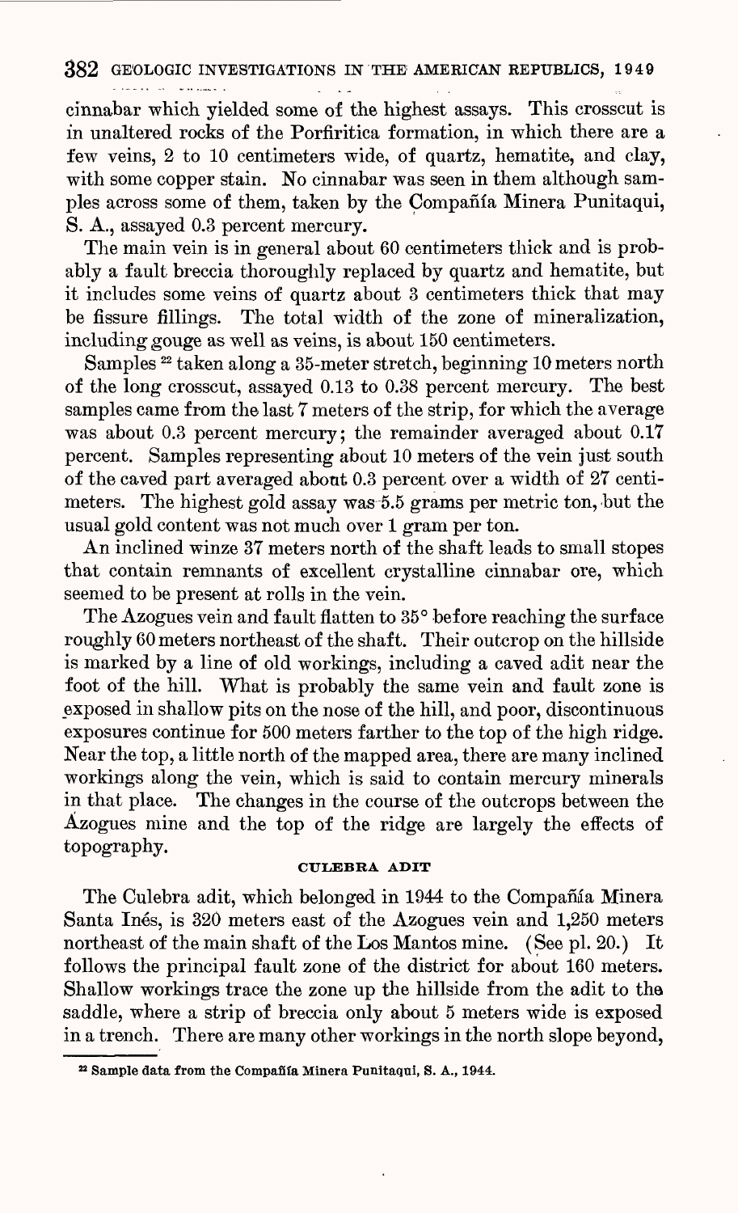cinnabar which yielded some of the highest assays. This crosscut is in unaltered rocks of the Porfiritica formation, in which there are a few veins, 2 to 10 centimeters wide, of quartz, hematite, and clay, with some copper stain. No cinnabar was seen in them although samples across some of them, taken by the Compañía Minera Punitaqui, S. A., assayed 0.3 percent mercury.

The main vein is in general about 60 centimeters thick and is probably a fault breccia thoroughly replaced by quartz and hematite, but it includes some veins of quartz about 3 centimeters thick that may be fissure fillings. The total width of the zone of mineralization, including gouge as well as veins, is about 150 centimeters.

Samples [22] taken along a 35-meter stretch, beginning 10 meters north of the long crosscut, assayed 0.13 to 0.38 percent mercury. The best samples came from the last 7 meters of the strip, for which the average was about 0.3 percent mercury; the remainder averaged about 0.17 percent. Samples representing about 10 meters of the vein just south of the caved part averaged about 0.3 percent over a width of 27 centimeters. The highest gold assay was 5.5 grams per metric ton, but the usual gold content was not much over 1 gram per ton.

An inclined winze 37 meters north of the shaft leads to small stopes that contain remnants of excellent crystalline cinnabar ore, which seemed to be present at rolls in the vein.

The Azogues vein and fault flatten to 35° before reaching the surface roughly 60 meters northeast of the shaft. Their outcrop on the hillside is marked by a line of old workings, including a caved adit near the foot of the hill. What is probably the same vein and fault zone is exposed in shallow pits on the nose of the hill, and poor, discontinuous exposures continue for 500 meters farther to the top of the high ridge. Near the top, a little north of the mapped area, there are many inclined workings along the vein, which is said to contain mercury minerals in that place. The changes in the course of the outcrops between the Azogues mine and the top of the ridge are largely the effects of topography.

### CULEBRA ADIT

The Culebra adit, which belonged in 1944 to the Compañía Minera Santa Inés, is 320 meters east of the Azogues vein and 1,250 meters northeast of the main shaft of the Los Mantos mine. (See pl. 20.) It follows the principal fault zone of the district for about 160 meters. Shallow workings trace the zone up the hillside from the adit to the saddle, where a strip of breccia only about 5 meters wide is exposed in a trench. There are many other workings in the north slope beyond,

[22] Sample data from the Compañía Minera Punitaqui, S. A., 1944.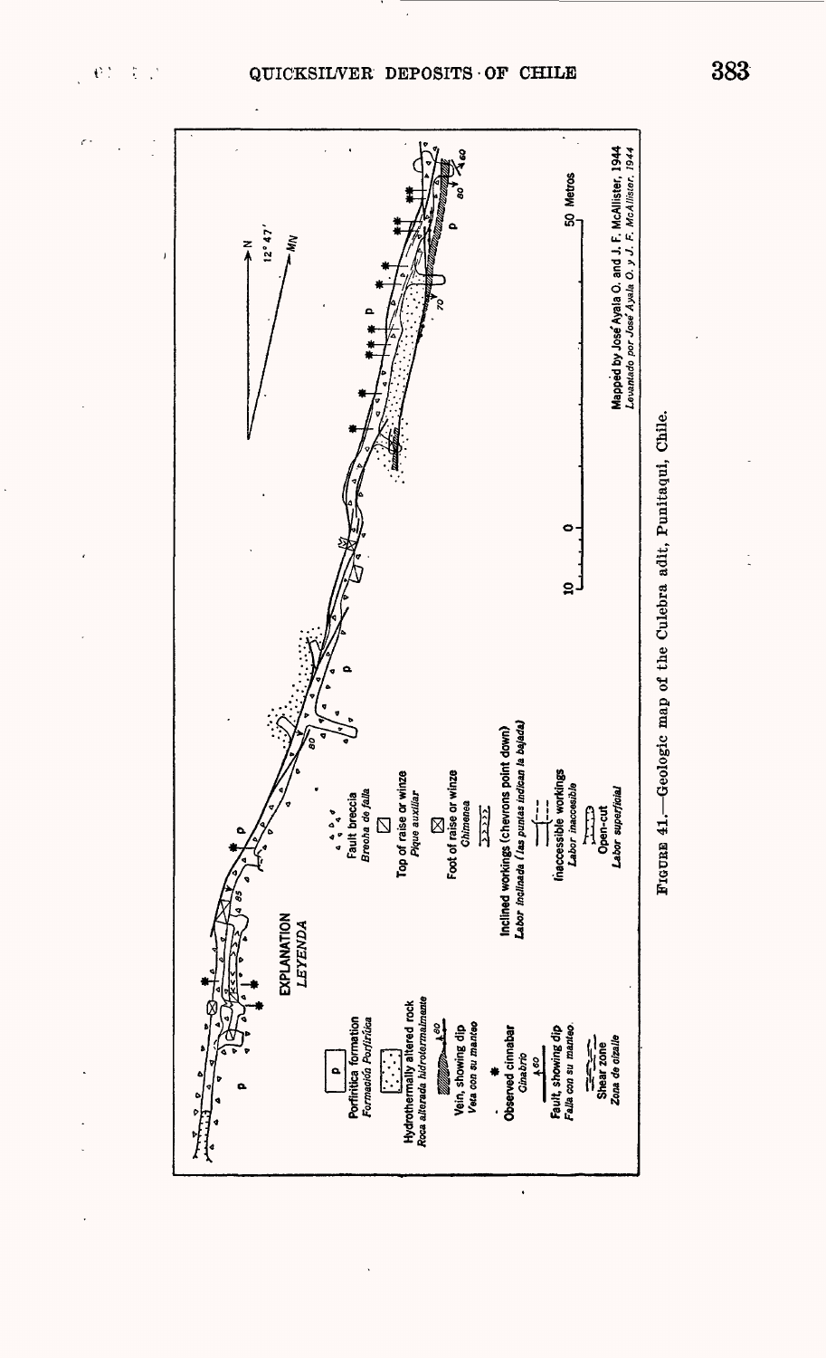FIGURE 41.—Geologic map of the Culebra adit, Punitaqui, Chile.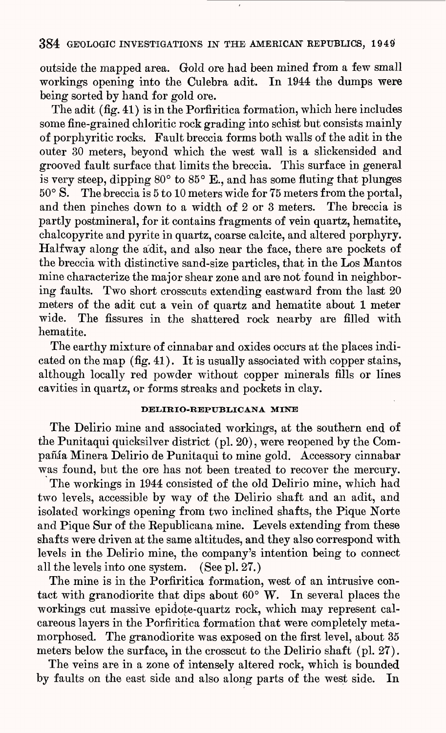outside the mapped area. Gold ore had been mined from a few small workings opening into the Culebra adit. In 1944 the dumps were being sorted by hand for gold ore.

The adit (fig. 41) is in the Porfiritica formation, which here includes some fine-grained chloritic rock grading into schist but consists mainly of porphyritic rocks. Fault breccia forms both walls of the adit in the outer 30 meters, beyond which the west wall is a slickensided and grooved fault surface that limits the breccia. This surface in general is very steep, dipping 80° to 85° E., and has some fluting that plunges 50° S. The breccia is 5 to 10 meters wide for 75 meters from the portal, and then pinches down to a width of 2 or 3 meters. The breccia is partly postmineral, for it contains fragments of vein quartz, hematite, chalcopyrite and pyrite in quartz, coarse calcite, and altered porphyry. Halfway along the adit, and also near the face, there are pockets of the breccia with distinctive sand-size particles, that in the Los Mantos mine characterize the major shear zone and are not found in neighboring faults. Two short crosscuts extending eastward from the last 20 meters of the adit cut a vein of quartz and hematite about 1 meter wide. The fissures in the shattered rock nearby are filled with hematite.

The earthy mixture of cinnabar and oxides occurs at the places indicated on the map (fig. 41). It is usually associated with copper stains, although locally red powder without copper minerals fills or lines cavities in quartz, or forms streaks and pockets in clay.

### DELIRIO-REPUBLICANA MINE

The Delirio mine and associated workings, at the southern end of the Punitaqui quicksilver district (pl. 20), were reopened by the Compañía Minera Delirio de Punitaqui to mine gold. Accessory cinnabar was found, but the ore has not been treated to recover the mercury.

The workings in 1944 consisted of the old Delirio mine, which had two levels, accessible by way of the Delirio shaft and an adit, and isolated workings opening from two inclined shafts, the Pique Norte and Pique Sur of the Republicana mine. Levels extending from these shafts were driven at the same altitudes, and they also correspond with levels in the Delirio mine, the company's intention being to connect all the levels into one system. (See pl. 27.)

The mine is in the Porfiritica formation, west of an intrusive contact with granodiorite that dips about 60° W. In several places the workings cut massive epidote-quartz rock, which may represent calcareous layers in the Porfiritica formation that were completely metamorphosed. The granodiorite was exposed on the first level, about 35 meters below the surface, in the crosscut to the Delirio shaft (pl. 27).

The veins are in a zone of intensely altered rock, which is bounded by faults on the east side and also along parts of the west side. In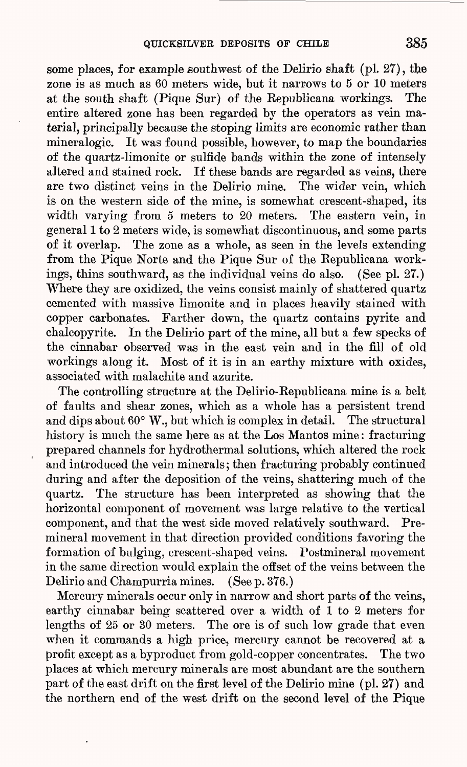some places, for example southwest of the Delirio shaft (pl. 27), the zone is as much as 60 meters wide, but it narrows to 5 or 10 meters at the south shaft (Pique Sur) of the Republicana workings. The entire altered zone has been regarded by the operators as vein material, principally because the stoping limits are economic rather than mineralogic. It was found possible, however, to map the boundaries of the quartz-limonite or sulfide bands within the zone of intensely altered and stained rock. If these bands are regarded as veins, there are two distinct veins in the Delirio mine. The wider vein, which is on the western side of the mine, is somewhat crescent-shaped, its width varying from 5 meters to 20 meters. The eastern vein, in general 1 to 2 meters wide, is somewhat discontinuous, and some parts of it overlap. The zone as a whole, as seen in the levels extending from the Pique Norte and the Pique Sur of the Republicana workings, thins southward, as the individual veins do also. (See pl. 27.) Where they are oxidized, the veins consist mainly of shattered quartz cemented with massive limonite and in places heavily stained with copper carbonates. Farther down, the quartz contains pyrite and chalcopyrite. In the Delirio part of the mine, all but a few specks of the cinnabar observed was in the east vein and in the fill of old workings along it. Most of it is in an earthy mixture with oxides, associated with malachite and azurite.

The controlling structure at the Delirio-Republicana mine is a belt of faults and shear zones, which as a whole has a persistent trend and dips about 60° W., but which is complex in detail. The structural history is much the same here as at the Los Mantos mine: fracturing prepared channels for hydrothermal solutions, which altered the rock and introduced the vein minerals; then fracturing probably continued during and after the deposition of the veins, shattering much of the quartz. The structure has been interpreted as showing that the horizontal component of movement was large relative to the vertical component, and that the west side moved relatively southward. Premineral movement in that direction provided conditions favoring the formation of bulging, crescent-shaped veins. Postmineral movement in the same direction would explain the offset of the veins between the Delirio and Champurria mines. (See p. 376.)

Mercury minerals occur only in narrow and short parts of the veins, earthy cinnabar being scattered over a width of 1 to 2 meters for lengths of 25 or 30 meters. The ore is of such low grade that even when it commands a high price, mercury cannot be recovered at a profit except as a byproduct from gold-copper concentrates. The two places at which mercury minerals are most abundant are the southern part of the east drift on the first level of the Delirio mine (pl. 27) and the northern end of the west drift on the second level of the Pique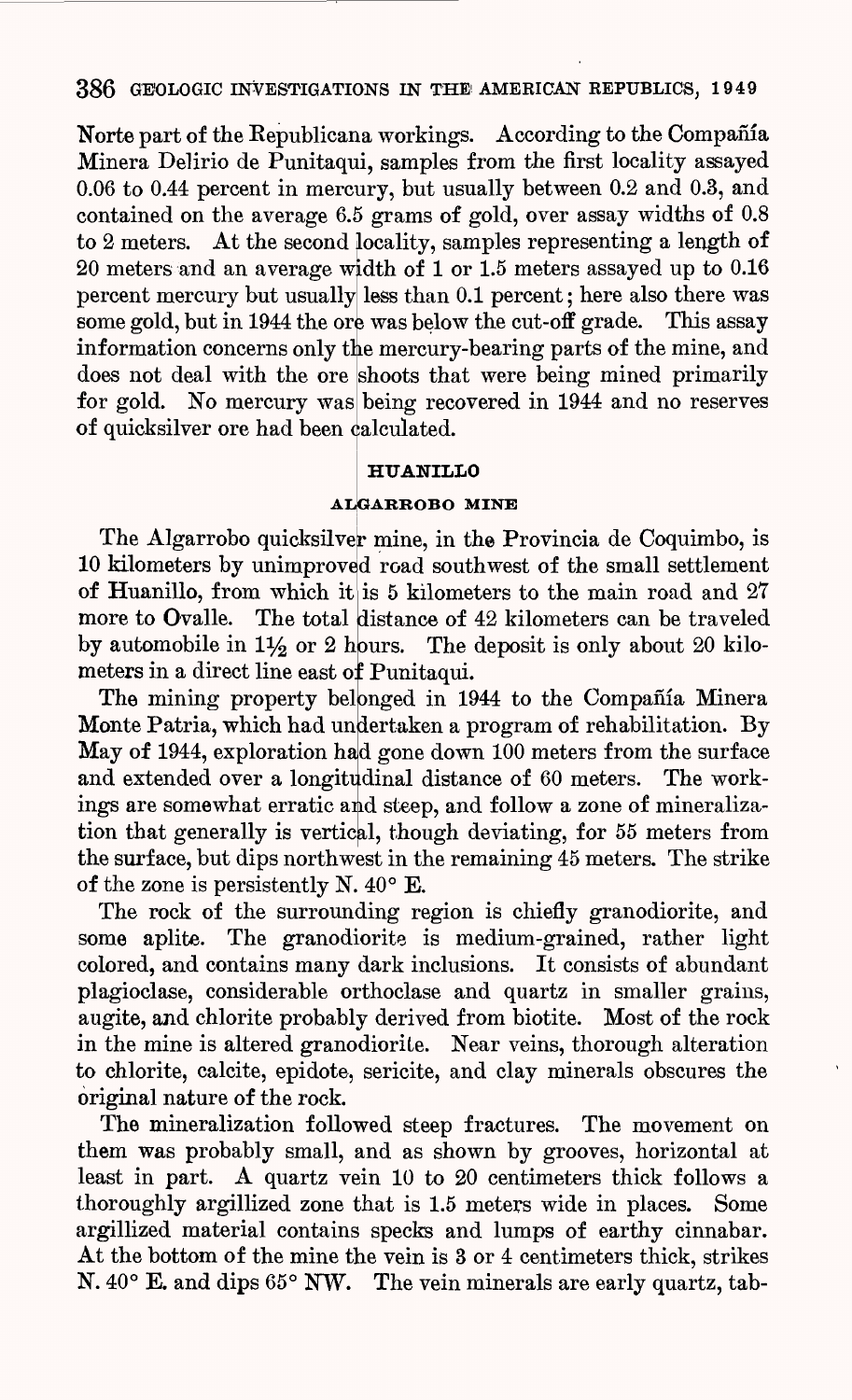Norte part of the Republicana workings. According to the Compañía Minera Delirio de Punitaqui, samples from the first locality assayed 0.06 to 0.44 percent in mercury, but usually between 0.2 and 0.3, and contained on the average 6.5 grams of gold, over assay widths of 0.8 to 2 meters. At the second locality, samples representing a length of 20 meters and an average width of 1 or 1.5 meters assayed up to 0.16 percent mercury but usually less than 0.1 percent; here also there was some gold, but in 1944 the ore was below the cut-off grade. This assay information concerns only the mercury-bearing parts of the mine, and does not deal with the ore shoots that were being mined primarily for gold. No mercury was being recovered in 1944 and no reserves of quicksilver ore had been calculated.

## HUANILLO

### ALGARROBO MINE

The Algarrobo quicksilver mine, in the Provincia de Coquimbo, is 10 kilometers by unimproved road southwest of the small settlement of Huanillo, from which it is 5 kilometers to the main road and 27 more to Ovalle. The total distance of 42 kilometers can be traveled by automobile in 1½ or 2 hours. The deposit is only about 20 kilometers in a direct line east of Punitaqui.

The mining property belonged in 1944 to the Compañía Minera Monte Patria, which had undertaken a program of rehabilitation. By May of 1944, exploration had gone down 100 meters from the surface and extended over a longitudinal distance of 60 meters. The workings are somewhat erratic and steep, and follow a zone of mineralization that generally is vertical, though deviating, for 55 meters from the surface, but dips northwest in the remaining 45 meters. The strike of the zone is persistently N. 40° E.

The rock of the surrounding region is chiefly granodiorite, and some aplite. The granodiorite is medium-grained, rather light colored, and contains many dark inclusions. It consists of abundant plagioclase, considerable orthoclase and quartz in smaller grains, augite, and chlorite probably derived from biotite. Most of the rock in the mine is altered granodiorite. Near veins, thorough alteration to chlorite, calcite, epidote, sericite, and clay minerals obscures the original nature of the rock.

The mineralization followed steep fractures. The movement on them was probably small, and as shown by grooves, horizontal at least in part. A quartz vein 10 to 20 centimeters thick follows a thoroughly argillized zone that is 1.5 meters wide in places. Some argillized material contains specks and lumps of earthy cinnabar. At the bottom of the mine the vein is 3 or 4 centimeters thick, strikes N. 40° E. and dips 65° NW. The vein minerals are early quartz, tab-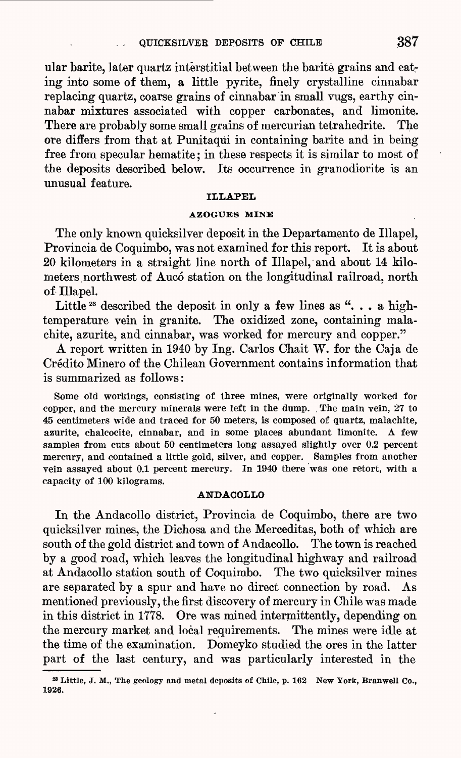ular barite, later quartz interstitial between the barite grains and eating into some of them, a little pyrite, finely crystalline cinnabar replacing quartz, coarse grains of cinnabar in small vugs, earthy cinnabar mixtures associated with copper carbonates, and limonite. There are probably some small grains of mercurian tetrahedrite. The ore differs from that at Punitaqui in containing barite and in being free from specular hematite; in these respects it is similar to most of the deposits described below. Its occurrence in granodiorite is an unusual feature.

## ILLAPEL

### AZOGUES MINE

The only known quicksilver deposit in the Departamento de Illapel, Provincia de Coquimbo, was not examined for this report. It is about 20 kilometers in a straight line north of Illapel, and about 14 kilometers northwest of Aucó station on the longitudinal railroad, north of Illapel.

Little[23] described the deposit in only a few lines as ". . . a high-temperature vein in granite. The oxidized zone, containing malachite, azurite, and cinnabar, was worked for mercury and copper."

A report written in 1940 by Ing. Carlos Chait W. for the Caja de Crédito Minero of the Chilean Government contains information that is summarized as follows:

> Some old workings, consisting of three mines, were originally worked for copper, and the mercury minerals were left in the dump. The main vein, 27 to 45 centimeters wide and traced for 50 meters, is composed of quartz, malachite, azurite, chalcocite, cinnabar, and in some places abundant limonite. A few samples from cuts about 50 centimeters long assayed slightly over 0.2 percent mercury, and contained a little gold, silver, and copper. Samples from another vein assayed about 0.1 percent mercury. In 1940 there was one retort, with a capacity of 100 kilograms.

## ANDACOLLO

In the Andacollo district, Provincia de Coquimbo, there are two quicksilver mines, the Dichosa and the Merceditas, both of which are south of the gold district and town of Andacollo. The town is reached by a good road, which leaves the longitudinal highway and railroad at Andacollo station south of Coquimbo. The two quicksilver mines are separated by a spur and have no direct connection by road. As mentioned previously, the first discovery of mercury in Chile was made in this district in 1778. Ore was mined intermittently, depending on the mercury market and local requirements. The mines were idle at the time of the examination. Domeyko studied the ores in the latter part of the last century, and was particularly interested in the

[23] Little, J. M., The geology and metal deposits of Chile, p. 162 New York, Branwell Co., 1926.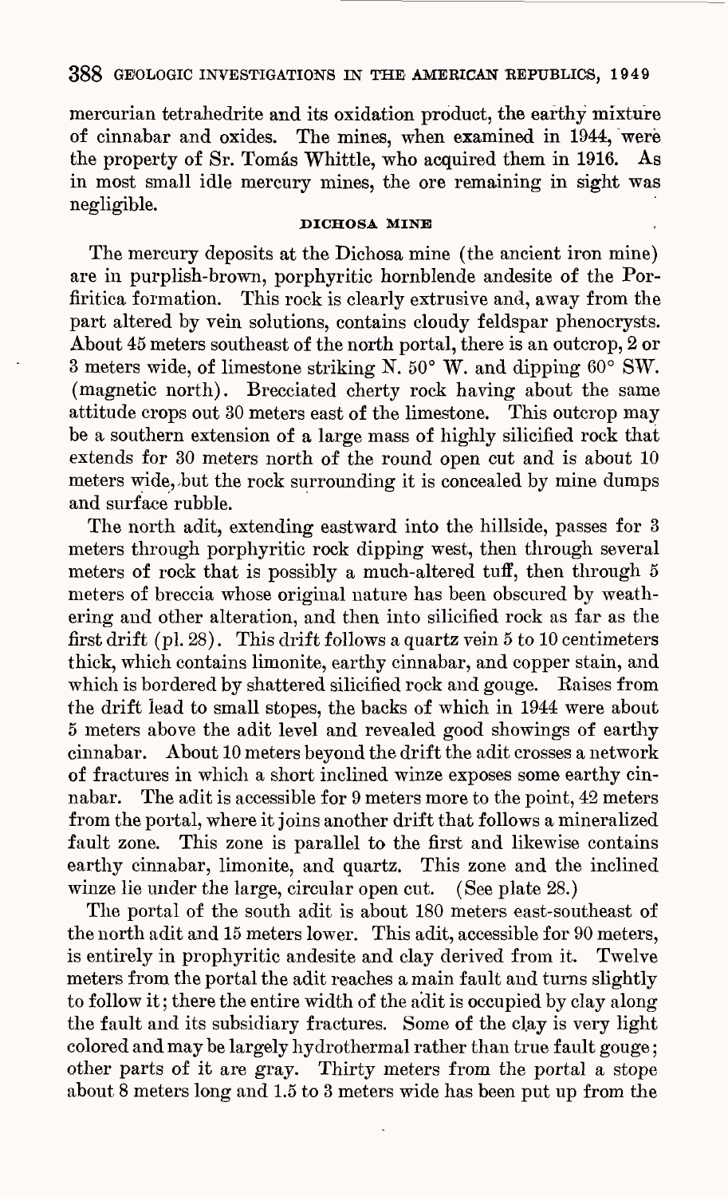mercurian tetrahedrite and its oxidation product, the earthy mixture of cinnabar and oxides. The mines, when examined in 1944, were the property of Sr. Tomás Whittle, who acquired them in 1916. As in most small idle mercury mines, the ore remaining in sight was negligible.

### DICHOSA MINE

The mercury deposits at the Dichosa mine (the ancient iron mine) are in purplish-brown, porphyritic hornblende andesite of the Porfiritica formation. This rock is clearly extrusive and, away from the part altered by vein solutions, contains cloudy feldspar phenocrysts. About 45 meters southeast of the north portal, there is an outcrop, 2 or 3 meters wide, of limestone striking N. 50° W. and dipping 60° SW. (magnetic north). Brecciated cherty rock having about the same attitude crops out 30 meters east of the limestone. This outcrop may be a southern extension of a large mass of highly silicified rock that extends for 30 meters north of the round open cut and is about 10 meters wide, but the rock surrounding it is concealed by mine dumps and surface rubble.

The north adit, extending eastward into the hillside, passes for 3 meters through porphyritic rock dipping west, then through several meters of rock that is possibly a much-altered tuff, then through 5 meters of breccia whose original nature has been obscured by weathering and other alteration, and then into silicified rock as far as the first drift (pl. 28). This drift follows a quartz vein 5 to 10 centimeters thick, which contains limonite, earthy cinnabar, and copper stain, and which is bordered by shattered silicified rock and gouge. Raises from the drift lead to small stopes, the backs of which in 1944 were about 5 meters above the adit level and revealed good showings of earthy cinnabar. About 10 meters beyond the drift the adit crosses a network of fractures in which a short inclined winze exposes some earthy cinnabar. The adit is accessible for 9 meters more to the point, 42 meters from the portal, where it joins another drift that follows a mineralized fault zone. This zone is parallel to the first and likewise contains earthy cinnabar, limonite, and quartz. This zone and the inclined winze lie under the large, circular open cut. (See plate 28.)

The portal of the south adit is about 180 meters east-southeast of the north adit and 15 meters lower. This adit, accessible for 90 meters, is entirely in prophyritic andesite and clay derived from it. Twelve meters from the portal the adit reaches a main fault and turns slightly to follow it; there the entire width of the adit is occupied by clay along the fault and its subsidiary fractures. Some of the clay is very light colored and may be largely hydrothermal rather than true fault gouge; other parts of it are gray. Thirty meters from the portal a stope about 8 meters long and 1.5 to 3 meters wide has been put up from the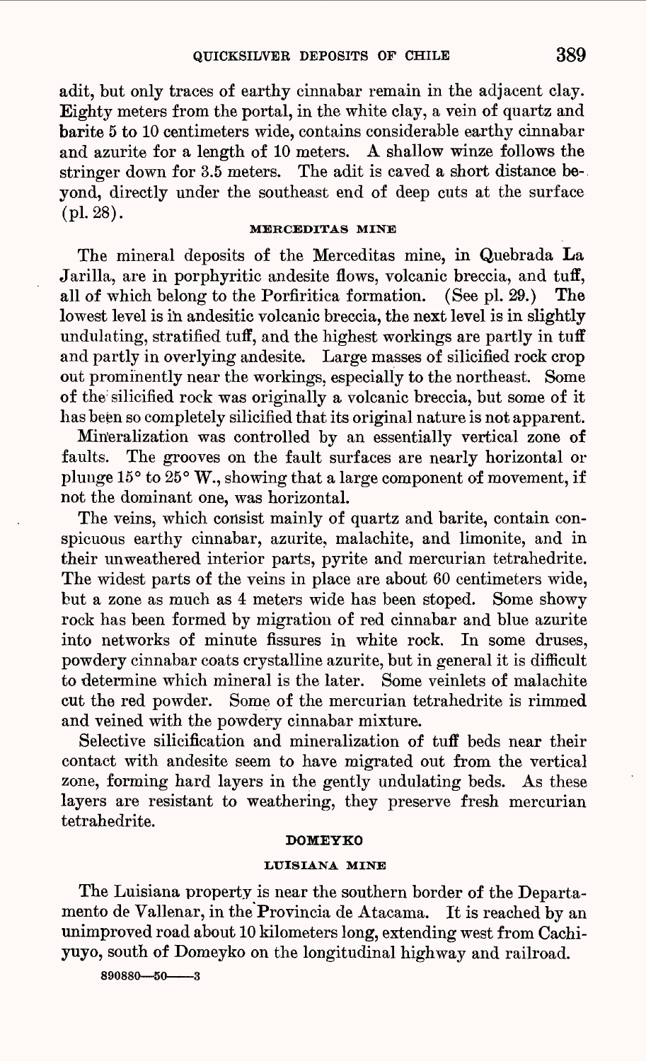adit, but only traces of earthy cinnabar remain in the adjacent clay. Eighty meters from the portal, in the white clay, a vein of quartz and barite 5 to 10 centimeters wide, contains considerable earthy cinnabar and azurite for a length of 10 meters. A shallow winze follows the stringer down for 3.5 meters. The adit is caved a short distance beyond, directly under the southeast end of deep cuts at the surface (pl. 28).

### MERCEDITAS MINE

The mineral deposits of the Merceditas mine, in Quebrada La Jarilla, are in porphyritic andesite flows, volcanic breccia, and tuff, all of which belong to the Porfiritica formation. (See pl. 29.) The lowest level is in andesitic volcanic breccia, the next level is in slightly undulating, stratified tuff, and the highest workings are partly in tuff and partly in overlying andesite. Large masses of silicified rock crop out prominently near the workings, especially to the northeast. Some of the silicified rock was originally a volcanic breccia, but some of it has been so completely silicified that its original nature is not apparent.

Mineralization was controlled by an essentially vertical zone of faults. The grooves on the fault surfaces are nearly horizontal or plunge 15° to 25° W., showing that a large component of movement, if not the dominant one, was horizontal.

The veins, which consist mainly of quartz and barite, contain conspicuous earthy cinnabar, azurite, malachite, and limonite, and in their unweathered interior parts, pyrite and mercurian tetrahedrite. The widest parts of the veins in place are about 60 centimeters wide, but a zone as much as 4 meters wide has been stoped. Some showy rock has been formed by migration of red cinnabar and blue azurite into networks of minute fissures in white rock. In some druses, powdery cinnabar coats crystalline azurite, but in general it is difficult to determine which mineral is the later. Some veinlets of malachite cut the red powder. Some of the mercurian tetrahedrite is rimmed and veined with the powdery cinnabar mixture.

Selective silicification and mineralization of tuff beds near their contact with andesite seem to have migrated out from the vertical zone, forming hard layers in the gently undulating beds. As these layers are resistant to weathering, they preserve fresh mercurian tetrahedrite.

## DOMEYKO

### LUISIANA MINE

The Luisiana property is near the southern border of the Departamento de Vallenar, in the Provincia de Atacama. It is reached by an unimproved road about 10 kilometers long, extending west from Cachiyuyo, south of Domeyko on the longitudinal highway and railroad.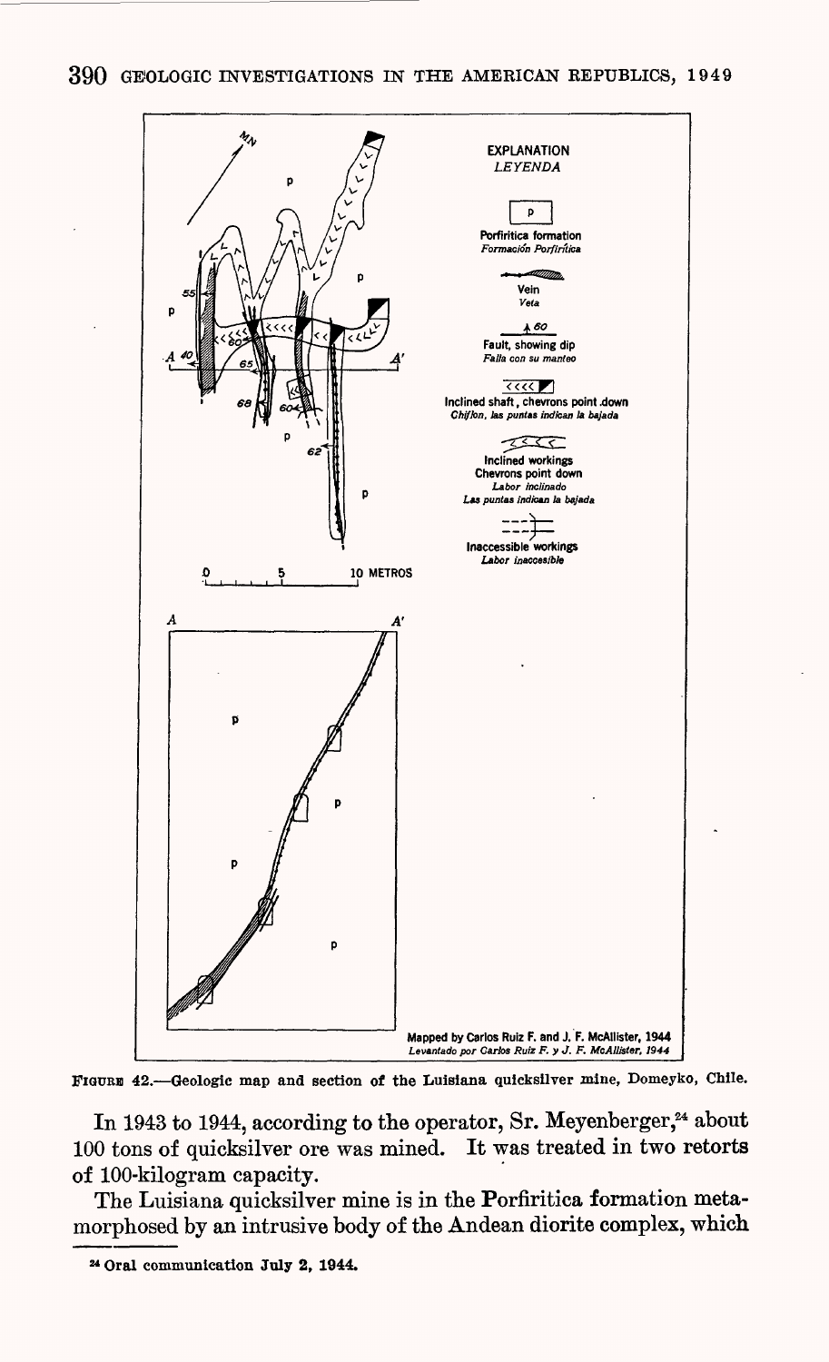EXPLANATION
*LEYENDA*

p — Porfiritica formation
*Formación Porfirítica*

Vein
*Veta*

Fault, showing dip
*Falla con su manteo*

Inclined shaft, chevrons point down
*Chiflon, las puntas indican la bajada*

Inclined workings
Chevrons point down
*Labor inclinado*
*Las puntas indican la bajada*

Inaccessible workings
*Labor inaccesible*

0 5 10 METROS

Mapped by Carlos Ruiz F. and J. F. McAllister, 1944
*Levantado por Carlos Ruiz F. y J. F. McAllister, 1944*

FIGURE 42.—Geologic map and section of the Luisiana quicksilver mine, Domeyko, Chile.

In 1943 to 1944, according to the operator, Sr. Meyenberger,[24] about 100 tons of quicksilver ore was mined. It was treated in two retorts of 100-kilogram capacity.

The Luisiana quicksilver mine is in the Porfiritica formation metamorphosed by an intrusive body of the Andean diorite complex, which

[24] Oral communication July 2, 1944.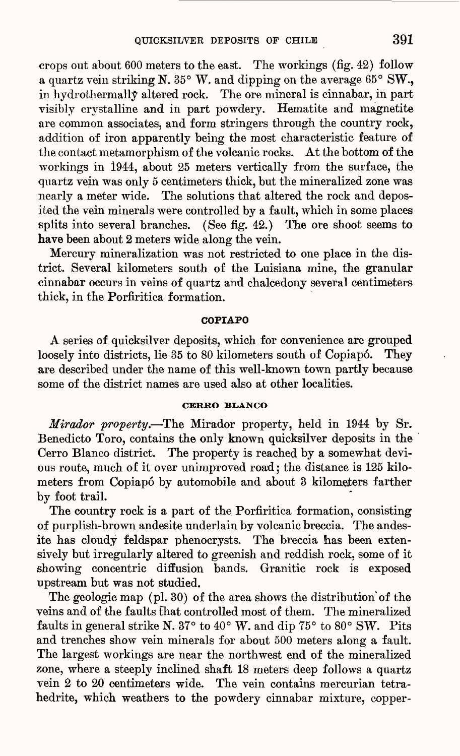crops out about 600 meters to the east. The workings (fig. 42) follow a quartz vein striking N. 35° W. and dipping on the average 65° SW., in hydrothermally altered rock. The ore mineral is cinnabar, in part visibly crystalline and in part powdery. Hematite and magnetite are common associates, and form stringers through the country rock, addition of iron apparently being the most characteristic feature of the contact metamorphism of the volcanic rocks. At the bottom of the workings in 1944, about 25 meters vertically from the surface, the quartz vein was only 5 centimeters thick, but the mineralized zone was nearly a meter wide. The solutions that altered the rock and deposited the vein minerals were controlled by a fault, which in some places splits into several branches. (See fig. 42.) The ore shoot seems to have been about 2 meters wide along the vein.

Mercury mineralization was not restricted to one place in the district. Several kilometers south of the Luisiana mine, the granular cinnabar occurs in veins of quartz and chalcedony several centimeters thick, in the Porfiritica formation.

## COPIAPO

A series of quicksilver deposits, which for convenience are grouped loosely into districts, lie 35 to 80 kilometers south of Copiapó. They are described under the name of this well-known town partly because some of the district names are used also at other localities.

### CERRO BLANCO

*Mirador property.*—The Mirador property, held in 1944 by Sr. Benedicto Toro, contains the only known quicksilver deposits in the Cerro Blanco district. The property is reached by a somewhat devious route, much of it over unimproved road; the distance is 125 kilometers from Copiapó by automobile and about 3 kilometers farther by foot trail.

The country rock is a part of the Porfiritica formation, consisting of purplish-brown andesite underlain by volcanic breccia. The andesite has cloudy feldspar phenocrysts. The breccia has been extensively but irregularly altered to greenish and reddish rock, some of it showing concentric diffusion bands. Granitic rock is exposed upstream but was not studied.

The geologic map (pl. 30) of the area shows the distribution of the veins and of the faults that controlled most of them. The mineralized faults in general strike N. 37° to 40° W. and dip 75° to 80° SW. Pits and trenches show vein minerals for about 500 meters along a fault. The largest workings are near the northwest end of the mineralized zone, where a steeply inclined shaft 18 meters deep follows a quartz vein 2 to 20 centimeters wide. The vein contains mercurian tetrahedrite, which weathers to the powdery cinnabar mixture, copper-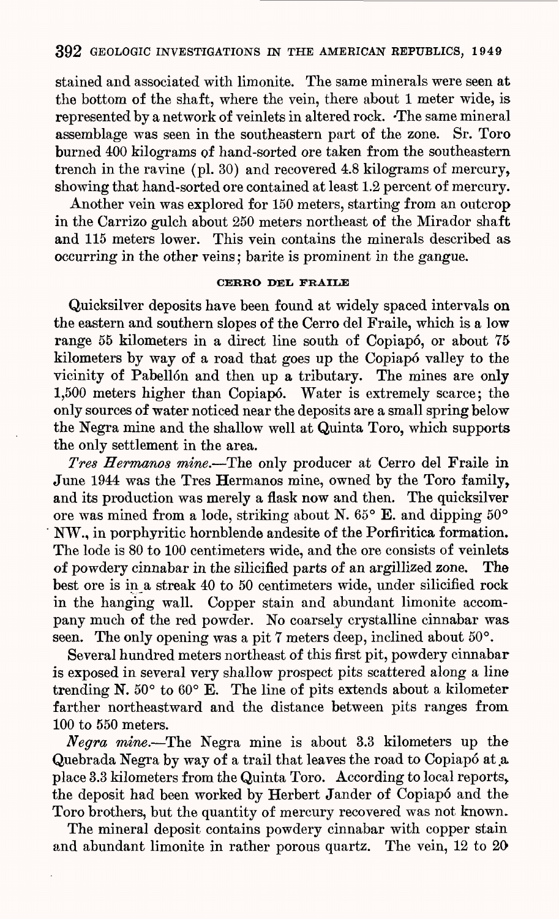stained and associated with limonite. The same minerals were seen at the bottom of the shaft, where the vein, there about 1 meter wide, is represented by a network of veinlets in altered rock. The same mineral assemblage was seen in the southeastern part of the zone. Sr. Toro burned 400 kilograms of hand-sorted ore taken from the southeastern trench in the ravine (pl. 30) and recovered 4.8 kilograms of mercury, showing that hand-sorted ore contained at least 1.2 percent of mercury.

Another vein was explored for 150 meters, starting from an outcrop in the Carrizo gulch about 250 meters northeast of the Mirador shaft and 115 meters lower. This vein contains the minerals described as occurring in the other veins; barite is prominent in the gangue.

### CERRO DEL FRAILE

Quicksilver deposits have been found at widely spaced intervals on the eastern and southern slopes of the Cerro del Fraile, which is a low range 55 kilometers in a direct line south of Copiapó, or about 75 kilometers by way of a road that goes up the Copiapó valley to the vicinity of Pabellón and then up a tributary. The mines are only 1,500 meters higher than Copiapó. Water is extremely scarce; the only sources of water noticed near the deposits are a small spring below the Negra mine and the shallow well at Quinta Toro, which supports the only settlement in the area.

*Tres Hermanos mine.*—The only producer at Cerro del Fraile in June 1944 was the Tres Hermanos mine, owned by the Toro family, and its production was merely a flask now and then. The quicksilver ore was mined from a lode, striking about N. 65° E. and dipping 50° NW., in porphyritic hornblende andesite of the Porfiritica formation. The lode is 80 to 100 centimeters wide, and the ore consists of veinlets of powdery cinnabar in the silicified parts of an argillized zone. The best ore is in a streak 40 to 50 centimeters wide, under silicified rock in the hanging wall. Copper stain and abundant limonite accompany much of the red powder. No coarsely crystalline cinnabar was seen. The only opening was a pit 7 meters deep, inclined about 50°.

Several hundred meters northeast of this first pit, powdery cinnabar is exposed in several very shallow prospect pits scattered along a line trending N. 50° to 60° E. The line of pits extends about a kilometer farther northeastward and the distance between pits ranges from 100 to 550 meters.

*Negra mine.*—The Negra mine is about 3.3 kilometers up the Quebrada Negra by way of a trail that leaves the road to Copiapó at a place 3.3 kilometers from the Quinta Toro. According to local reports, the deposit had been worked by Herbert Jander of Copiapó and the Toro brothers, but the quantity of mercury recovered was not known.

The mineral deposit contains powdery cinnabar with copper stain and abundant limonite in rather porous quartz. The vein, 12 to 20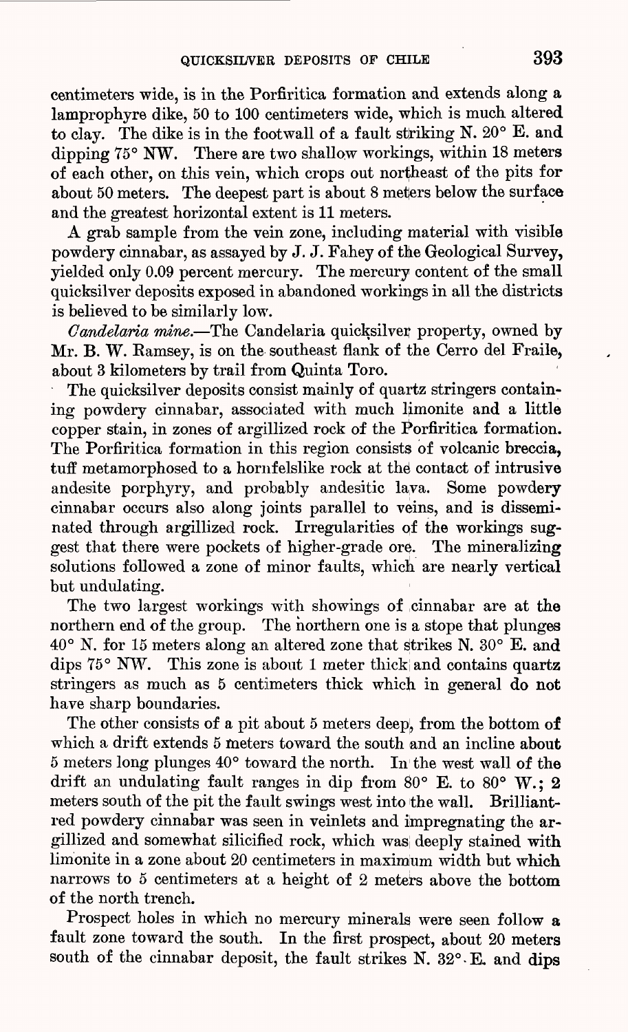centimeters wide, is in the Porfiritica formation and extends along a lamprophyre dike, 50 to 100 centimeters wide, which is much altered to clay. The dike is in the footwall of a fault striking N. 20° E. and dipping 75° NW. There are two shallow workings, within 18 meters of each other, on this vein, which crops out northeast of the pits for about 50 meters. The deepest part is about 8 meters below the surface and the greatest horizontal extent is 11 meters.

A grab sample from the vein zone, including material with visible powdery cinnabar, as assayed by J. J. Fahey of the Geological Survey, yielded only 0.09 percent mercury. The mercury content of the small quicksilver deposits exposed in abandoned workings in all the districts is believed to be similarly low.

*Candelaria mine.*—The Candelaria quicksilver property, owned by Mr. B. W. Ramsey, is on the southeast flank of the Cerro del Fraile, about 3 kilometers by trail from Quinta Toro.

The quicksilver deposits consist mainly of quartz stringers containing powdery cinnabar, associated with much limonite and a little copper stain, in zones of argillized rock of the Porfiritica formation. The Porfiritica formation in this region consists of volcanic breccia, tuff metamorphosed to a hornfelslike rock at the contact of intrusive andesite porphyry, and probably andesitic lava. Some powdery cinnabar occurs also along joints parallel to veins, and is disseminated through argillized rock. Irregularities of the workings suggest that there were pockets of higher-grade ore. The mineralizing solutions followed a zone of minor faults, which are nearly vertical but undulating.

The two largest workings with showings of cinnabar are at the northern end of the group. The northern one is a stope that plunges 40° N. for 15 meters along an altered zone that strikes N. 30° E. and dips 75° NW. This zone is about 1 meter thick and contains quartz stringers as much as 5 centimeters thick which in general do not have sharp boundaries.

The other consists of a pit about 5 meters deep, from the bottom of which a drift extends 5 meters toward the south and an incline about 5 meters long plunges 40° toward the north. In the west wall of the drift an undulating fault ranges in dip from 80° E. to 80° W.; 2 meters south of the pit the fault swings west into the wall. Brilliant-red powdery cinnabar was seen in veinlets and impregnating the argillized and somewhat silicified rock, which was deeply stained with limonite in a zone about 20 centimeters in maximum width but which narrows to 5 centimeters at a height of 2 meters above the bottom of the north trench.

Prospect holes in which no mercury minerals were seen follow a fault zone toward the south. In the first prospect, about 20 meters south of the cinnabar deposit, the fault strikes N. 32° E. and dips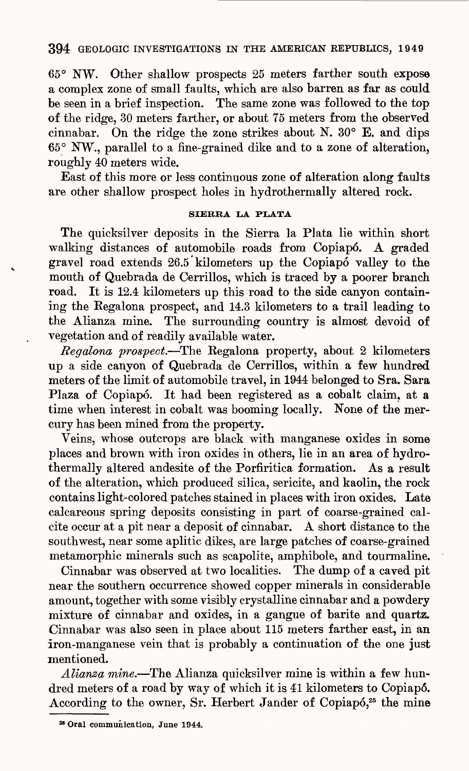65° NW. Other shallow prospects 25 meters farther south expose a complex zone of small faults, which are also barren as far as could be seen in a brief inspection. The same zone was followed to the top of the ridge, 30 meters farther, or about 75 meters from the observed cinnabar. On the ridge the zone strikes about N. 30° E. and dips 65° NW., parallel to a fine-grained dike and to a zone of alteration, roughly 40 meters wide.

East of this more or less continuous zone of alteration along faults are other shallow prospect holes in hydrothermally altered rock.

### SIERRA LA PLATA

The quicksilver deposits in the Sierra la Plata lie within short walking distances of automobile roads from Copiapó. A graded gravel road extends 26.5 kilometers up the Copiapó valley to the mouth of Quebrada de Cerrillos, which is traced by a poorer branch road. It is 12.4 kilometers up this road to the side canyon containing the Regalona prospect, and 14.3 kilometers to a trail leading to the Alianza mine. The surrounding country is almost devoid of vegetation and of readily available water.

*Regalona prospect*.—The Regalona property, about 2 kilometers up a side canyon of Quebrada de Cerrillos, within a few hundred meters of the limit of automobile travel, in 1944 belonged to Sra. Sara Plaza of Copiapó. It had been registered as a cobalt claim, at a time when interest in cobalt was booming locally. None of the mercury has been mined from the property.

Veins, whose outcrops are black with manganese oxides in some places and brown with iron oxides in others, lie in an area of hydrothermally altered andesite of the Porfiritica formation. As a result of the alteration, which produced silica, sericite, and kaolin, the rock contains light-colored patches stained in places with iron oxides. Late calcareous spring deposits consisting in part of coarse-grained calcite occur at a pit near a deposit of cinnabar. A short distance to the southwest, near some aplitic dikes, are large patches of coarse-grained metamorphic minerals such as scapolite, amphibole, and tourmaline.

Cinnabar was observed at two localities. The dump of a caved pit near the southern occurrence showed copper minerals in considerable amount, together with some visibly crystalline cinnabar and a powdery mixture of cinnabar and oxides, in a gangue of barite and quartz. Cinnabar was also seen in place about 115 meters farther east, in an iron-manganese vein that is probably a continuation of the one just mentioned.

*Alianza mine*.—The Alianza quicksilver mine is within a few hundred meters of a road by way of which it is 41 kilometers to Copiapó. According to the owner, Sr. Herbert Jander of Copiapó,[25] the mine

[25] Oral communication, June 1944.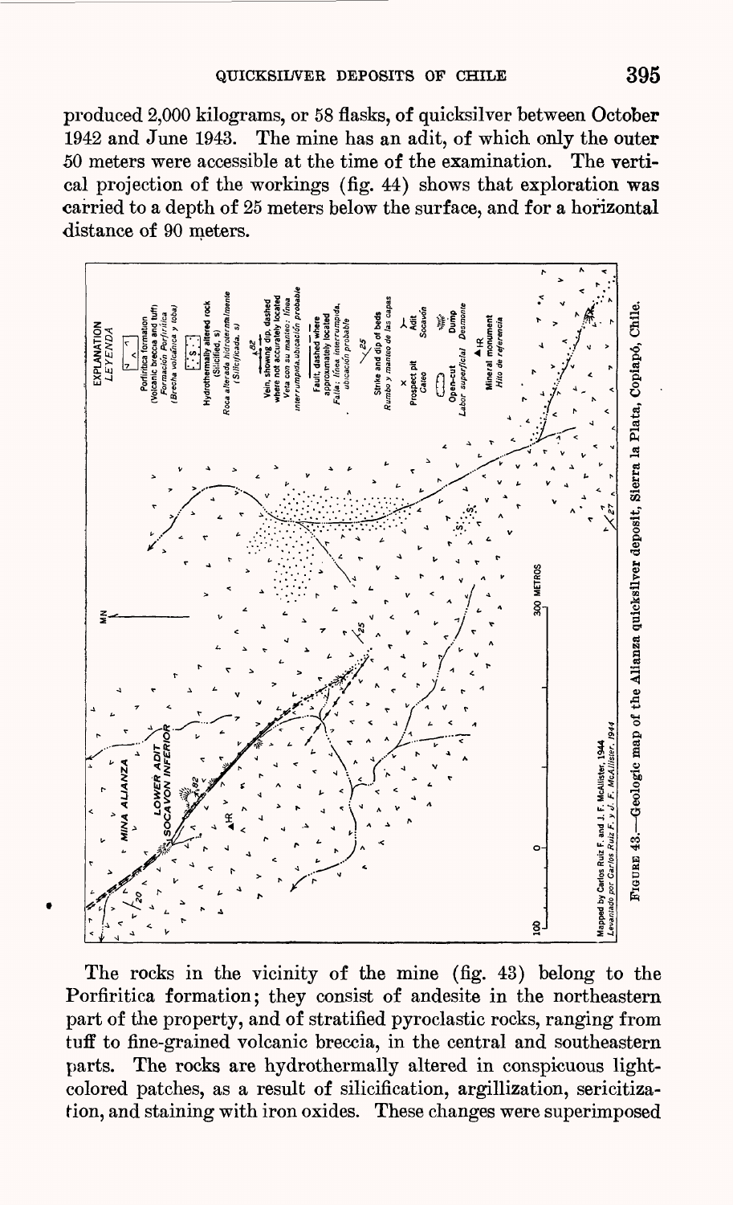produced 2,000 kilograms, or 58 flasks, of quicksilver between October 1942 and June 1943. The mine has an adit, of which only the outer 50 meters were accessible at the time of the examination. The vertical projection of the workings (fig. 44) shows that exploration was carried to a depth of 25 meters below the surface, and for a horizontal distance of 90 meters.

FIGURE 43.—Geologic map of the Alianza quicksilver deposit, Sierra la Plata, Copiapó, Chile.

The rocks in the vicinity of the mine (fig. 43) belong to the Porfiritica formation; they consist of andesite in the northeastern part of the property, and of stratified pyroclastic rocks, ranging from tuff to fine-grained volcanic breccia, in the central and southeastern parts. The rocks are hydrothermally altered in conspicuous light-colored patches, as a result of silicification, argillization, sericitization, and staining with iron oxides. These changes were superimposed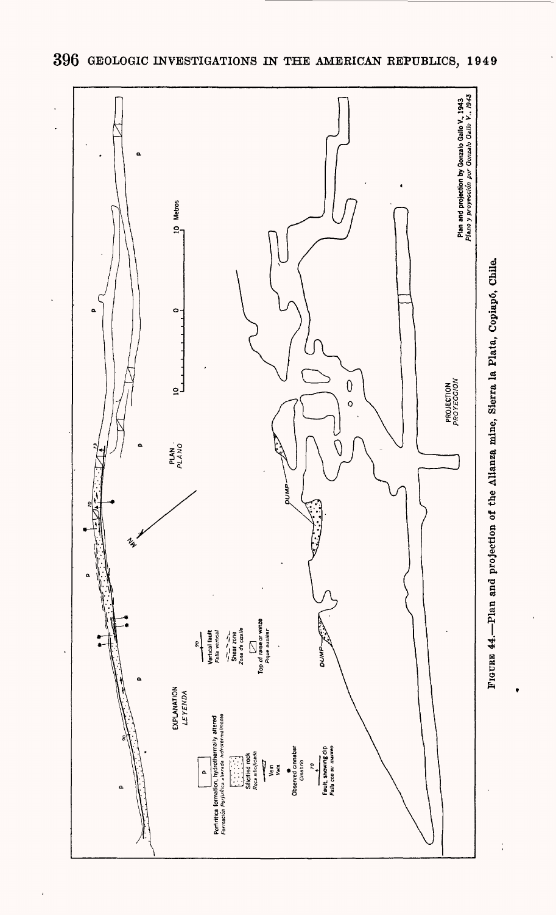EXPLANATION
*LEYENDA*

p — Porfiritica formation, hydrothermally altered
*Formación Porfirítica alterada hidrotermalmente*

Silicified rock
*Roca silicificada*

Vein
*Veta*

\* Observed cinnabar
*Cinabrio*

70 — Fault, showing dip
*Falla con su manteo*

90 — Vertical fault
*Falla vertical*

Shear zone
*Zona de cizalle*

Top of raise or winze
*Pique auxiliar*

PLAN
*PLANO*

PROJECTION
*PROYECCION*

DUMP

10 0 10 Metros

Plan and projection by Gonzalo Gallo V., 1943
*Plano y proyección por Gonzalo Gallo V., 1943*

FIGURE 44.—Plan and projection of the Alianza mine, Sierra la Plata, Copiapó, Chile.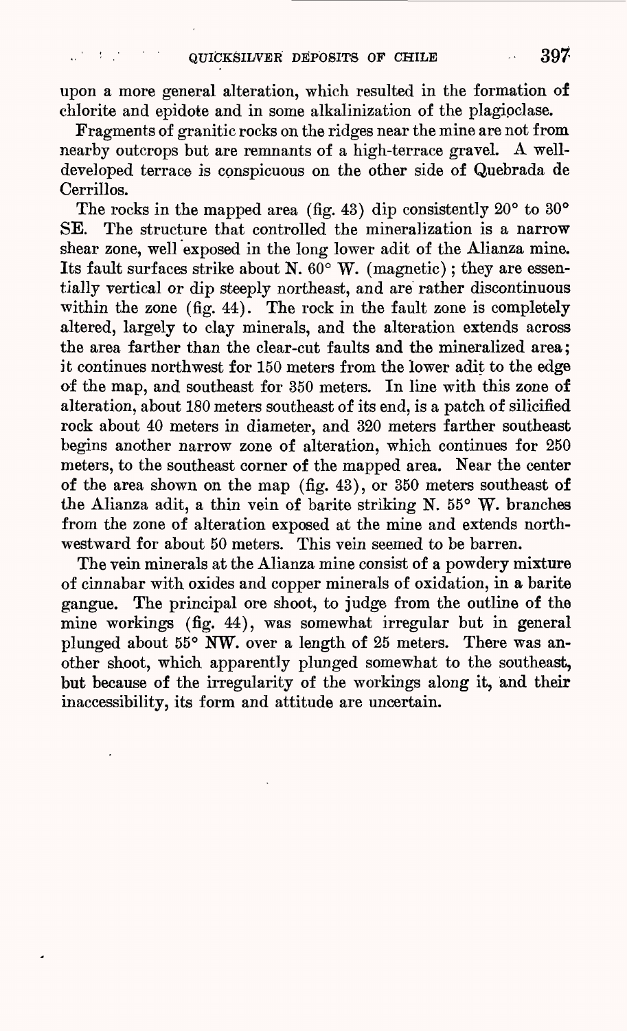upon a more general alteration, which resulted in the formation of chlorite and epidote and in some alkalinization of the plagioclase.

Fragments of granitic rocks on the ridges near the mine are not from nearby outcrops but are remnants of a high-terrace gravel. A well-developed terrace is conspicuous on the other side of Quebrada de Cerrillos.

The rocks in the mapped area (fig. 43) dip consistently 20° to 30° SE. The structure that controlled the mineralization is a narrow shear zone, well exposed in the long lower adit of the Alianza mine. Its fault surfaces strike about N. 60° W. (magnetic); they are essentially vertical or dip steeply northeast, and are rather discontinuous within the zone (fig. 44). The rock in the fault zone is completely altered, largely to clay minerals, and the alteration extends across the area farther than the clear-cut faults and the mineralized area; it continues northwest for 150 meters from the lower adit to the edge of the map, and southeast for 350 meters. In line with this zone of alteration, about 180 meters southeast of its end, is a patch of silicified rock about 40 meters in diameter, and 320 meters farther southeast begins another narrow zone of alteration, which continues for 250 meters, to the southeast corner of the mapped area. Near the center of the area shown on the map (fig. 43), or 350 meters southeast of the Alianza adit, a thin vein of barite striking N. 55° W. branches from the zone of alteration exposed at the mine and extends northwestward for about 50 meters. This vein seemed to be barren.

The vein minerals at the Alianza mine consist of a powdery mixture of cinnabar with oxides and copper minerals of oxidation, in a barite gangue. The principal ore shoot, to judge from the outline of the mine workings (fig. 44), was somewhat irregular but in general plunged about 55° NW. over a length of 25 meters. There was another shoot, which apparently plunged somewhat to the southeast, but because of the irregularity of the workings along it, and their inaccessibility, its form and attitude are uncertain.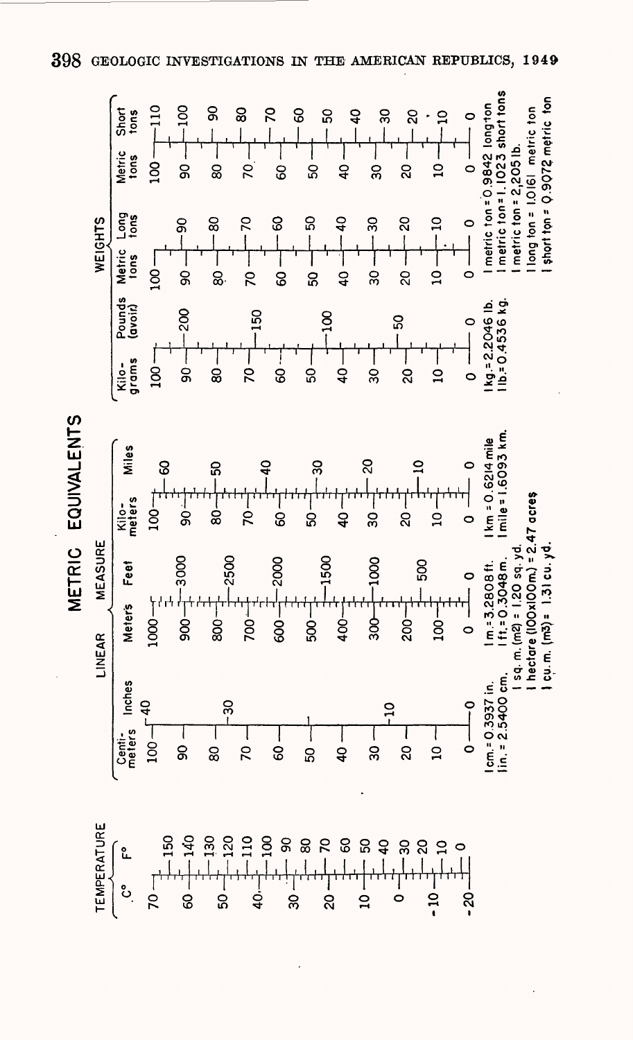# METRIC EQUIVALENTS

## TEMPERATURE

| C° | F° |
|---|---|
| 70 | |
| | 150 |
| 60 | 140 |
| | 130 |
| 50 | 120 |
| | 110 |
| 40 | 100 |
| | 90 |
| 30 | 80 |
| 20 | 70 |
| | 60 |
| 10 | 50 |
| | 40 |
| 0 | 30 |
| | 20 |
| -10 | 10 |
| | 0 |
| -20 | |

## LINEAR MEASURE

| Centimeters | Inches |
|---|---|
| 100 | 40 |
| 90 | |
| 80 | 30 |
| 70 | |
| 60 | |
| 50 | |
| 40 | |
| 30 | |
| | 10 |
| 20 | |
| 10 | |
| 0 | 0 |

1 cm. = 0.3937 in.
1 in. = 2.5400 cm.

| Meters | Feet |
|---|---|
| 1000 | |
| 900 | 3000 |
| 800 | 2500 |
| 700 | |
| 600 | 2000 |
| 500 | 1500 |
| 400 | |
| 300 | 1000 |
| 200 | 500 |
| 100 | |
| 0 | 0 |

1 m. = 3.2808 ft.
1 ft. = 0.3048 m.

| Kilometers | Miles |
|---|---|
| 100 | 60 |
| 90 | |
| 80 | 50 |
| 70 | |
| 60 | 40 |
| 50 | 30 |
| 40 | |
| 30 | 20 |
| 20 | 10 |
| 10 | |
| 0 | 0 |

1 km = 0.6214 mile
1 mile = 1.6093 km.

1 sq. m. ($m^2$) = 1.20 sq. yd.
1 hectare (100x100m.) = 2.47 acres
1 cu. m. ($m^3$) = 1.31 cu. yd.

## WEIGHTS

| Kilograms | Pounds (avoir) |
|---|---|
| 100 | |
| 90 | 200 |
| 80 | |
| 70 | 150 |
| 60 | |
| 50 | 100 |
| 40 | |
| 30 | |
| 20 | 50 |
| 10 | |
| 0 | 0 |

1 kg. = 2.2046 lb.
1 lb. = 0.4536 kg.

| Metric tons | Long tons |
|---|---|
| 100 | |
| 90 | 90 |
| 80 | 80 |
| 70 | 70 |
| 60 | 60 |
| 50 | 50 |
| 40 | 40 |
| 30 | 30 |
| 20 | 20 |
| 10 | 10 |
| 0 | 0 |

| Metric tons | Short tons |
|---|---|
| 100 | 110 |
| | 100 |
| 90 | |
| | 90 |
| 80 | 80 |
| 70 | 70 |
| 60 | 60 |
| 50 | 50 |
| 40 | 40 |
| 30 | 30 |
| 20 | 20 |
| 10 | 10 |
| 0 | 0 |

1 metric ton = 0.9842 long ton
1 metric ton = 1.1023 short tons
1 metric ton = 2,205 lb.
1 long ton = 1.0161 metric ton
1 short ton = 0.9072 metric ton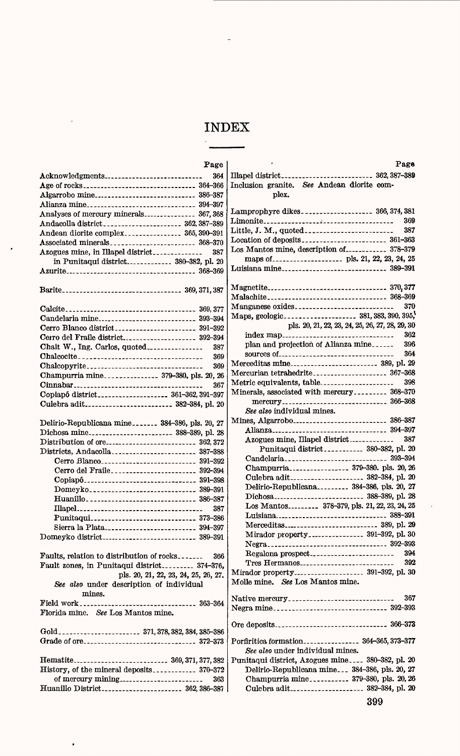# INDEX

| | Page |
|---|---|
| Acknowledgments | 364 |
| Age of rocks | 364–366 |
| Algarrobo mine | 386–387 |
| Alianza mine | 394–397 |
| Analyses of mercury minerals | 367, 368 |
| Andacolla district | 362, 387–389 |
| Andean diorite complex | 365, 390–391 |
| Associated minerals | 368–370 |
| Azogues mine, in Illapel district | 387 |
| in Punitaqui district | 380–382, pl. 20 |
| Azurite | 368–369 |
| | |
| Barite | 369, 371, 387 |
| | |
| Calcite | 369, 377 |
| Candelaria mine | 393–394 |
| Cerro Blanco district | 391–392 |
| Cerro del Fraile district | 392–394 |
| Chait W., Ing. Carlos, quoted | 387 |
| Chalcocite | 369 |
| Chalcopyrite | 369 |
| Champurria mine | 379–380, pls. 20, 26 |
| Cinnabar | 367 |
| Copiapó district | 361–362, 391–397 |
| Culebra adit | 382–384, pl. 20 |
| | |
| Delirio-Republicana mine | 384–386, pls. 20, 27 |
| Dichosa mine | 388–389, pl. 28 |
| Distribution of ore | 362, 372 |
| Districts, Andacolla | 387–388 |
| Cerro Blanco | 391–392 |
| Cerro del Fraile | 392–394 |
| Copiapó | 391–398 |
| Domeyko | 389–391 |
| Huanillo | 386–387 |
| Illapel | 387 |
| Punitaqui | 373–386 |
| Sierra la Plata | 394–397 |
| Domeyko district | 389–391 |
| | |
| Faults, relation to distribution of rocks | 366 |
| Fault zones, in Punitaqui district | 374–376, pls. 20, 21, 22, 23, 24, 25, 26, 27. |
| *See also* under description of individual mines. | |
| Field work | 363–364 |
| Florida mine. *See* Los Mantos mine. | |
| | |
| Gold | 371, 378, 382, 384, 385–386 |
| Grade of ore | 372–373 |
| | |
| Hematite | 369, 371, 377, 382 |
| History, of the mineral deposits | 370–372 |
| of mercury mining | 363 |
| Huanillo District | 362, 386–387 |
| Illapel district | 362, 387–389 |
| Inclusion granite. *See* Andean diorite complex. | |
| | |
| Lamprophyre dikes | 366, 374, 381 |
| Limonite | 369 |
| Little, J. M., quoted | 387 |
| Location of deposits | 361–363 |
| Los Mantos mine, description of | 378–379 |
| maps of | pls. 21, 22, 23, 24, 25 |
| Luisiana mine | 389–391 |
| | |
| Magnetite | 370, 377 |
| Malachite | 368–369 |
| Manganese oxides | 370 |
| Maps, geologic | 381, 383, 390, 395, pls. 20, 21, 22, 23, 24, 25, 26, 27, 28, 29, 30 |
| index map | 362 |
| plan and projection of Alianza mine | 396 |
| sources of | 364 |
| Merceditas mine | 389, pl. 29 |
| Mercurian tetrahedrite | 367–368 |
| Metric equivalents, table | 398 |
| Minerals, associated with mercury | 368–370 |
| mercury | 366–368 |
| *See also* individual mines. | |
| Mines, Algarrobo | 386–387 |
| Alianza | 394–397 |
| Azogues mine, Illapel district | 387 |
| Punitaqui district | 380–382, pl. 20 |
| Candelaria | 393–394 |
| Champurria | 379–380. pls. 20, 26 |
| Culebra adit | 382–384, pl. 20 |
| Delirio-Republicana | 384–386, pls. 20, 27 |
| Dichosa | 388–389, pl. 28 |
| Los Mantos | 378–379, pls. 21, 22, 23, 24, 25 |
| Luisiana | 388–391 |
| Merceditas | 389, pl. 29 |
| Mirador property | 391–392, pl. 30 |
| Negra | 392–393 |
| Regalona prospect | 394 |
| Tres Hermanos | 392 |
| Mirador property | 391–392, pl. 30 |
| Molle mine. *See* Los Mantos mine. | |
| | |
| Native mercury | 367 |
| Negra mine | 392–393 |
| | |
| Ore deposits | 366–373 |
| | |
| Porfiritica formation | 364–365, 373–377 |
| *See also* under individual mines. | |
| Punitaqui district, Azogues mine | 380–382, pl. 20 |
| Delirio-Republicana mine | 384–386, pls. 20, 27 |
| Champurria mine | 379–380, pls. 20, 26 |
| Culebra adit | 382–384, pl. 20 |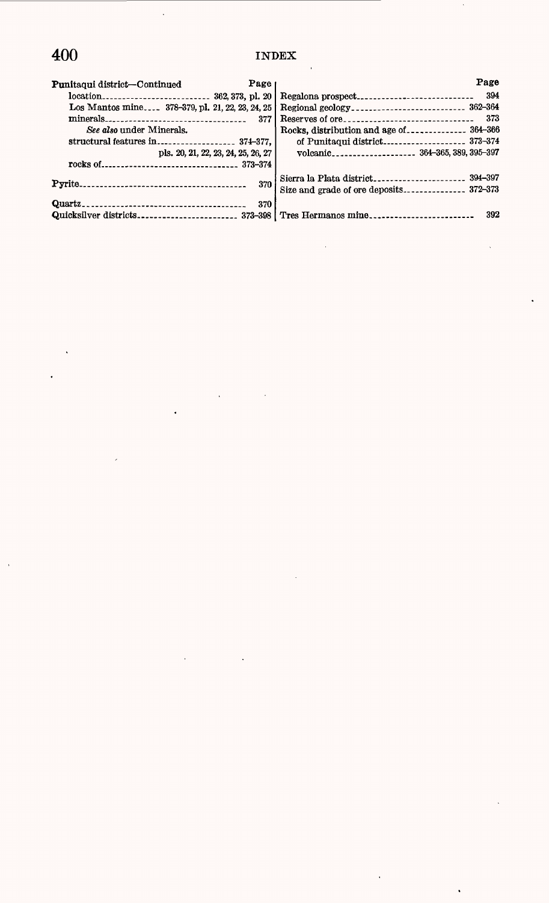# INDEX

**Punitaqui district—Continued**

| | Page |
|---|---|
| location | 362, 373, pl. 20 |
| Los Mantos mine | 378–379, pl. 21, 22, 23, 24, 25 |
| minerals | 377 |
| *See also* under Minerals. | |
| structural features in | 374–377, pls. 20, 21, 22, 23, 24, 25, 26, 27 |
| rocks of | 373–374 |

**Pyrite** ... 370

**Quartz** ... 370

**Quicksilver districts** ... 373–398

Regalona prospect ... 394

Regional geology ... 362–364

Reserves of ore ... 373

Rocks, distribution and age of ... 364–366
- of Punitaqui district ... 373–374
- volcanic ... 364–365, 389, 395–397

Sierra la Plata district ... 394–397

Size and grade of ore deposits ... 372–373

Tres Hermanos mine ... 392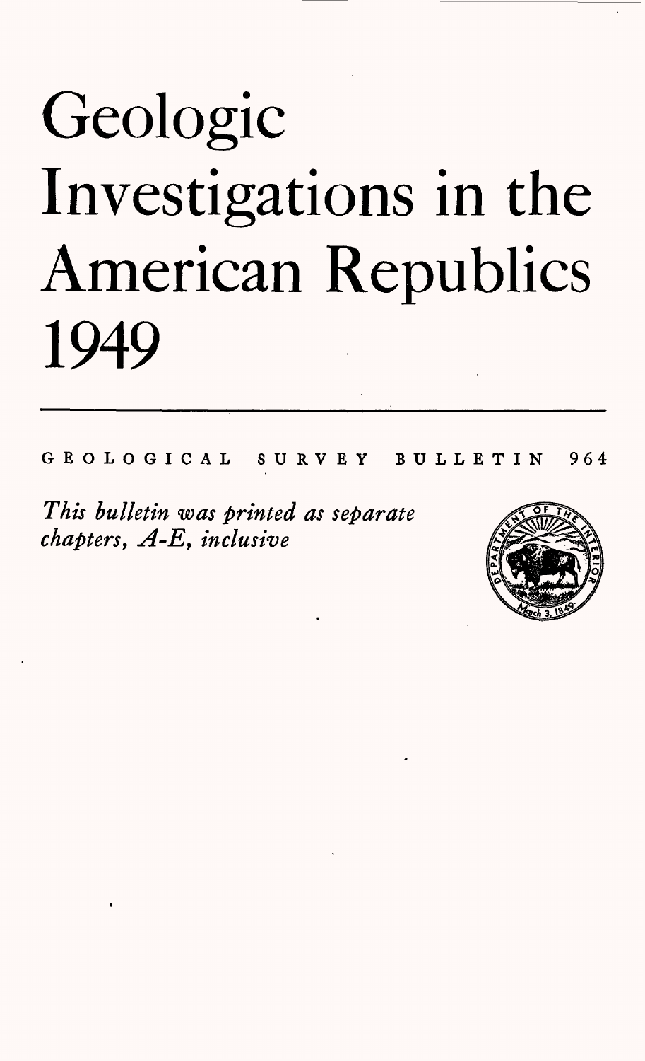# Geologic Investigations in the American Republics 1949

GEOLOGICAL SURVEY BULLETIN 964

*This bulletin was printed as separate chapters, A-E, inclusive*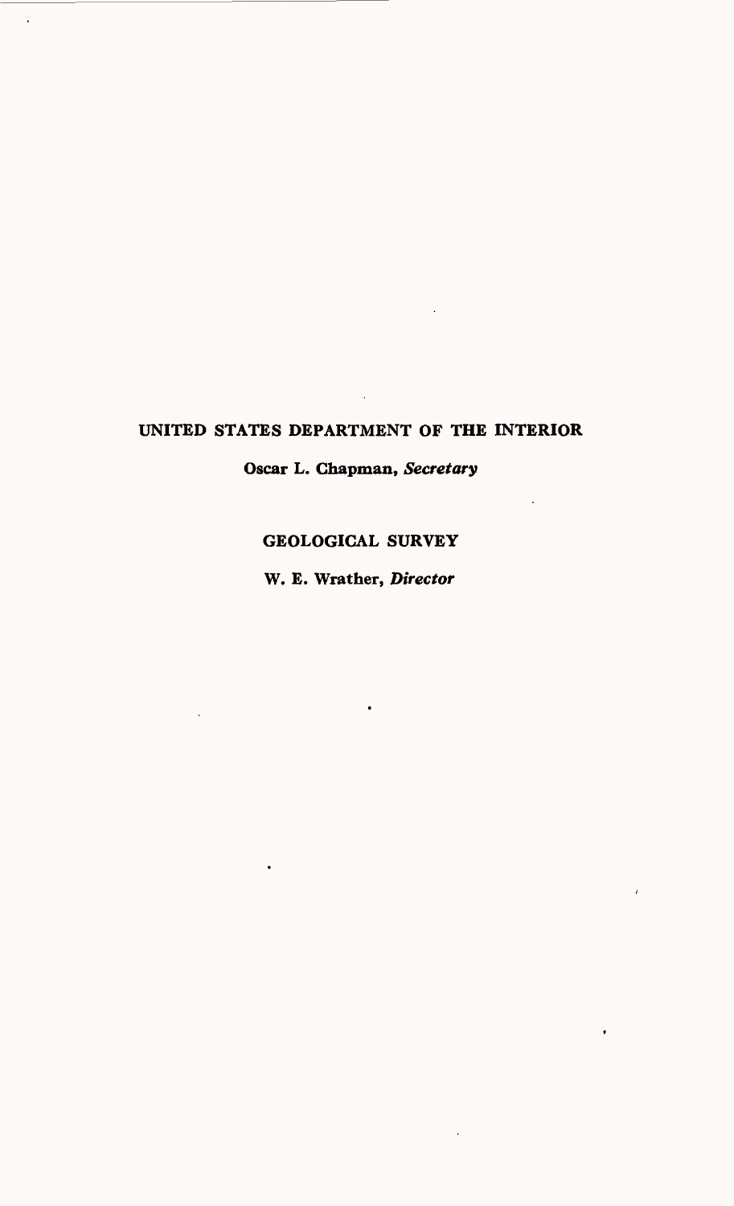UNITED STATES DEPARTMENT OF THE INTERIOR

**Oscar L. Chapman,** ***Secretary***

GEOLOGICAL SURVEY

**W. E. Wrather,** ***Director***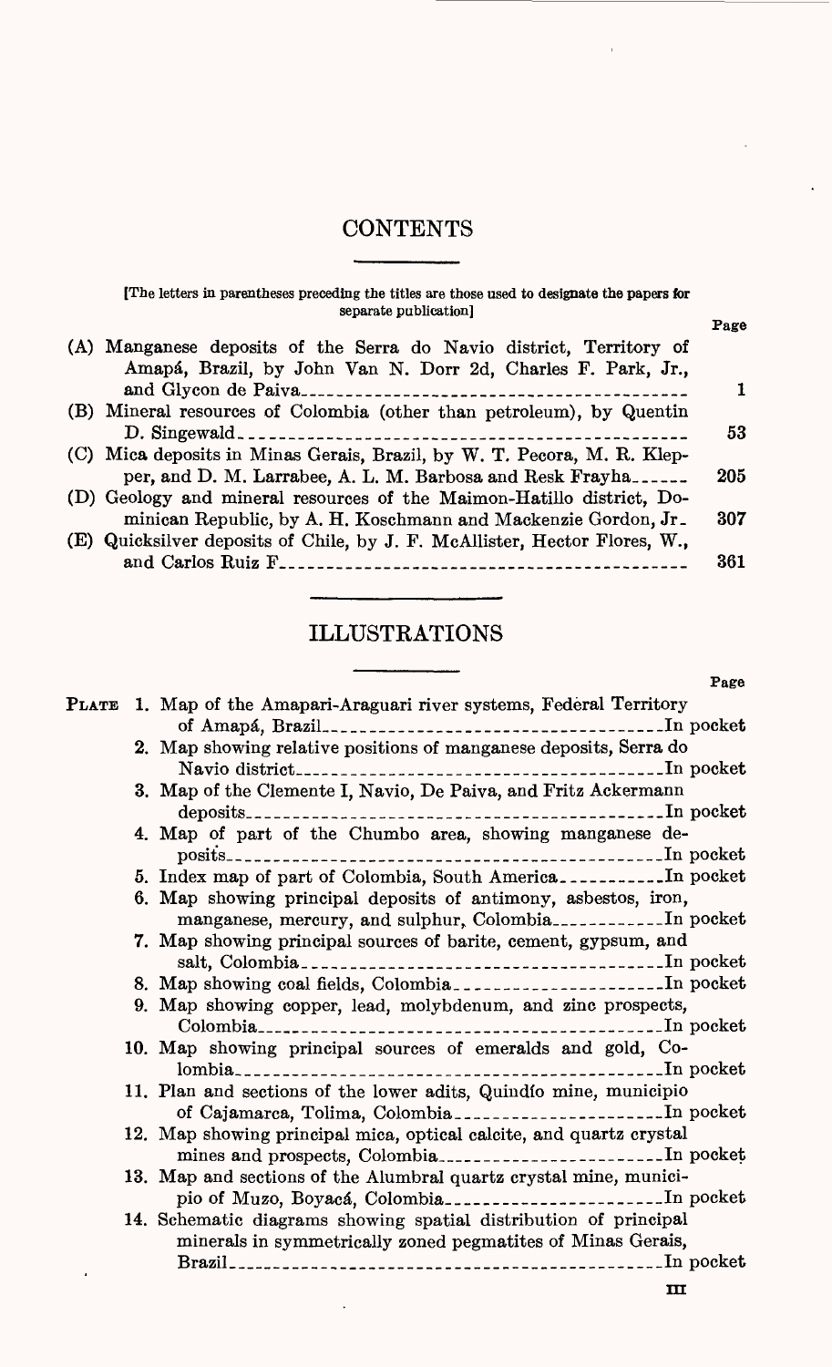# CONTENTS

[The letters in parentheses preceding the titles are those used to designate the papers for separate publication]

| | Page |
|---|---|
| (A) Manganese deposits of the Serra do Navio district, Territory of Amapá, Brazil, by John Van N. Dorr 2d, Charles F. Park, Jr., and Glycon de Paiva | 1 |
| (B) Mineral resources of Colombia (other than petroleum), by Quentin D. Singewald | 53 |
| (C) Mica deposits in Minas Gerais, Brazil, by W. T. Pecora, M. R. Klepper, and D. M. Larrabee, A. L. M. Barbosa and Resk Frayha | 205 |
| (D) Geology and mineral resources of the Maimon-Hatillo district, Dominican Republic, by A. H. Koschmann and Mackenzie Gordon, Jr. | 307 |
| (E) Quicksilver deposits of Chile, by J. F. McAllister, Hector Flores, W., and Carlos Ruiz F. | 361 |

# ILLUSTRATIONS

| | Page |
|---|---|
| PLATE 1. Map of the Amapari-Araguari river systems, Federal Territory of Amapá, Brazil | In pocket |
| 2. Map showing relative positions of manganese deposits, Serra do Navio district | In pocket |
| 3. Map of the Clemente I, Navio, De Paiva, and Fritz Ackermann deposits | In pocket |
| 4. Map of part of the Chumbo area, showing manganese deposits | In pocket |
| 5. Index map of part of Colombia, South America | In pocket |
| 6. Map showing principal deposits of antimony, asbestos, iron, manganese, mercury, and sulphur, Colombia | In pocket |
| 7. Map showing principal sources of barite, cement, gypsum, and salt, Colombia | In pocket |
| 8. Map showing coal fields, Colombia | In pocket |
| 9. Map showing copper, lead, molybdenum, and zinc prospects, Colombia | In pocket |
| 10. Map showing principal sources of emeralds and gold, Colombia | In pocket |
| 11. Plan and sections of the lower adits, Quindío mine, municipio of Cajamarca, Tolima, Colombia | In pocket |
| 12. Map showing principal mica, optical calcite, and quartz crystal mines and prospects, Colombia | In pocket |
| 13. Map and sections of the Alumbral quartz crystal mine, municipio of Muzo, Boyacá, Colombia | In pocket |
| 14. Schematic diagrams showing spatial distribution of principal minerals in symmetrically zoned pegmatites of Minas Gerais, Brazil | In pocket |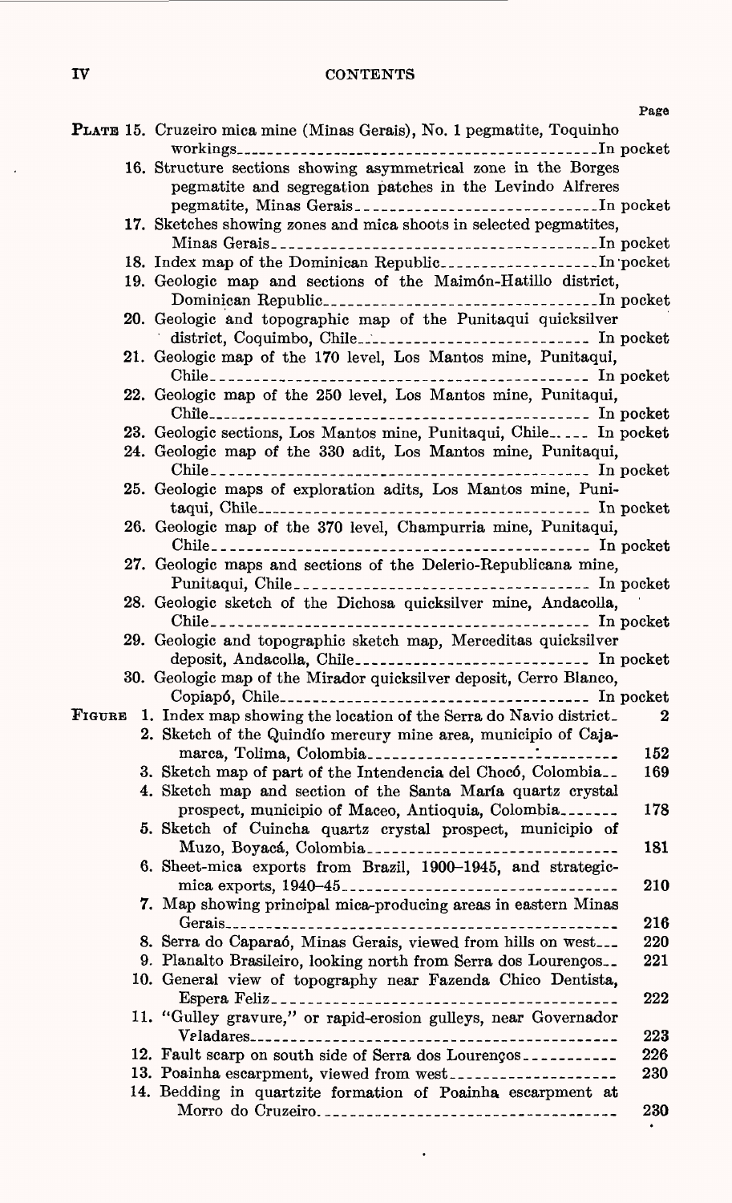| | | Page |
|---|---|---|
| PLATE | 15. Cruzeiro mica mine (Minas Gerais), No. 1 pegmatite, Toquinho workings | In pocket |
| | 16. Structure sections showing asymmetrical zone in the Borges pegmatite and segregation patches in the Levindo Alfreres pegmatite, Minas Gerais | In pocket |
| | 17. Sketches showing zones and mica shoots in selected pegmatites, Minas Gerais | In pocket |
| | 18. Index map of the Dominican Republic | In pocket |
| | 19. Geologic map and sections of the Maimón-Hatillo district, Dominican Republic | In pocket |
| | 20. Geologic and topographic map of the Punitaqui quicksilver district, Coquimbo, Chile | In pocket |
| | 21. Geologic map of the 170 level, Los Mantos mine, Punitaqui, Chile | In pocket |
| | 22. Geologic map of the 250 level, Los Mantos mine, Punitaqui, Chile | In pocket |
| | 23. Geologic sections, Los Mantos mine, Punitaqui, Chile | In pocket |
| | 24. Geologic map of the 330 adit, Los Mantos mine, Punitaqui, Chile | In pocket |
| | 25. Geologic maps of exploration adits, Los Mantos mine, Punitaqui, Chile | In pocket |
| | 26. Geologic map of the 370 level, Champurria mine, Punitaqui, Chile | In pocket |
| | 27. Geologic maps and sections of the Delerio-Republicana mine, Punitaqui, Chile | In pocket |
| | 28. Geologic sketch of the Dichosa quicksilver mine, Andacolla, Chile | In pocket |
| | 29. Geologic and topographic sketch map, Merceditas quicksilver deposit, Andacolla, Chile | In pocket |
| | 30. Geologic map of the Mirador quicksilver deposit, Cerro Blanco, Copiapó, Chile | In pocket |
| FIGURE | 1. Index map showing the location of the Serra do Navio district | 2 |
| | 2. Sketch of the Quindío mercury mine area, municipio of Cajamarca, Tolima, Colombia | 152 |
| | 3. Sketch map of part of the Intendencia del Chocó, Colombia | 169 |
| | 4. Sketch map and section of the Santa María quartz crystal prospect, municipio of Maceo, Antioquia, Colombia | 178 |
| | 5. Sketch of Cuincha quartz crystal prospect, municipio of Muzo, Boyacá, Colombia | 181 |
| | 6. Sheet-mica exports from Brazil, 1900–1945, and strategic-mica exports, 1940–45 | 210 |
| | 7. Map showing principal mica-producing areas in eastern Minas Gerais | 216 |
| | 8. Serra do Caparaó, Minas Gerais, viewed from hills on west | 220 |
| | 9. Planalto Brasileiro, looking north from Serra dos Lourenços | 221 |
| | 10. General view of topography near Fazenda Chico Dentista, Espera Feliz | 222 |
| | 11. "Gulley gravure," or rapid-erosion gulleys, near Governador Valadares | 223 |
| | 12. Fault scarp on south side of Serra dos Lourenços | 226 |
| | 13. Poainha escarpment, viewed from west | 230 |
| | 14. Bedding in quartzite formation of Poainha escarpment at Morro do Cruzeiro | 230 |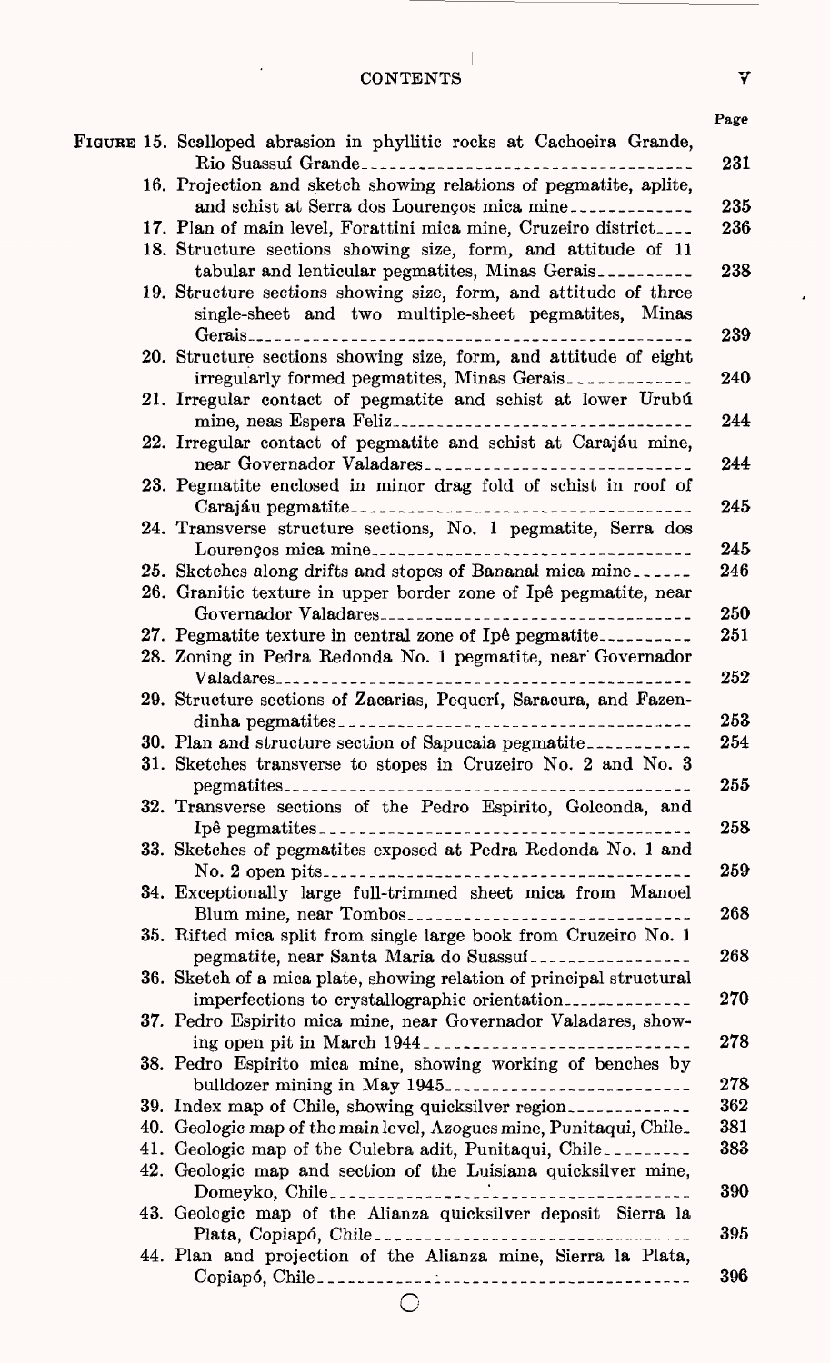| | Page |
|---|---|
| FIGURE 15. Scalloped abrasion in phyllitic rocks at Cachoeira Grande, Rio Suassuí Grande | 231 |
| 16. Projection and sketch showing relations of pegmatite, aplite, and schist at Serra dos Lourenços mica mine | 235 |
| 17. Plan of main level, Forattini mica mine, Cruzeiro district | 236 |
| 18. Structure sections showing size, form, and attitude of 11 tabular and lenticular pegmatites, Minas Gerais | 238 |
| 19. Structure sections showing size, form, and attitude of three single-sheet and two multiple-sheet pegmatites, Minas Gerais | 239 |
| 20. Structure sections showing size, form, and attitude of eight irregularly formed pegmatites, Minas Gerais | 240 |
| 21. Irregular contact of pegmatite and schist at lower Urubú mine, neas Espera Feliz | 244 |
| 22. Irregular contact of pegmatite and schist at Carajáu mine, near Governador Valadares | 244 |
| 23. Pegmatite enclosed in minor drag fold of schist in roof of Carajáu pegmatite | 245 |
| 24. Transverse structure sections, No. 1 pegmatite, Serra dos Lourenços mica mine | 245 |
| 25. Sketches along drifts and stopes of Bananal mica mine | 246 |
| 26. Granitic texture in upper border zone of Ipê pegmatite, near Governador Valadares | 250 |
| 27. Pegmatite texture in central zone of Ipê pegmatite | 251 |
| 28. Zoning in Pedra Redonda No. 1 pegmatite, near Governador Valadares | 252 |
| 29. Structure sections of Zacarias, Pequerí, Saracura, and Fazendinha pegmatites | 253 |
| 30. Plan and structure section of Sapucaia pegmatite | 254 |
| 31. Sketches transverse to stopes in Cruzeiro No. 2 and No. 3 pegmatites | 255 |
| 32. Transverse sections of the Pedro Espirito, Golconda, and Ipê pegmatites | 258 |
| 33. Sketches of pegmatites exposed at Pedra Redonda No. 1 and No. 2 open pits | 259 |
| 34. Exceptionally large full-trimmed sheet mica from Manoel Blum mine, near Tombos | 268 |
| 35. Rifted mica split from single large book from Cruzeiro No. 1 pegmatite, near Santa Maria do Suassuí | 268 |
| 36. Sketch of a mica plate, showing relation of principal structural imperfections to crystallographic orientation | 270 |
| 37. Pedro Espirito mica mine, near Governador Valadares, showing open pit in March 1944 | 278 |
| 38. Pedro Espirito mica mine, showing working of benches by bulldozer mining in May 1945 | 278 |
| 39. Index map of Chile, showing quicksilver region | 362 |
| 40. Geologic map of the main level, Azogues mine, Punitaqui, Chile | 381 |
| 41. Geologic map of the Culebra adit, Punitaqui, Chile | 383 |
| 42. Geologic map and section of the Luisiana quicksilver mine, Domeyko, Chile | 390 |
| 43. Geologic map of the Alianza quicksilver deposit Sierra la Plata, Copiapó, Chile | 395 |
| 44. Plan and projection of the Alianza mine, Sierra la Plata, Copiapó, Chile | 396 |